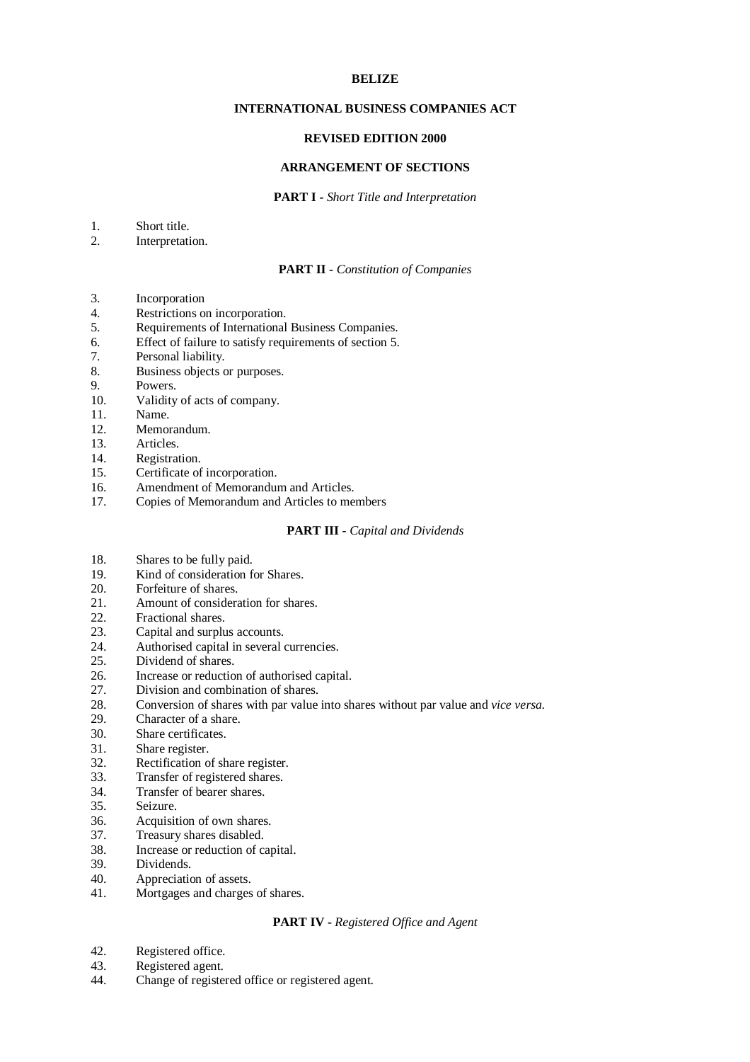**BELIZE**

**INTERNATIONAL BUSINESS COMPANIES ACT**

**REVISED EDITION 2000**

**ARRANGEMENT OF SECTIONS**

**PART I -** *Short Title and Interpretation*

1. Short title.
2. Interpretation.

**PART II -** *Constitution of Companies*

3. Incorporation
4. Restrictions on incorporation.
5. Requirements of International Business Companies.
6. Effect of failure to satisfy requirements of section 5.
7. Personal liability.
8. Business objects or purposes.
9. Powers.
10. Validity of acts of company.
11. Name.
12. Memorandum.
13. Articles.
14. Registration.
15. Certificate of incorporation.
16. Amendment of Memorandum and Articles.
17. Copies of Memorandum and Articles to members

**PART III -** *Capital and Dividends*

18. Shares to be fully paid.
19. Kind of consideration for Shares.
20. Forfeiture of shares.
21. Amount of consideration for shares.
22. Fractional shares.
23. Capital and surplus accounts.
24. Authorised capital in several currencies.
25. Dividend of shares.
26. Increase or reduction of authorised capital.
27. Division and combination of shares.
28. Conversion of shares with par value into shares without par value and *vice versa.*
29. Character of a share.
30. Share certificates.
31. Share register.
32. Rectification of share register.
33. Transfer of registered shares.
34. Transfer of bearer shares.
35. Seizure.
36. Acquisition of own shares.
37. Treasury shares disabled.
38. Increase or reduction of capital.
39. Dividends.
40. Appreciation of assets.
41. Mortgages and charges of shares.

**PART IV -** *Registered Office and Agent*

42. Registered office.
43. Registered agent.
44. Change of registered office or registered agent.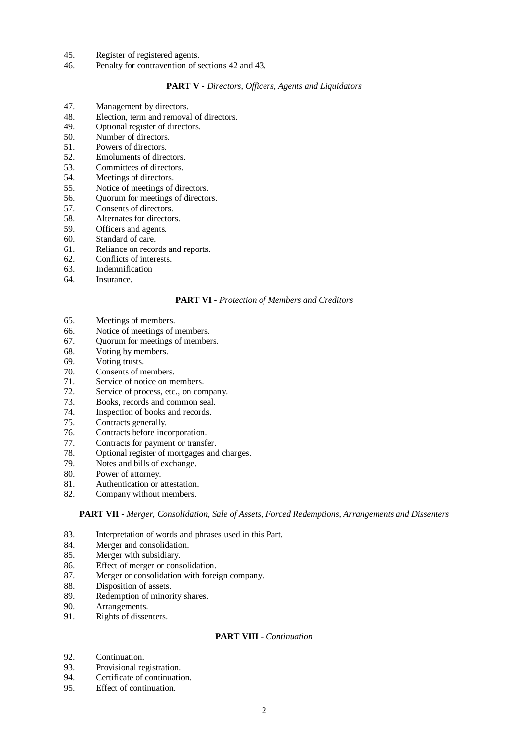45. Register of registered agents.
46. Penalty for contravention of sections 42 and 43.

**PART V** - *Directors, Officers, Agents and Liquidators*

47. Management by directors.
48. Election, term and removal of directors.
49. Optional register of directors.
50. Number of directors.
51. Powers of directors.
52. Emoluments of directors.
53. Committees of directors.
54. Meetings of directors.
55. Notice of meetings of directors.
56. Quorum for meetings of directors.
57. Consents of directors.
58. Alternates for directors.
59. Officers and agents.
60. Standard of care.
61. Reliance on records and reports.
62. Conflicts of interests.
63. Indemnification
64. Insurance.

**PART VI** - *Protection of Members and Creditors*

65. Meetings of members.
66. Notice of meetings of members.
67. Quorum for meetings of members.
68. Voting by members.
69. Voting trusts.
70. Consents of members.
71. Service of notice on members.
72. Service of process, etc., on company.
73. Books, records and common seal.
74. Inspection of books and records.
75. Contracts generally.
76. Contracts before incorporation.
77. Contracts for payment or transfer.
78. Optional register of mortgages and charges.
79. Notes and bills of exchange.
80. Power of attorney.
81. Authentication or attestation.
82. Company without members.

**PART VII** - *Merger, Consolidation, Sale of Assets, Forced Redemptions, Arrangements and Dissenters*

83. Interpretation of words and phrases used in this Part.
84. Merger and consolidation.
85. Merger with subsidiary.
86. Effect of merger or consolidation.
87. Merger or consolidation with foreign company.
88. Disposition of assets.
89. Redemption of minority shares.
90. Arrangements.
91. Rights of dissenters.

**PART VIII** - *Continuation*

92. Continuation.
93. Provisional registration.
94. Certificate of continuation.
95. Effect of continuation.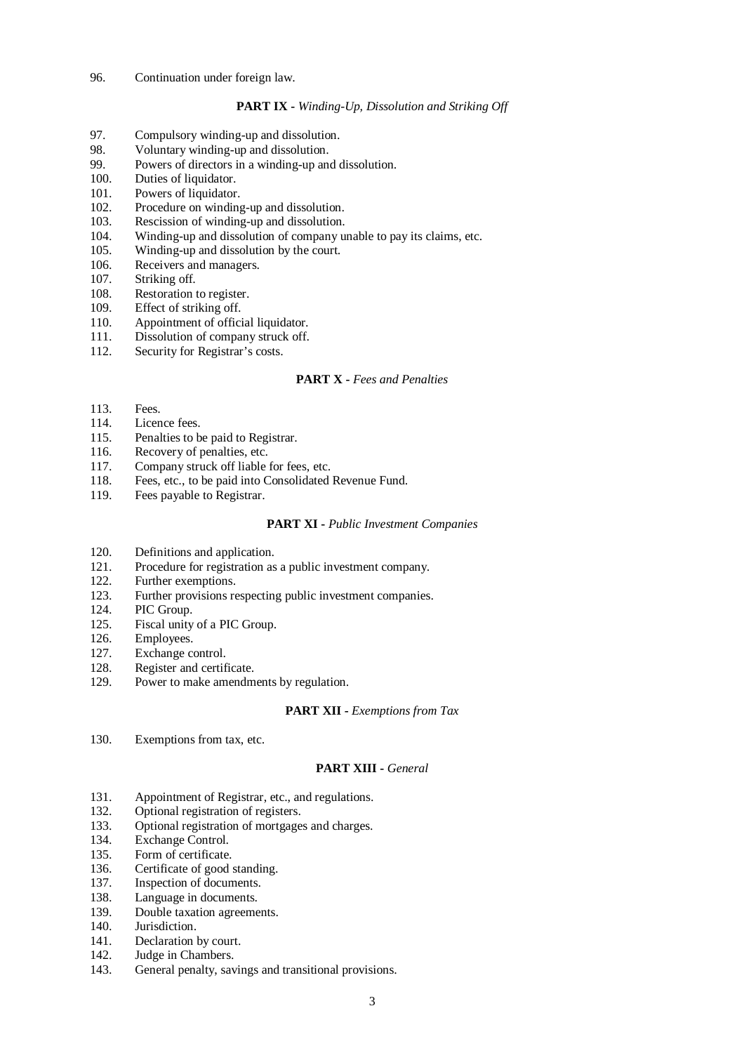96. Continuation under foreign law.

**PART IX** - *Winding-Up, Dissolution and Striking Off*

97. Compulsory winding-up and dissolution.
98. Voluntary winding-up and dissolution.
99. Powers of directors in a winding-up and dissolution.
100. Duties of liquidator.
101. Powers of liquidator.
102. Procedure on winding-up and dissolution.
103. Rescission of winding-up and dissolution.
104. Winding-up and dissolution of company unable to pay its claims, etc.
105. Winding-up and dissolution by the court.
106. Receivers and managers.
107. Striking off.
108. Restoration to register.
109. Effect of striking off.
110. Appointment of official liquidator.
111. Dissolution of company struck off.
112. Security for Registrar's costs.

**PART X** - *Fees and Penalties*

113. Fees.
114. Licence fees.
115. Penalties to be paid to Registrar.
116. Recovery of penalties, etc.
117. Company struck off liable for fees, etc.
118. Fees, etc., to be paid into Consolidated Revenue Fund.
119. Fees payable to Registrar.

**PART XI** - *Public Investment Companies*

120. Definitions and application.
121. Procedure for registration as a public investment company.
122. Further exemptions.
123. Further provisions respecting public investment companies.
124. PIC Group.
125. Fiscal unity of a PIC Group.
126. Employees.
127. Exchange control.
128. Register and certificate.
129. Power to make amendments by regulation.

**PART XII** - *Exemptions from Tax*

130. Exemptions from tax, etc.

**PART XIII** - *General*

131. Appointment of Registrar, etc., and regulations.
132. Optional registration of registers.
133. Optional registration of mortgages and charges.
134. Exchange Control.
135. Form of certificate.
136. Certificate of good standing.
137. Inspection of documents.
138. Language in documents.
139. Double taxation agreements.
140. Jurisdiction.
141. Declaration by court.
142. Judge in Chambers.
143. General penalty, savings and transitional provisions.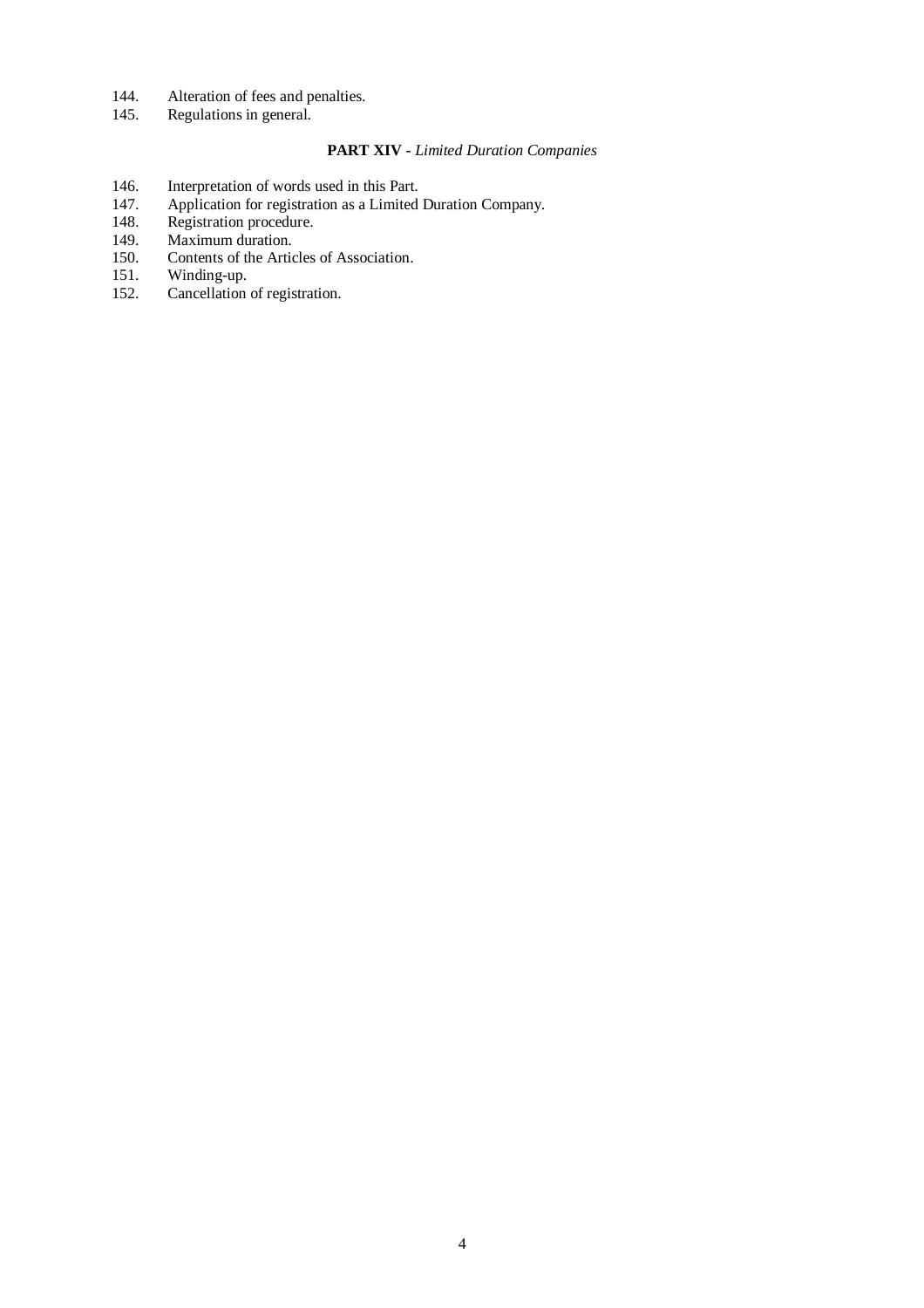144. Alteration of fees and penalties.
145. Regulations in general.

**PART XIV** - *Limited Duration Companies*

146. Interpretation of words used in this Part.
147. Application for registration as a Limited Duration Company.
148. Registration procedure.
149. Maximum duration.
150. Contents of the Articles of Association.
151. Winding-up.
152. Cancellation of registration.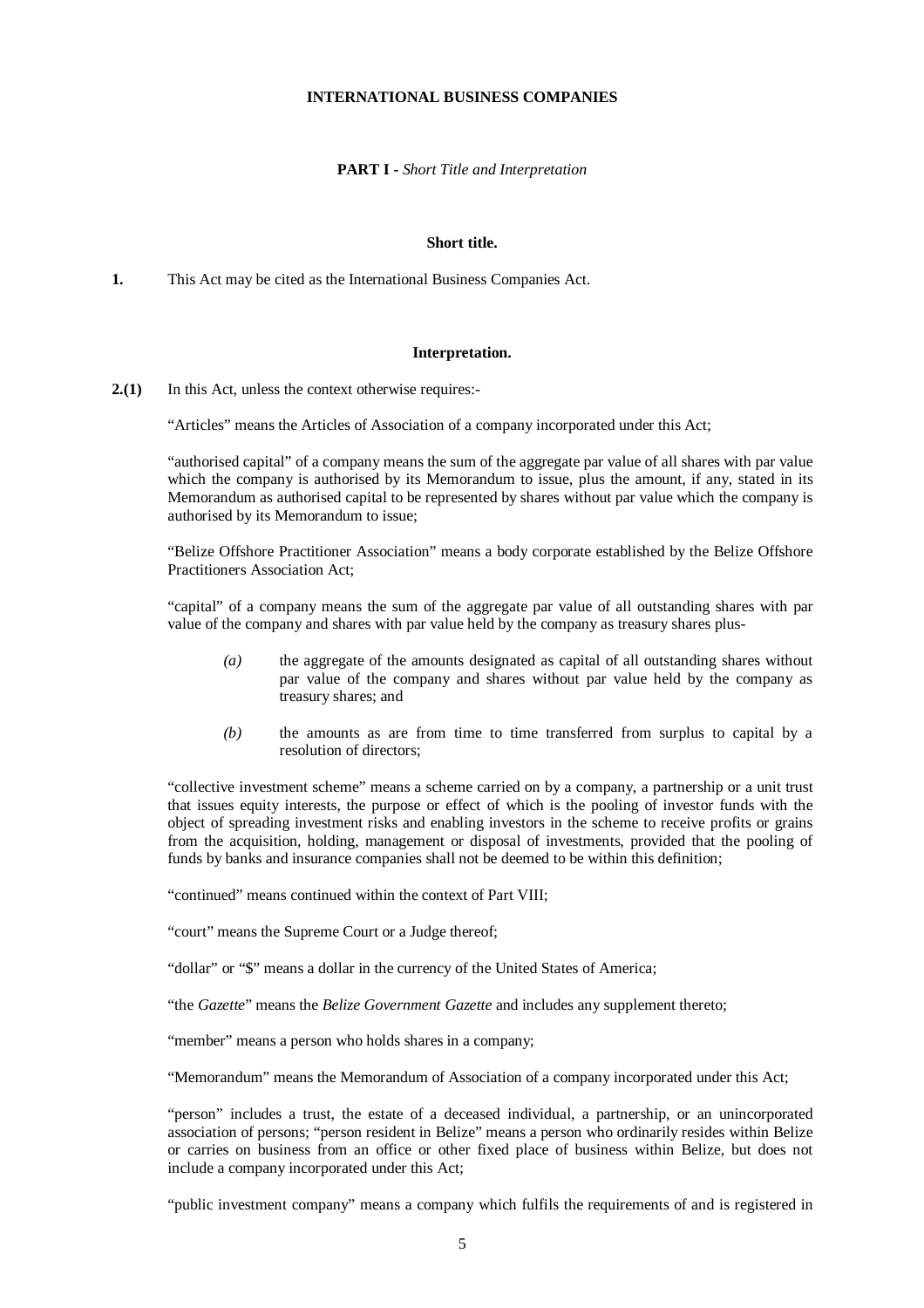# INTERNATIONAL BUSINESS COMPANIES

## PART I - *Short Title and Interpretation*

### Short title.

**1.** This Act may be cited as the International Business Companies Act.

### Interpretation.

**2.(1)** In this Act, unless the context otherwise requires:-

"Articles" means the Articles of Association of a company incorporated under this Act;

"authorised capital" of a company means the sum of the aggregate par value of all shares with par value which the company is authorised by its Memorandum to issue, plus the amount, if any, stated in its Memorandum as authorised capital to be represented by shares without par value which the company is authorised by its Memorandum to issue;

"Belize Offshore Practitioner Association" means a body corporate established by the Belize Offshore Practitioners Association Act;

"capital" of a company means the sum of the aggregate par value of all outstanding shares with par value of the company and shares with par value held by the company as treasury shares plus-

*(a)* the aggregate of the amounts designated as capital of all outstanding shares without par value of the company and shares without par value held by the company as treasury shares; and

*(b)* the amounts as are from time to time transferred from surplus to capital by a resolution of directors;

"collective investment scheme" means a scheme carried on by a company, a partnership or a unit trust that issues equity interests, the purpose or effect of which is the pooling of investor funds with the object of spreading investment risks and enabling investors in the scheme to receive profits or grains from the acquisition, holding, management or disposal of investments, provided that the pooling of funds by banks and insurance companies shall not be deemed to be within this definition;

"continued" means continued within the context of Part VIII;

"court" means the Supreme Court or a Judge thereof;

"dollar" or "$" means a dollar in the currency of the United States of America;

"the *Gazette*" means the *Belize Government Gazette* and includes any supplement thereto;

"member" means a person who holds shares in a company;

"Memorandum" means the Memorandum of Association of a company incorporated under this Act;

"person" includes a trust, the estate of a deceased individual, a partnership, or an unincorporated association of persons; "person resident in Belize" means a person who ordinarily resides within Belize or carries on business from an office or other fixed place of business within Belize, but does not include a company incorporated under this Act;

"public investment company" means a company which fulfils the requirements of and is registered in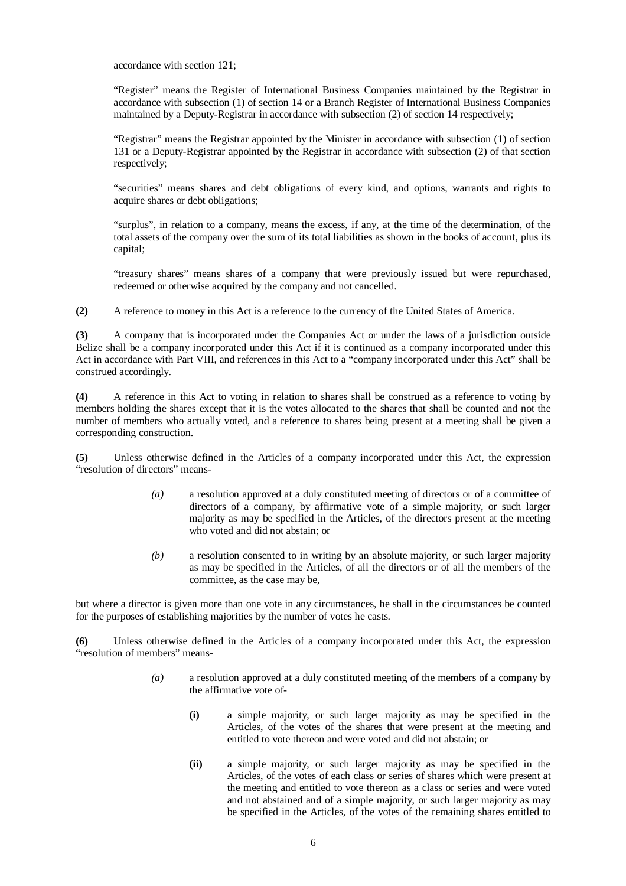accordance with section 121;

"Register" means the Register of International Business Companies maintained by the Registrar in accordance with subsection (1) of section 14 or a Branch Register of International Business Companies maintained by a Deputy-Registrar in accordance with subsection (2) of section 14 respectively;

"Registrar" means the Registrar appointed by the Minister in accordance with subsection (1) of section 131 or a Deputy-Registrar appointed by the Registrar in accordance with subsection (2) of that section respectively;

"securities" means shares and debt obligations of every kind, and options, warrants and rights to acquire shares or debt obligations;

"surplus", in relation to a company, means the excess, if any, at the time of the determination, of the total assets of the company over the sum of its total liabilities as shown in the books of account, plus its capital;

"treasury shares" means shares of a company that were previously issued but were repurchased, redeemed or otherwise acquired by the company and not cancelled.

**(2)** A reference to money in this Act is a reference to the currency of the United States of America.

**(3)** A company that is incorporated under the Companies Act or under the laws of a jurisdiction outside Belize shall be a company incorporated under this Act if it is continued as a company incorporated under this Act in accordance with Part VIII, and references in this Act to a "company incorporated under this Act" shall be construed accordingly.

**(4)** A reference in this Act to voting in relation to shares shall be construed as a reference to voting by members holding the shares except that it is the votes allocated to the shares that shall be counted and not the number of members who actually voted, and a reference to shares being present at a meeting shall be given a corresponding construction.

**(5)** Unless otherwise defined in the Articles of a company incorporated under this Act, the expression "resolution of directors" means-

*(a)* a resolution approved at a duly constituted meeting of directors or of a committee of directors of a company, by affirmative vote of a simple majority, or such larger majority as may be specified in the Articles, of the directors present at the meeting who voted and did not abstain; or

*(b)* a resolution consented to in writing by an absolute majority, or such larger majority as may be specified in the Articles, of all the directors or of all the members of the committee, as the case may be,

but where a director is given more than one vote in any circumstances, he shall in the circumstances be counted for the purposes of establishing majorities by the number of votes he casts.

**(6)** Unless otherwise defined in the Articles of a company incorporated under this Act, the expression "resolution of members" means-

*(a)* a resolution approved at a duly constituted meeting of the members of a company by the affirmative vote of-

**(i)** a simple majority, or such larger majority as may be specified in the Articles, of the votes of the shares that were present at the meeting and entitled to vote thereon and were voted and did not abstain; or

**(ii)** a simple majority, or such larger majority as may be specified in the Articles, of the votes of each class or series of shares which were present at the meeting and entitled to vote thereon as a class or series and were voted and not abstained and of a simple majority, or such larger majority as may be specified in the Articles, of the votes of the remaining shares entitled to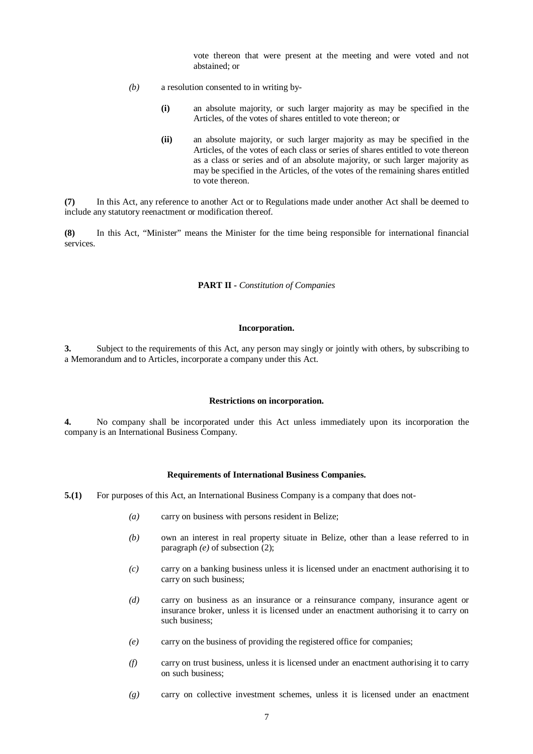vote thereon that were present at the meeting and were voted and not abstained; or

*(b)* a resolution consented to in writing by-

**(i)** an absolute majority, or such larger majority as may be specified in the Articles, of the votes of shares entitled to vote thereon; or

**(ii)** an absolute majority, or such larger majority as may be specified in the Articles, of the votes of each class or series of shares entitled to vote thereon as a class or series and of an absolute majority, or such larger majority as may be specified in the Articles, of the votes of the remaining shares entitled to vote thereon.

**(7)** In this Act, any reference to another Act or to Regulations made under another Act shall be deemed to include any statutory reenactment or modification thereof.

**(8)** In this Act, "Minister" means the Minister for the time being responsible for international financial services.

## PART II - *Constitution of Companies*

### Incorporation.

**3.** Subject to the requirements of this Act, any person may singly or jointly with others, by subscribing to a Memorandum and to Articles, incorporate a company under this Act.

### Restrictions on incorporation.

**4.** No company shall be incorporated under this Act unless immediately upon its incorporation the company is an International Business Company.

### Requirements of International Business Companies.

**5.(1)** For purposes of this Act, an International Business Company is a company that does not-

*(a)* carry on business with persons resident in Belize;

*(b)* own an interest in real property situate in Belize, other than a lease referred to in paragraph *(e)* of subsection (2);

*(c)* carry on a banking business unless it is licensed under an enactment authorising it to carry on such business;

*(d)* carry on business as an insurance or a reinsurance company, insurance agent or insurance broker, unless it is licensed under an enactment authorising it to carry on such business;

*(e)* carry on the business of providing the registered office for companies;

*(f)* carry on trust business, unless it is licensed under an enactment authorising it to carry on such business;

*(g)* carry on collective investment schemes, unless it is licensed under an enactment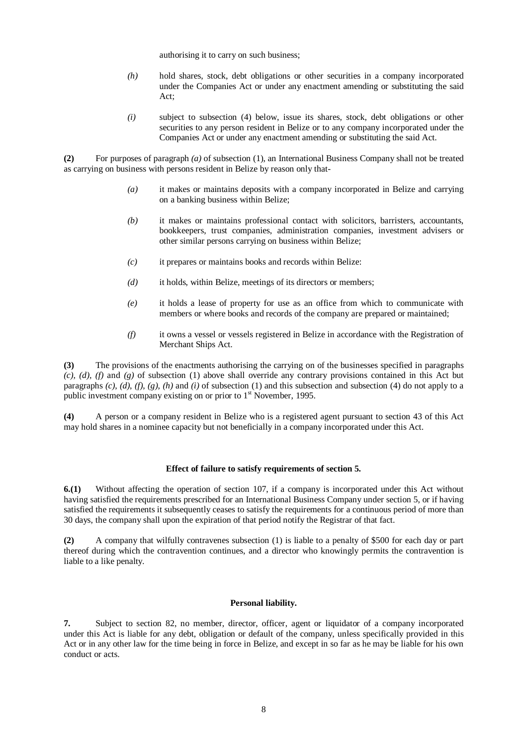authorising it to carry on such business;

*(h)* hold shares, stock, debt obligations or other securities in a company incorporated under the Companies Act or under any enactment amending or substituting the said Act;

*(i)* subject to subsection (4) below, issue its shares, stock, debt obligations or other securities to any person resident in Belize or to any company incorporated under the Companies Act or under any enactment amending or substituting the said Act.

**(2)** For purposes of paragraph *(a)* of subsection (1), an International Business Company shall not be treated as carrying on business with persons resident in Belize by reason only that-

*(a)* it makes or maintains deposits with a company incorporated in Belize and carrying on a banking business within Belize;

*(b)* it makes or maintains professional contact with solicitors, barristers, accountants, bookkeepers, trust companies, administration companies, investment advisers or other similar persons carrying on business within Belize;

*(c)* it prepares or maintains books and records within Belize:

*(d)* it holds, within Belize, meetings of its directors or members;

*(e)* it holds a lease of property for use as an office from which to communicate with members or where books and records of the company are prepared or maintained;

*(f)* it owns a vessel or vessels registered in Belize in accordance with the Registration of Merchant Ships Act.

**(3)** The provisions of the enactments authorising the carrying on of the businesses specified in paragraphs *(c), (d), (f)* and *(g)* of subsection (1) above shall override any contrary provisions contained in this Act but paragraphs *(c), (d), (f), (g), (h)* and *(i)* of subsection (1) and this subsection and subsection (4) do not apply to a public investment company existing on or prior to 1st November, 1995.

**(4)** A person or a company resident in Belize who is a registered agent pursuant to section 43 of this Act may hold shares in a nominee capacity but not beneficially in a company incorporated under this Act.

**Effect of failure to satisfy requirements of section 5.**

**6.(1)** Without affecting the operation of section 107, if a company is incorporated under this Act without having satisfied the requirements prescribed for an International Business Company under section 5, or if having satisfied the requirements it subsequently ceases to satisfy the requirements for a continuous period of more than 30 days, the company shall upon the expiration of that period notify the Registrar of that fact.

**(2)** A company that wilfully contravenes subsection (1) is liable to a penalty of $500 for each day or part thereof during which the contravention continues, and a director who knowingly permits the contravention is liable to a like penalty.

**Personal liability.**

**7.** Subject to section 82, no member, director, officer, agent or liquidator of a company incorporated under this Act is liable for any debt, obligation or default of the company, unless specifically provided in this Act or in any other law for the time being in force in Belize, and except in so far as he may be liable for his own conduct or acts.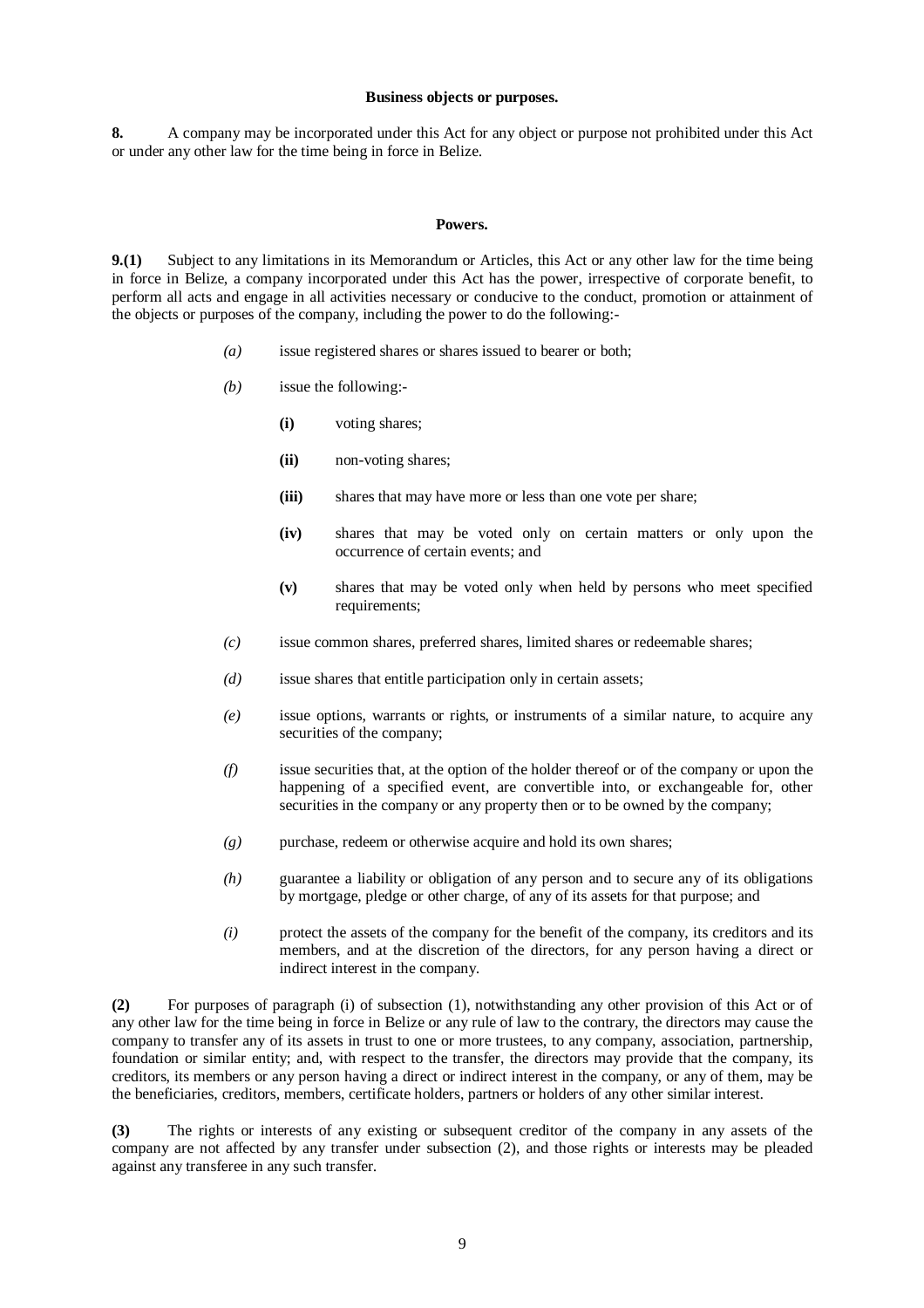**Business objects or purposes.**

**8.** A company may be incorporated under this Act for any object or purpose not prohibited under this Act or under any other law for the time being in force in Belize.

**Powers.**

**9.(1)** Subject to any limitations in its Memorandum or Articles, this Act or any other law for the time being in force in Belize, a company incorporated under this Act has the power, irrespective of corporate benefit, to perform all acts and engage in all activities necessary or conducive to the conduct, promotion or attainment of the objects or purposes of the company, including the power to do the following:-

*(a)* issue registered shares or shares issued to bearer or both;

*(b)* issue the following:-

**(i)** voting shares;

**(ii)** non-voting shares;

**(iii)** shares that may have more or less than one vote per share;

**(iv)** shares that may be voted only on certain matters or only upon the occurrence of certain events; and

**(v)** shares that may be voted only when held by persons who meet specified requirements;

*(c)* issue common shares, preferred shares, limited shares or redeemable shares;

*(d)* issue shares that entitle participation only in certain assets;

*(e)* issue options, warrants or rights, or instruments of a similar nature, to acquire any securities of the company;

*(f)* issue securities that, at the option of the holder thereof or of the company or upon the happening of a specified event, are convertible into, or exchangeable for, other securities in the company or any property then or to be owned by the company;

*(g)* purchase, redeem or otherwise acquire and hold its own shares;

*(h)* guarantee a liability or obligation of any person and to secure any of its obligations by mortgage, pledge or other charge, of any of its assets for that purpose; and

*(i)* protect the assets of the company for the benefit of the company, its creditors and its members, and at the discretion of the directors, for any person having a direct or indirect interest in the company.

**(2)** For purposes of paragraph (i) of subsection (1), notwithstanding any other provision of this Act or of any other law for the time being in force in Belize or any rule of law to the contrary, the directors may cause the company to transfer any of its assets in trust to one or more trustees, to any company, association, partnership, foundation or similar entity; and, with respect to the transfer, the directors may provide that the company, its creditors, its members or any person having a direct or indirect interest in the company, or any of them, may be the beneficiaries, creditors, members, certificate holders, partners or holders of any other similar interest.

**(3)** The rights or interests of any existing or subsequent creditor of the company in any assets of the company are not affected by any transfer under subsection (2), and those rights or interests may be pleaded against any transferee in any such transfer.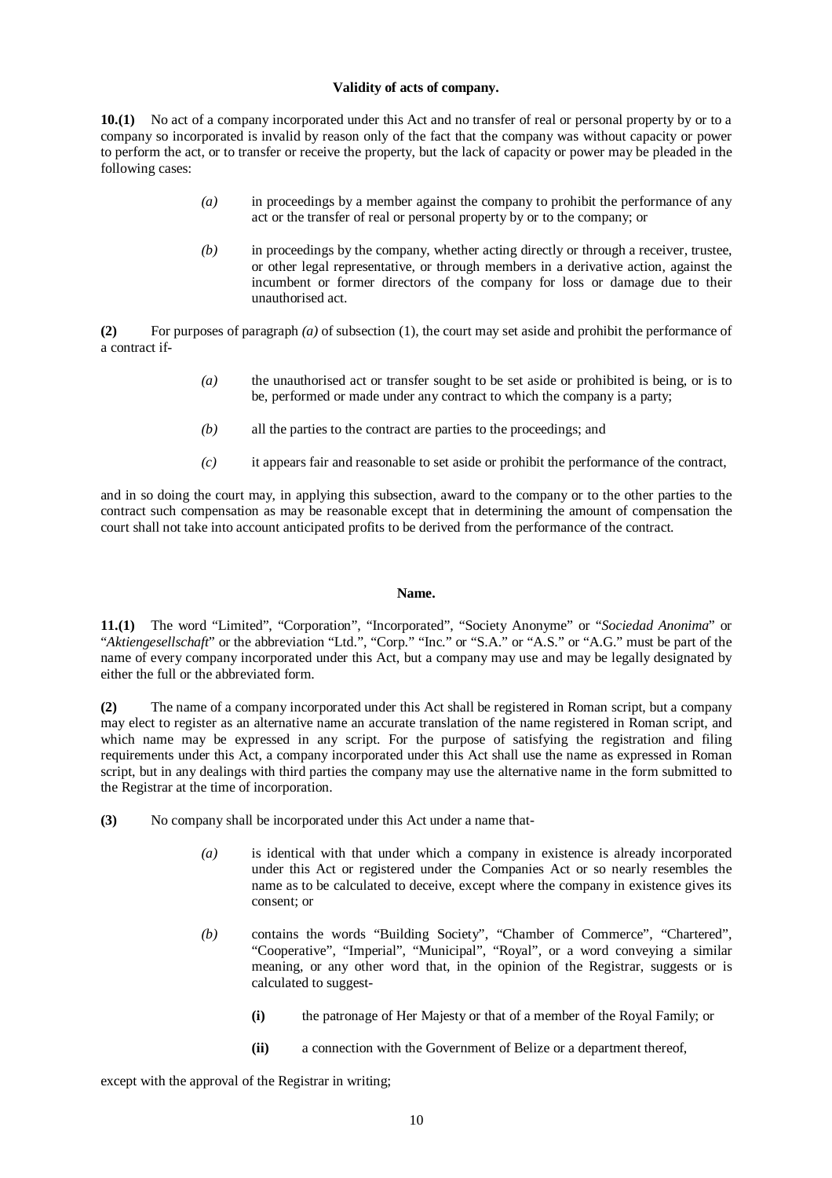**Validity of acts of company.**

**10.(1)** No act of a company incorporated under this Act and no transfer of real or personal property by or to a company so incorporated is invalid by reason only of the fact that the company was without capacity or power to perform the act, or to transfer or receive the property, but the lack of capacity or power may be pleaded in the following cases:

> *(a)* in proceedings by a member against the company to prohibit the performance of any act or the transfer of real or personal property by or to the company; or
>
> *(b)* in proceedings by the company, whether acting directly or through a receiver, trustee, or other legal representative, or through members in a derivative action, against the incumbent or former directors of the company for loss or damage due to their unauthorised act.

**(2)** For purposes of paragraph *(a)* of subsection (1), the court may set aside and prohibit the performance of a contract if-

> *(a)* the unauthorised act or transfer sought to be set aside or prohibited is being, or is to be, performed or made under any contract to which the company is a party;
>
> *(b)* all the parties to the contract are parties to the proceedings; and
>
> *(c)* it appears fair and reasonable to set aside or prohibit the performance of the contract,

and in so doing the court may, in applying this subsection, award to the company or to the other parties to the contract such compensation as may be reasonable except that in determining the amount of compensation the court shall not take into account anticipated profits to be derived from the performance of the contract.

**Name.**

**11.(1)** The word "Limited", "Corporation", "Incorporated", "Society Anonyme" or "*Sociedad Anonima*" or "*Aktiengesellschaft*" or the abbreviation "Ltd.", "Corp." "Inc." or "S.A." or "A.S." or "A.G." must be part of the name of every company incorporated under this Act, but a company may use and may be legally designated by either the full or the abbreviated form.

**(2)** The name of a company incorporated under this Act shall be registered in Roman script, but a company may elect to register as an alternative name an accurate translation of the name registered in Roman script, and which name may be expressed in any script. For the purpose of satisfying the registration and filing requirements under this Act, a company incorporated under this Act shall use the name as expressed in Roman script, but in any dealings with third parties the company may use the alternative name in the form submitted to the Registrar at the time of incorporation.

**(3)** No company shall be incorporated under this Act under a name that-

> *(a)* is identical with that under which a company in existence is already incorporated under this Act or registered under the Companies Act or so nearly resembles the name as to be calculated to deceive, except where the company in existence gives its consent; or
>
> *(b)* contains the words "Building Society", "Chamber of Commerce", "Chartered", "Cooperative", "Imperial", "Municipal", "Royal", or a word conveying a similar meaning, or any other word that, in the opinion of the Registrar, suggests or is calculated to suggest-
>
> > **(i)** the patronage of Her Majesty or that of a member of the Royal Family; or
> >
> > **(ii)** a connection with the Government of Belize or a department thereof,

except with the approval of the Registrar in writing;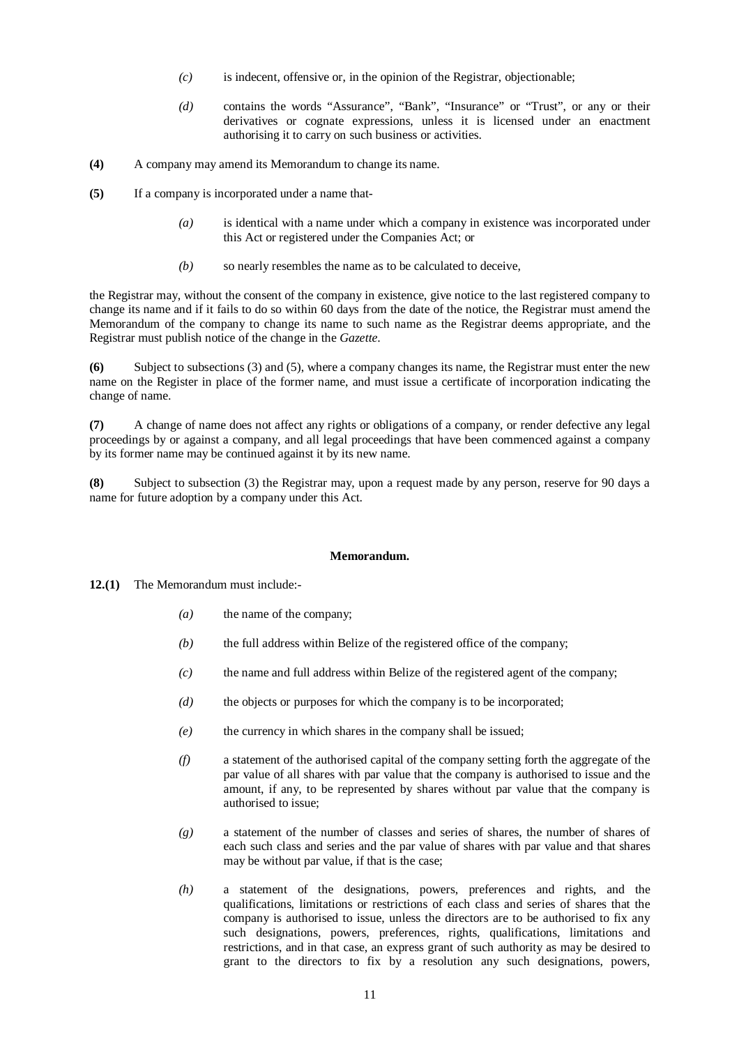*(c)* is indecent, offensive or, in the opinion of the Registrar, objectionable;

*(d)* contains the words "Assurance", "Bank", "Insurance" or "Trust", or any or their derivatives or cognate expressions, unless it is licensed under an enactment authorising it to carry on such business or activities.

**(4)** A company may amend its Memorandum to change its name.

**(5)** If a company is incorporated under a name that-

*(a)* is identical with a name under which a company in existence was incorporated under this Act or registered under the Companies Act; or

*(b)* so nearly resembles the name as to be calculated to deceive,

the Registrar may, without the consent of the company in existence, give notice to the last registered company to change its name and if it fails to do so within 60 days from the date of the notice, the Registrar must amend the Memorandum of the company to change its name to such name as the Registrar deems appropriate, and the Registrar must publish notice of the change in the *Gazette*.

**(6)** Subject to subsections (3) and (5), where a company changes its name, the Registrar must enter the new name on the Register in place of the former name, and must issue a certificate of incorporation indicating the change of name.

**(7)** A change of name does not affect any rights or obligations of a company, or render defective any legal proceedings by or against a company, and all legal proceedings that have been commenced against a company by its former name may be continued against it by its new name.

**(8)** Subject to subsection (3) the Registrar may, upon a request made by any person, reserve for 90 days a name for future adoption by a company under this Act.

**Memorandum.**

**12.(1)** The Memorandum must include:-

*(a)* the name of the company;

*(b)* the full address within Belize of the registered office of the company;

*(c)* the name and full address within Belize of the registered agent of the company;

*(d)* the objects or purposes for which the company is to be incorporated;

*(e)* the currency in which shares in the company shall be issued;

*(f)* a statement of the authorised capital of the company setting forth the aggregate of the par value of all shares with par value that the company is authorised to issue and the amount, if any, to be represented by shares without par value that the company is authorised to issue;

*(g)* a statement of the number of classes and series of shares, the number of shares of each such class and series and the par value of shares with par value and that shares may be without par value, if that is the case;

*(h)* a statement of the designations, powers, preferences and rights, and the qualifications, limitations or restrictions of each class and series of shares that the company is authorised to issue, unless the directors are to be authorised to fix any such designations, powers, preferences, rights, qualifications, limitations and restrictions, and in that case, an express grant of such authority as may be desired to grant to the directors to fix by a resolution any such designations, powers,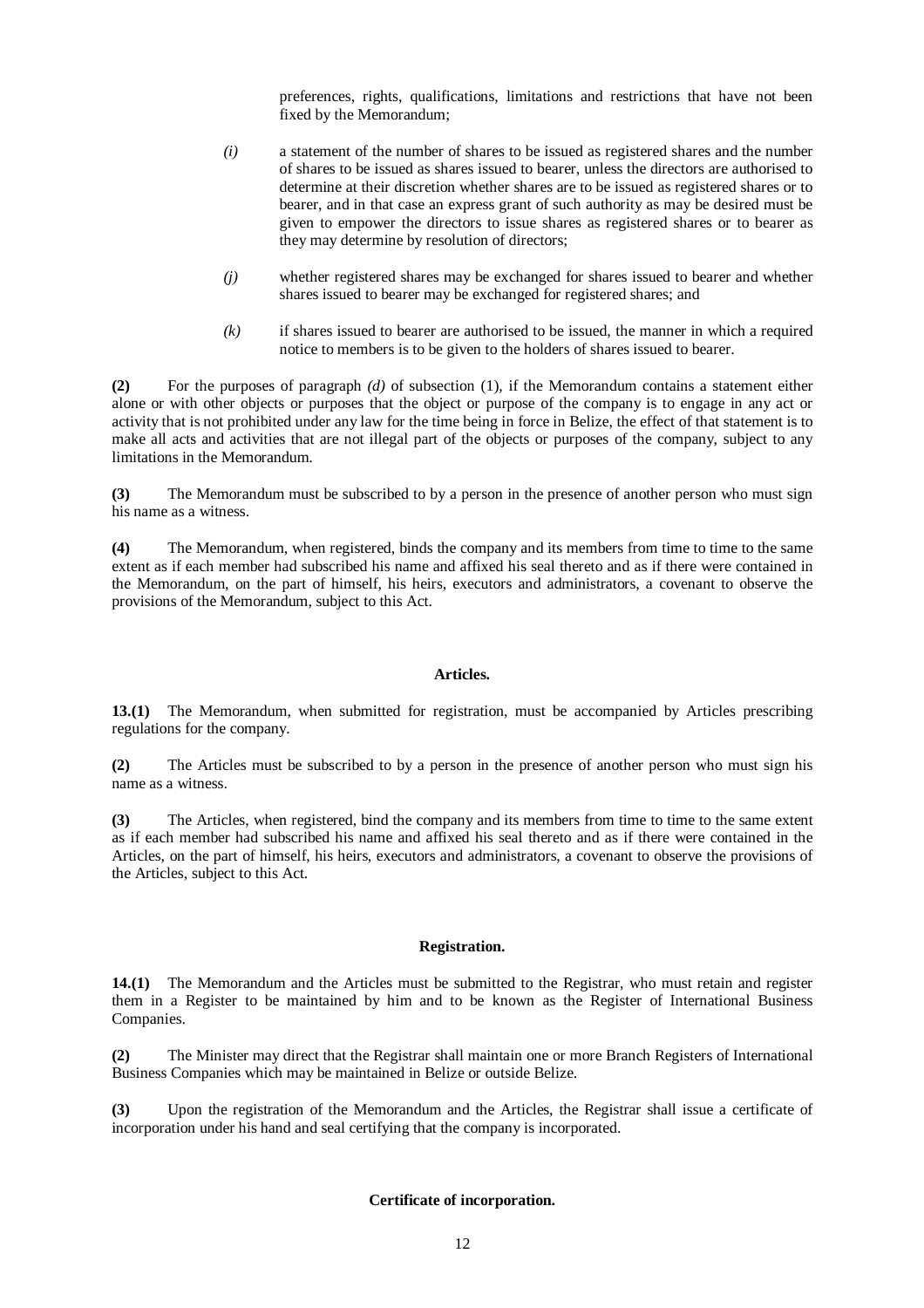preferences, rights, qualifications, limitations and restrictions that have not been fixed by the Memorandum;

*(i)* a statement of the number of shares to be issued as registered shares and the number of shares to be issued as shares issued to bearer, unless the directors are authorised to determine at their discretion whether shares are to be issued as registered shares or to bearer, and in that case an express grant of such authority as may be desired must be given to empower the directors to issue shares as registered shares or to bearer as they may determine by resolution of directors;

*(j)* whether registered shares may be exchanged for shares issued to bearer and whether shares issued to bearer may be exchanged for registered shares; and

*(k)* if shares issued to bearer are authorised to be issued, the manner in which a required notice to members is to be given to the holders of shares issued to bearer.

**(2)** For the purposes of paragraph *(d)* of subsection (1), if the Memorandum contains a statement either alone or with other objects or purposes that the object or purpose of the company is to engage in any act or activity that is not prohibited under any law for the time being in force in Belize, the effect of that statement is to make all acts and activities that are not illegal part of the objects or purposes of the company, subject to any limitations in the Memorandum.

**(3)** The Memorandum must be subscribed to by a person in the presence of another person who must sign his name as a witness.

**(4)** The Memorandum, when registered, binds the company and its members from time to time to the same extent as if each member had subscribed his name and affixed his seal thereto and as if there were contained in the Memorandum, on the part of himself, his heirs, executors and administrators, a covenant to observe the provisions of the Memorandum, subject to this Act.

**Articles.**

**13.(1)** The Memorandum, when submitted for registration, must be accompanied by Articles prescribing regulations for the company.

**(2)** The Articles must be subscribed to by a person in the presence of another person who must sign his name as a witness.

**(3)** The Articles, when registered, bind the company and its members from time to time to the same extent as if each member had subscribed his name and affixed his seal thereto and as if there were contained in the Articles, on the part of himself, his heirs, executors and administrators, a covenant to observe the provisions of the Articles, subject to this Act.

**Registration.**

**14.(1)** The Memorandum and the Articles must be submitted to the Registrar, who must retain and register them in a Register to be maintained by him and to be known as the Register of International Business Companies.

**(2)** The Minister may direct that the Registrar shall maintain one or more Branch Registers of International Business Companies which may be maintained in Belize or outside Belize.

**(3)** Upon the registration of the Memorandum and the Articles, the Registrar shall issue a certificate of incorporation under his hand and seal certifying that the company is incorporated.

**Certificate of incorporation.**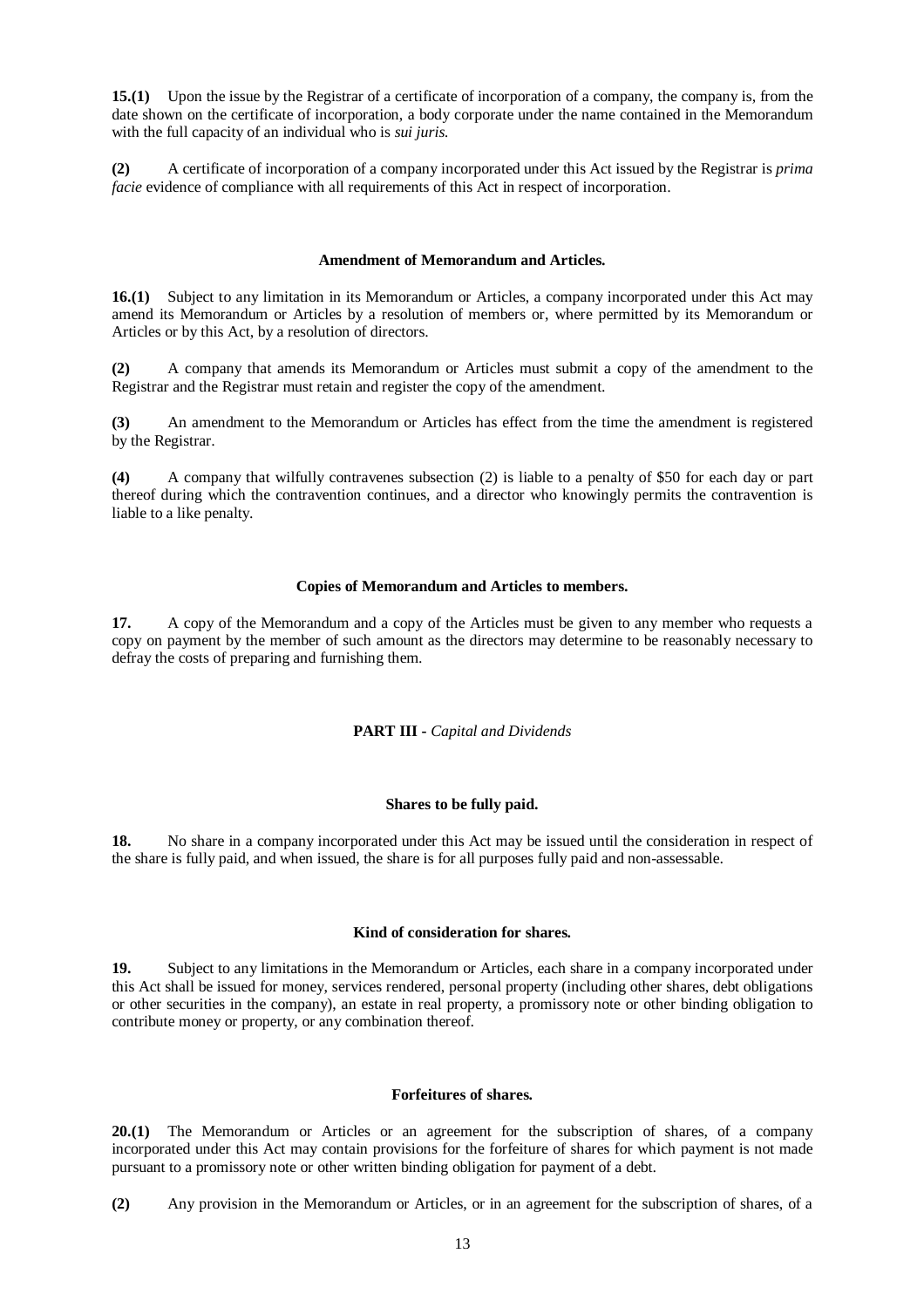**15.(1)** Upon the issue by the Registrar of a certificate of incorporation of a company, the company is, from the date shown on the certificate of incorporation, a body corporate under the name contained in the Memorandum with the full capacity of an individual who is *sui juris.*

**(2)** A certificate of incorporation of a company incorporated under this Act issued by the Registrar is *prima facie* evidence of compliance with all requirements of this Act in respect of incorporation.

#### Amendment of Memorandum and Articles.

**16.(1)** Subject to any limitation in its Memorandum or Articles, a company incorporated under this Act may amend its Memorandum or Articles by a resolution of members or, where permitted by its Memorandum or Articles or by this Act, by a resolution of directors.

**(2)** A company that amends its Memorandum or Articles must submit a copy of the amendment to the Registrar and the Registrar must retain and register the copy of the amendment.

**(3)** An amendment to the Memorandum or Articles has effect from the time the amendment is registered by the Registrar.

**(4)** A company that wilfully contravenes subsection (2) is liable to a penalty of $50 for each day or part thereof during which the contravention continues, and a director who knowingly permits the contravention is liable to a like penalty.

#### Copies of Memorandum and Articles to members.

**17.** A copy of the Memorandum and a copy of the Articles must be given to any member who requests a copy on payment by the member of such amount as the directors may determine to be reasonably necessary to defray the costs of preparing and furnishing them.

### PART III - *Capital and Dividends*

#### Shares to be fully paid.

**18.** No share in a company incorporated under this Act may be issued until the consideration in respect of the share is fully paid, and when issued, the share is for all purposes fully paid and non-assessable.

#### Kind of consideration for shares.

**19.** Subject to any limitations in the Memorandum or Articles, each share in a company incorporated under this Act shall be issued for money, services rendered, personal property (including other shares, debt obligations or other securities in the company), an estate in real property, a promissory note or other binding obligation to contribute money or property, or any combination thereof.

#### Forfeitures of shares.

**20.(1)** The Memorandum or Articles or an agreement for the subscription of shares, of a company incorporated under this Act may contain provisions for the forfeiture of shares for which payment is not made pursuant to a promissory note or other written binding obligation for payment of a debt.

**(2)** Any provision in the Memorandum or Articles, or in an agreement for the subscription of shares, of a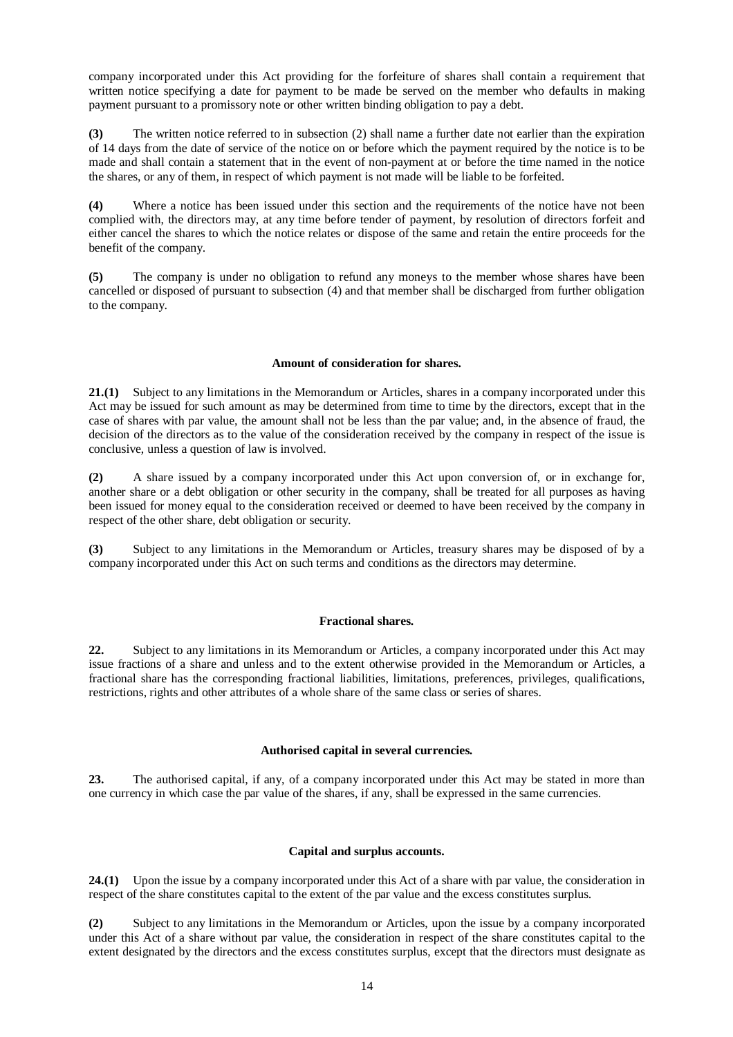company incorporated under this Act providing for the forfeiture of shares shall contain a requirement that written notice specifying a date for payment to be made be served on the member who defaults in making payment pursuant to a promissory note or other written binding obligation to pay a debt.

**(3)** The written notice referred to in subsection (2) shall name a further date not earlier than the expiration of 14 days from the date of service of the notice on or before which the payment required by the notice is to be made and shall contain a statement that in the event of non-payment at or before the time named in the notice the shares, or any of them, in respect of which payment is not made will be liable to be forfeited.

**(4)** Where a notice has been issued under this section and the requirements of the notice have not been complied with, the directors may, at any time before tender of payment, by resolution of directors forfeit and either cancel the shares to which the notice relates or dispose of the same and retain the entire proceeds for the benefit of the company.

**(5)** The company is under no obligation to refund any moneys to the member whose shares have been cancelled or disposed of pursuant to subsection (4) and that member shall be discharged from further obligation to the company.

#### Amount of consideration for shares.

**21.(1)** Subject to any limitations in the Memorandum or Articles, shares in a company incorporated under this Act may be issued for such amount as may be determined from time to time by the directors, except that in the case of shares with par value, the amount shall not be less than the par value; and, in the absence of fraud, the decision of the directors as to the value of the consideration received by the company in respect of the issue is conclusive, unless a question of law is involved.

**(2)** A share issued by a company incorporated under this Act upon conversion of, or in exchange for, another share or a debt obligation or other security in the company, shall be treated for all purposes as having been issued for money equal to the consideration received or deemed to have been received by the company in respect of the other share, debt obligation or security.

**(3)** Subject to any limitations in the Memorandum or Articles, treasury shares may be disposed of by a company incorporated under this Act on such terms and conditions as the directors may determine.

#### Fractional shares.

**22.** Subject to any limitations in its Memorandum or Articles, a company incorporated under this Act may issue fractions of a share and unless and to the extent otherwise provided in the Memorandum or Articles, a fractional share has the corresponding fractional liabilities, limitations, preferences, privileges, qualifications, restrictions, rights and other attributes of a whole share of the same class or series of shares.

#### Authorised capital in several currencies.

**23.** The authorised capital, if any, of a company incorporated under this Act may be stated in more than one currency in which case the par value of the shares, if any, shall be expressed in the same currencies.

#### Capital and surplus accounts.

**24.(1)** Upon the issue by a company incorporated under this Act of a share with par value, the consideration in respect of the share constitutes capital to the extent of the par value and the excess constitutes surplus.

**(2)** Subject to any limitations in the Memorandum or Articles, upon the issue by a company incorporated under this Act of a share without par value, the consideration in respect of the share constitutes capital to the extent designated by the directors and the excess constitutes surplus, except that the directors must designate as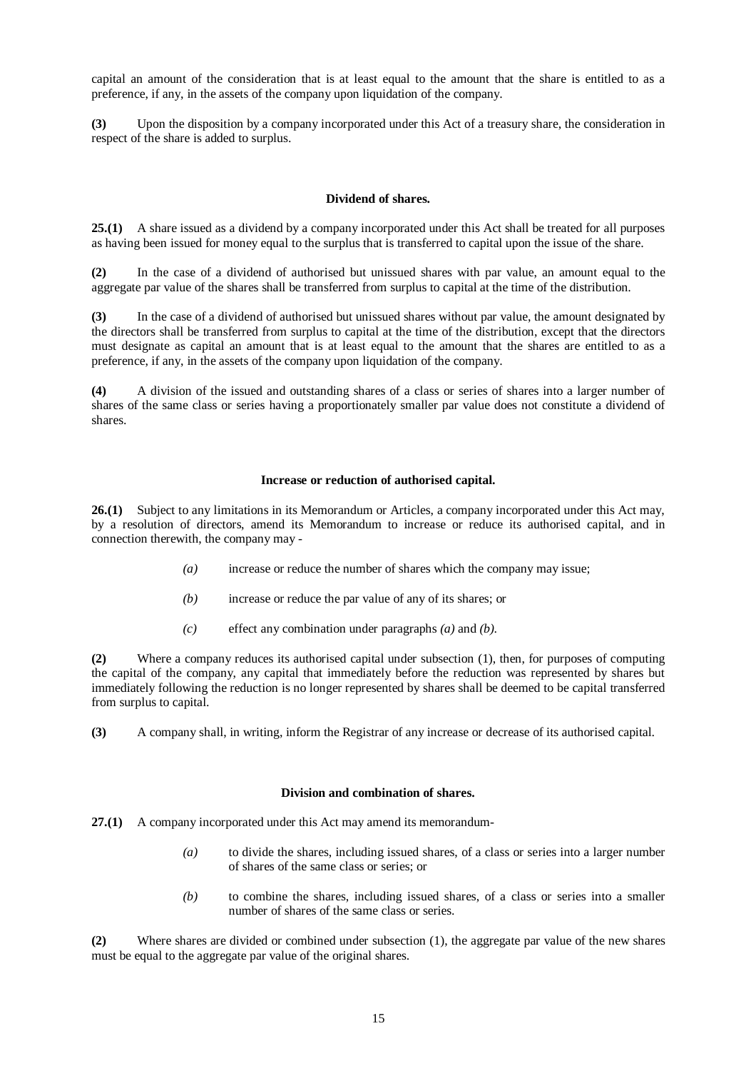capital an amount of the consideration that is at least equal to the amount that the share is entitled to as a preference, if any, in the assets of the company upon liquidation of the company.

**(3)** Upon the disposition by a company incorporated under this Act of a treasury share, the consideration in respect of the share is added to surplus.

#### Dividend of shares.

**25.(1)** A share issued as a dividend by a company incorporated under this Act shall be treated for all purposes as having been issued for money equal to the surplus that is transferred to capital upon the issue of the share.

**(2)** In the case of a dividend of authorised but unissued shares with par value, an amount equal to the aggregate par value of the shares shall be transferred from surplus to capital at the time of the distribution.

**(3)** In the case of a dividend of authorised but unissued shares without par value, the amount designated by the directors shall be transferred from surplus to capital at the time of the distribution, except that the directors must designate as capital an amount that is at least equal to the amount that the shares are entitled to as a preference, if any, in the assets of the company upon liquidation of the company.

**(4)** A division of the issued and outstanding shares of a class or series of shares into a larger number of shares of the same class or series having a proportionately smaller par value does not constitute a dividend of shares.

#### Increase or reduction of authorised capital.

**26.(1)** Subject to any limitations in its Memorandum or Articles, a company incorporated under this Act may, by a resolution of directors, amend its Memorandum to increase or reduce its authorised capital, and in connection therewith, the company may -

*(a)* increase or reduce the number of shares which the company may issue;

*(b)* increase or reduce the par value of any of its shares; or

*(c)* effect any combination under paragraphs *(a)* and *(b)*.

**(2)** Where a company reduces its authorised capital under subsection (1), then, for purposes of computing the capital of the company, any capital that immediately before the reduction was represented by shares but immediately following the reduction is no longer represented by shares shall be deemed to be capital transferred from surplus to capital.

**(3)** A company shall, in writing, inform the Registrar of any increase or decrease of its authorised capital.

#### Division and combination of shares.

**27.(1)** A company incorporated under this Act may amend its memorandum-

*(a)* to divide the shares, including issued shares, of a class or series into a larger number of shares of the same class or series; or

*(b)* to combine the shares, including issued shares, of a class or series into a smaller number of shares of the same class or series.

**(2)** Where shares are divided or combined under subsection (1), the aggregate par value of the new shares must be equal to the aggregate par value of the original shares.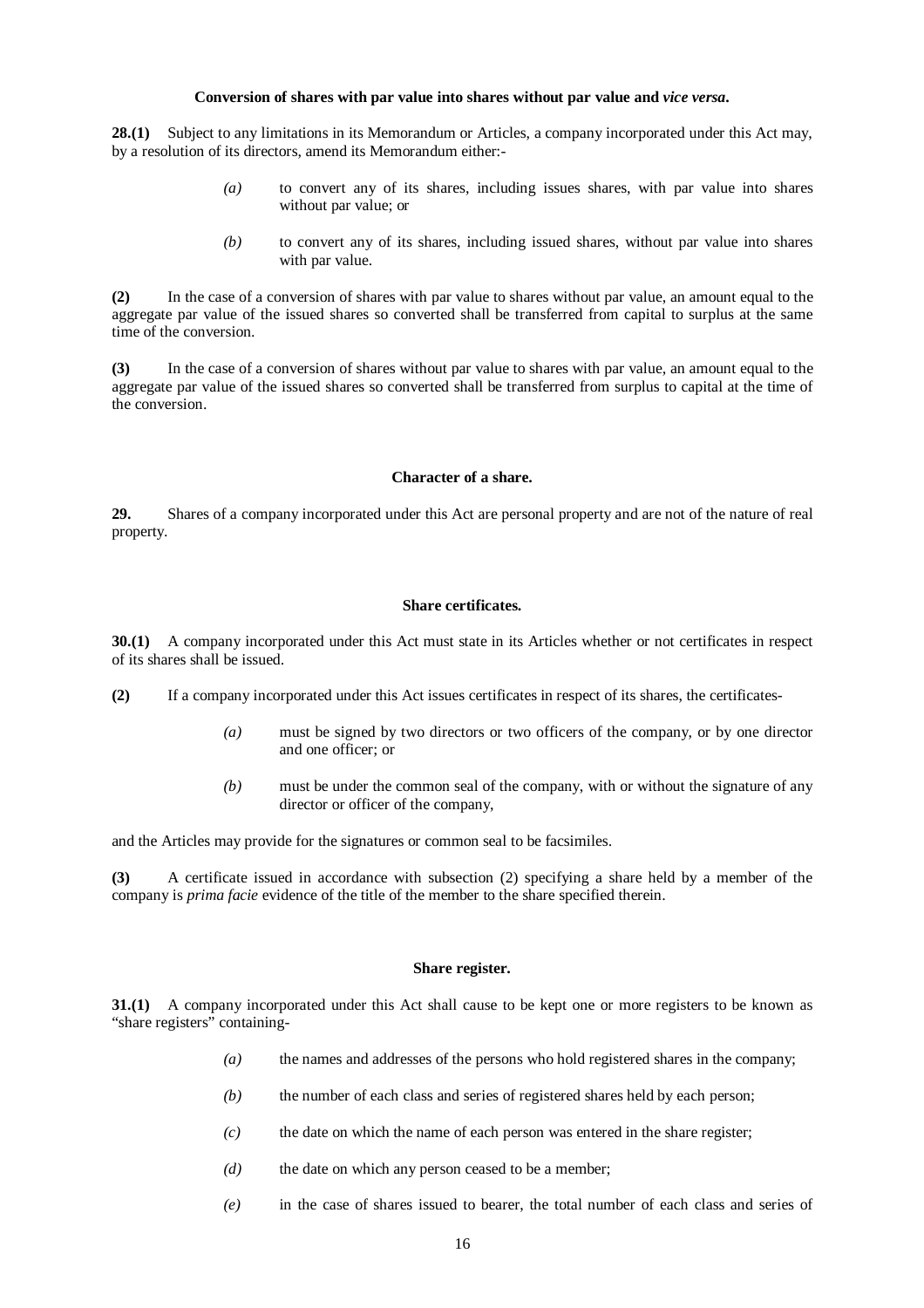**Conversion of shares with par value into shares without par value and *vice versa*.**

**28.(1)** Subject to any limitations in its Memorandum or Articles, a company incorporated under this Act may, by a resolution of its directors, amend its Memorandum either:-

- *(a)* to convert any of its shares, including issues shares, with par value into shares without par value; or
- *(b)* to convert any of its shares, including issued shares, without par value into shares with par value.

**(2)** In the case of a conversion of shares with par value to shares without par value, an amount equal to the aggregate par value of the issued shares so converted shall be transferred from capital to surplus at the same time of the conversion.

**(3)** In the case of a conversion of shares without par value to shares with par value, an amount equal to the aggregate par value of the issued shares so converted shall be transferred from surplus to capital at the time of the conversion.

**Character of a share.**

**29.** Shares of a company incorporated under this Act are personal property and are not of the nature of real property.

**Share certificates.**

**30.(1)** A company incorporated under this Act must state in its Articles whether or not certificates in respect of its shares shall be issued.

**(2)** If a company incorporated under this Act issues certificates in respect of its shares, the certificates-

- *(a)* must be signed by two directors or two officers of the company, or by one director and one officer; or
- *(b)* must be under the common seal of the company, with or without the signature of any director or officer of the company,

and the Articles may provide for the signatures or common seal to be facsimiles.

**(3)** A certificate issued in accordance with subsection (2) specifying a share held by a member of the company is *prima facie* evidence of the title of the member to the share specified therein.

**Share register.**

**31.(1)** A company incorporated under this Act shall cause to be kept one or more registers to be known as "share registers" containing-

- *(a)* the names and addresses of the persons who hold registered shares in the company;
- *(b)* the number of each class and series of registered shares held by each person;
- *(c)* the date on which the name of each person was entered in the share register;
- *(d)* the date on which any person ceased to be a member;
- *(e)* in the case of shares issued to bearer, the total number of each class and series of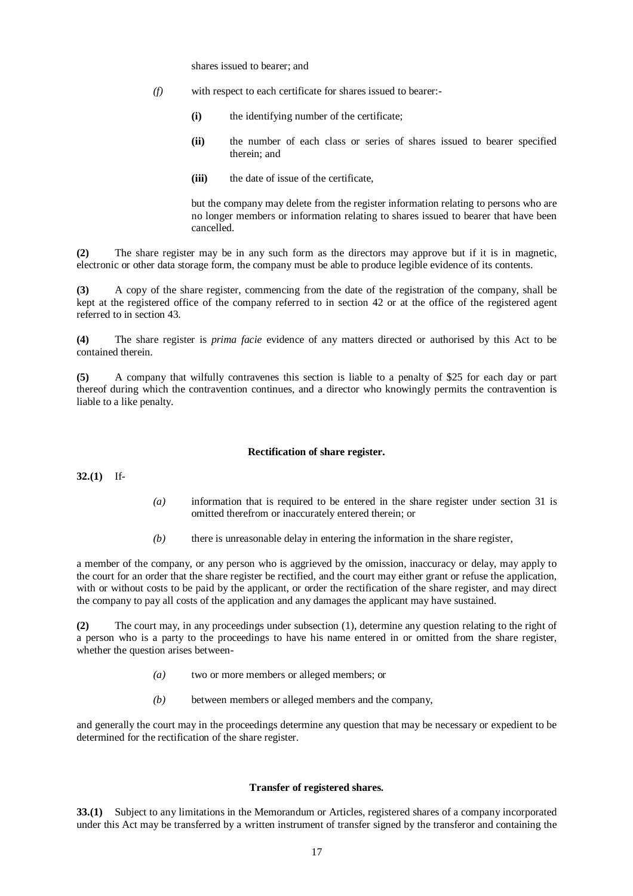shares issued to bearer; and

*(f)* with respect to each certificate for shares issued to bearer:-

**(i)** the identifying number of the certificate;

**(ii)** the number of each class or series of shares issued to bearer specified therein; and

**(iii)** the date of issue of the certificate,

but the company may delete from the register information relating to persons who are no longer members or information relating to shares issued to bearer that have been cancelled.

**(2)** The share register may be in any such form as the directors may approve but if it is in magnetic, electronic or other data storage form, the company must be able to produce legible evidence of its contents.

**(3)** A copy of the share register, commencing from the date of the registration of the company, shall be kept at the registered office of the company referred to in section 42 or at the office of the registered agent referred to in section 43.

**(4)** The share register is *prima facie* evidence of any matters directed or authorised by this Act to be contained therein.

**(5)** A company that wilfully contravenes this section is liable to a penalty of $25 for each day or part thereof during which the contravention continues, and a director who knowingly permits the contravention is liable to a like penalty.

### Rectification of share register.

**32.(1)** If-

*(a)* information that is required to be entered in the share register under section 31 is omitted therefrom or inaccurately entered therein; or

*(b)* there is unreasonable delay in entering the information in the share register,

a member of the company, or any person who is aggrieved by the omission, inaccuracy or delay, may apply to the court for an order that the share register be rectified, and the court may either grant or refuse the application, with or without costs to be paid by the applicant, or order the rectification of the share register, and may direct the company to pay all costs of the application and any damages the applicant may have sustained.

**(2)** The court may, in any proceedings under subsection (1), determine any question relating to the right of a person who is a party to the proceedings to have his name entered in or omitted from the share register, whether the question arises between-

*(a)* two or more members or alleged members; or

*(b)* between members or alleged members and the company,

and generally the court may in the proceedings determine any question that may be necessary or expedient to be determined for the rectification of the share register.

### Transfer of registered shares.

**33.(1)** Subject to any limitations in the Memorandum or Articles, registered shares of a company incorporated under this Act may be transferred by a written instrument of transfer signed by the transferor and containing the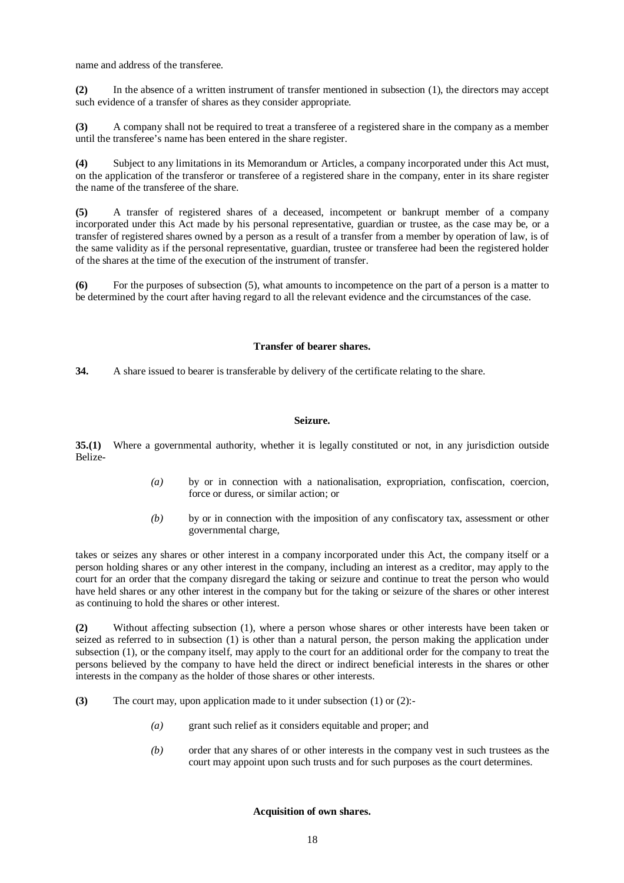name and address of the transferee.

**(2)** In the absence of a written instrument of transfer mentioned in subsection (1), the directors may accept such evidence of a transfer of shares as they consider appropriate.

**(3)** A company shall not be required to treat a transferee of a registered share in the company as a member until the transferee's name has been entered in the share register.

**(4)** Subject to any limitations in its Memorandum or Articles, a company incorporated under this Act must, on the application of the transferor or transferee of a registered share in the company, enter in its share register the name of the transferee of the share.

**(5)** A transfer of registered shares of a deceased, incompetent or bankrupt member of a company incorporated under this Act made by his personal representative, guardian or trustee, as the case may be, or a transfer of registered shares owned by a person as a result of a transfer from a member by operation of law, is of the same validity as if the personal representative, guardian, trustee or transferee had been the registered holder of the shares at the time of the execution of the instrument of transfer.

**(6)** For the purposes of subsection (5), what amounts to incompetence on the part of a person is a matter to be determined by the court after having regard to all the relevant evidence and the circumstances of the case.

**Transfer of bearer shares.**

**34.** A share issued to bearer is transferable by delivery of the certificate relating to the share.

**Seizure.**

**35.(1)** Where a governmental authority, whether it is legally constituted or not, in any jurisdiction outside Belize-

*(a)* by or in connection with a nationalisation, expropriation, confiscation, coercion, force or duress, or similar action; or

*(b)* by or in connection with the imposition of any confiscatory tax, assessment or other governmental charge,

takes or seizes any shares or other interest in a company incorporated under this Act, the company itself or a person holding shares or any other interest in the company, including an interest as a creditor, may apply to the court for an order that the company disregard the taking or seizure and continue to treat the person who would have held shares or any other interest in the company but for the taking or seizure of the shares or other interest as continuing to hold the shares or other interest.

**(2)** Without affecting subsection (1), where a person whose shares or other interests have been taken or seized as referred to in subsection (1) is other than a natural person, the person making the application under subsection (1), or the company itself, may apply to the court for an additional order for the company to treat the persons believed by the company to have held the direct or indirect beneficial interests in the shares or other interests in the company as the holder of those shares or other interests.

**(3)** The court may, upon application made to it under subsection (1) or (2):-

*(a)* grant such relief as it considers equitable and proper; and

*(b)* order that any shares of or other interests in the company vest in such trustees as the court may appoint upon such trusts and for such purposes as the court determines.

**Acquisition of own shares.**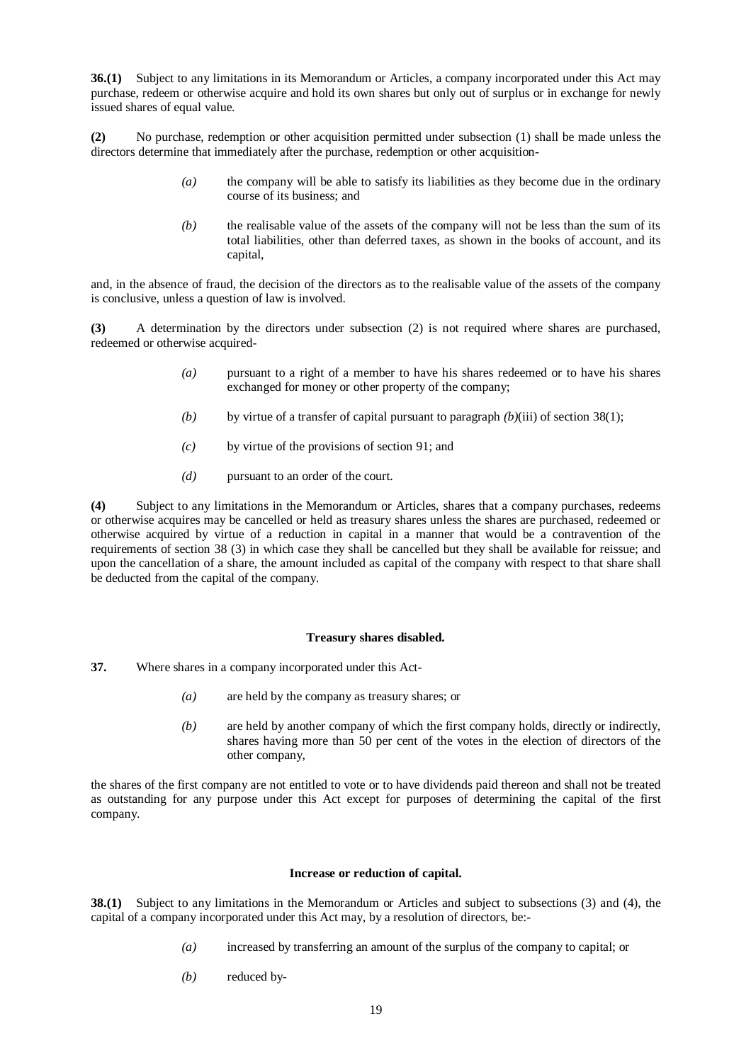**36.(1)** Subject to any limitations in its Memorandum or Articles, a company incorporated under this Act may purchase, redeem or otherwise acquire and hold its own shares but only out of surplus or in exchange for newly issued shares of equal value.

**(2)** No purchase, redemption or other acquisition permitted under subsection (1) shall be made unless the directors determine that immediately after the purchase, redemption or other acquisition-

> *(a)* the company will be able to satisfy its liabilities as they become due in the ordinary course of its business; and
>
> *(b)* the realisable value of the assets of the company will not be less than the sum of its total liabilities, other than deferred taxes, as shown in the books of account, and its capital,

and, in the absence of fraud, the decision of the directors as to the realisable value of the assets of the company is conclusive, unless a question of law is involved.

**(3)** A determination by the directors under subsection (2) is not required where shares are purchased, redeemed or otherwise acquired-

> *(a)* pursuant to a right of a member to have his shares redeemed or to have his shares exchanged for money or other property of the company;
>
> *(b)* by virtue of a transfer of capital pursuant to paragraph *(b)*(iii) of section 38(1);
>
> *(c)* by virtue of the provisions of section 91; and
>
> *(d)* pursuant to an order of the court.

**(4)** Subject to any limitations in the Memorandum or Articles, shares that a company purchases, redeems or otherwise acquires may be cancelled or held as treasury shares unless the shares are purchased, redeemed or otherwise acquired by virtue of a reduction in capital in a manner that would be a contravention of the requirements of section 38 (3) in which case they shall be cancelled but they shall be available for reissue; and upon the cancellation of a share, the amount included as capital of the company with respect to that share shall be deducted from the capital of the company.

**Treasury shares disabled.**

**37.** Where shares in a company incorporated under this Act-

> *(a)* are held by the company as treasury shares; or
>
> *(b)* are held by another company of which the first company holds, directly or indirectly, shares having more than 50 per cent of the votes in the election of directors of the other company,

the shares of the first company are not entitled to vote or to have dividends paid thereon and shall not be treated as outstanding for any purpose under this Act except for purposes of determining the capital of the first company.

**Increase or reduction of capital.**

**38.(1)** Subject to any limitations in the Memorandum or Articles and subject to subsections (3) and (4), the capital of a company incorporated under this Act may, by a resolution of directors, be:-

> *(a)* increased by transferring an amount of the surplus of the company to capital; or
>
> *(b)* reduced by-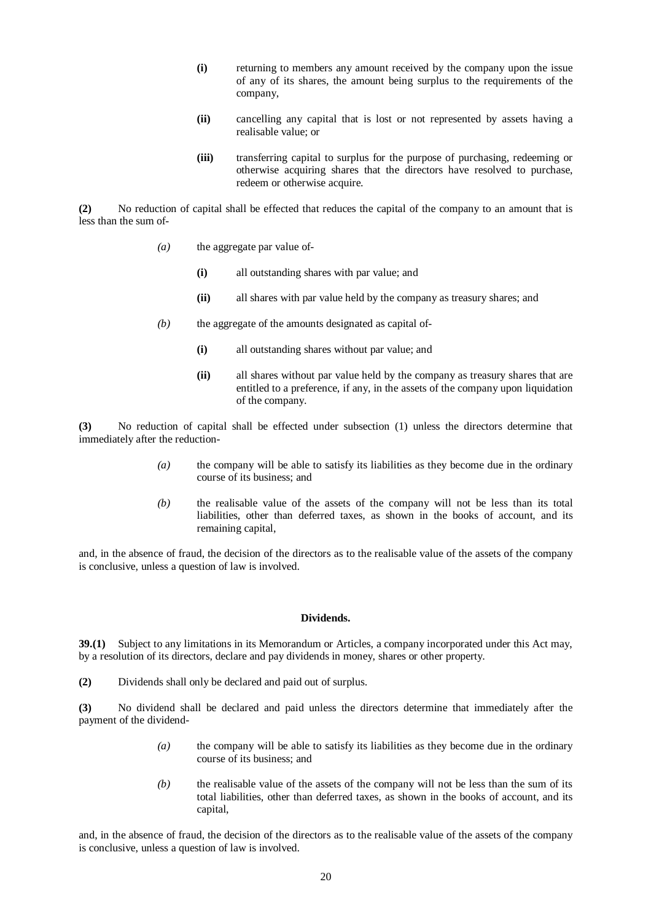**(i)** returning to members any amount received by the company upon the issue of any of its shares, the amount being surplus to the requirements of the company,

**(ii)** cancelling any capital that is lost or not represented by assets having a realisable value; or

**(iii)** transferring capital to surplus for the purpose of purchasing, redeeming or otherwise acquiring shares that the directors have resolved to purchase, redeem or otherwise acquire.

**(2)** No reduction of capital shall be effected that reduces the capital of the company to an amount that is less than the sum of-

*(a)* the aggregate par value of-

**(i)** all outstanding shares with par value; and

**(ii)** all shares with par value held by the company as treasury shares; and

*(b)* the aggregate of the amounts designated as capital of-

**(i)** all outstanding shares without par value; and

**(ii)** all shares without par value held by the company as treasury shares that are entitled to a preference, if any, in the assets of the company upon liquidation of the company.

**(3)** No reduction of capital shall be effected under subsection (1) unless the directors determine that immediately after the reduction-

*(a)* the company will be able to satisfy its liabilities as they become due in the ordinary course of its business; and

*(b)* the realisable value of the assets of the company will not be less than its total liabilities, other than deferred taxes, as shown in the books of account, and its remaining capital,

and, in the absence of fraud, the decision of the directors as to the realisable value of the assets of the company is conclusive, unless a question of law is involved.

**Dividends.**

**39.(1)** Subject to any limitations in its Memorandum or Articles, a company incorporated under this Act may, by a resolution of its directors, declare and pay dividends in money, shares or other property.

**(2)** Dividends shall only be declared and paid out of surplus.

**(3)** No dividend shall be declared and paid unless the directors determine that immediately after the payment of the dividend-

*(a)* the company will be able to satisfy its liabilities as they become due in the ordinary course of its business; and

*(b)* the realisable value of the assets of the company will not be less than the sum of its total liabilities, other than deferred taxes, as shown in the books of account, and its capital,

and, in the absence of fraud, the decision of the directors as to the realisable value of the assets of the company is conclusive, unless a question of law is involved.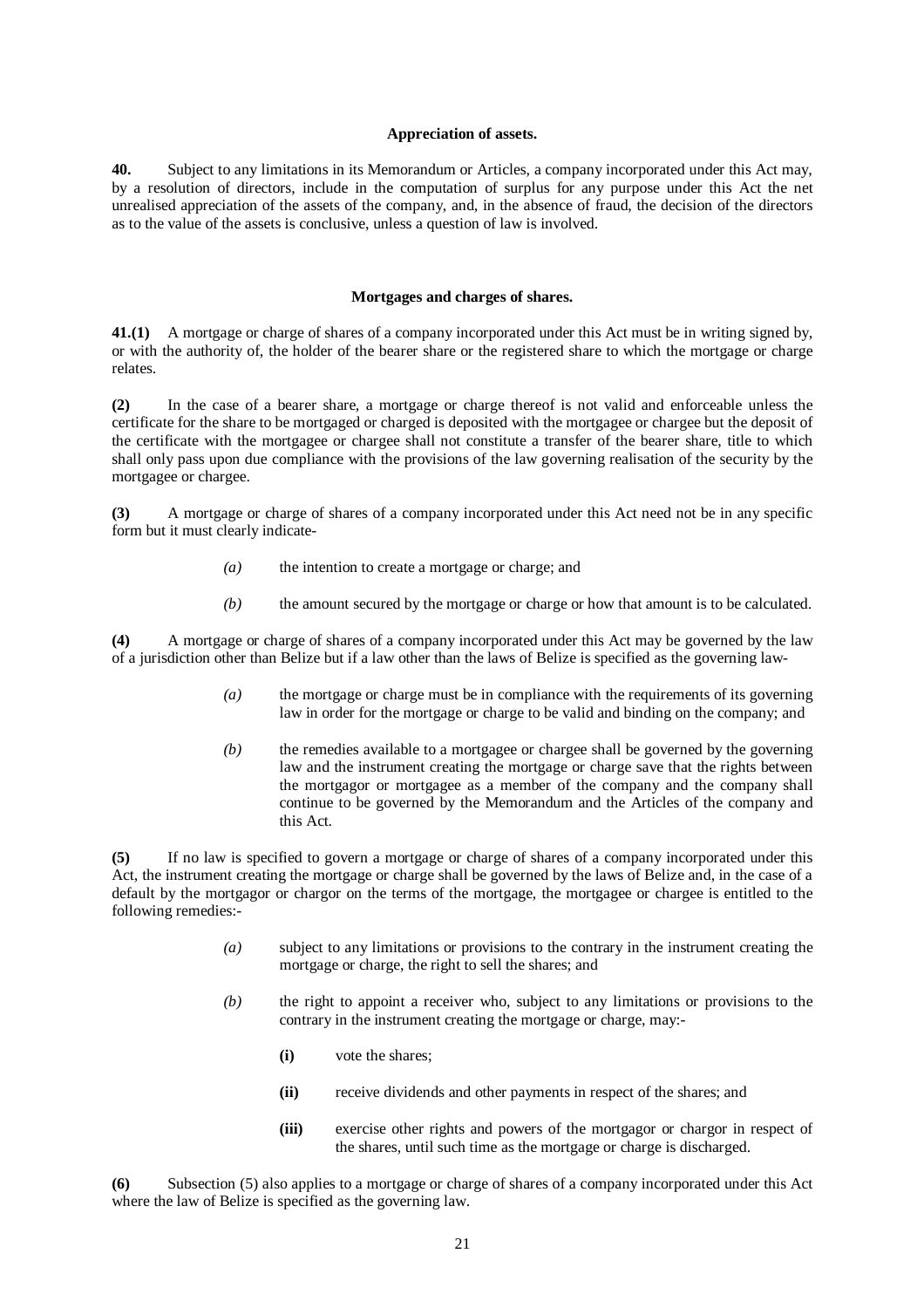### Appreciation of assets.

**40.** Subject to any limitations in its Memorandum or Articles, a company incorporated under this Act may, by a resolution of directors, include in the computation of surplus for any purpose under this Act the net unrealised appreciation of the assets of the company, and, in the absence of fraud, the decision of the directors as to the value of the assets is conclusive, unless a question of law is involved.

### Mortgages and charges of shares.

**41.(1)** A mortgage or charge of shares of a company incorporated under this Act must be in writing signed by, or with the authority of, the holder of the bearer share or the registered share to which the mortgage or charge relates.

**(2)** In the case of a bearer share, a mortgage or charge thereof is not valid and enforceable unless the certificate for the share to be mortgaged or charged is deposited with the mortgagee or chargee but the deposit of the certificate with the mortgagee or chargee shall not constitute a transfer of the bearer share, title to which shall only pass upon due compliance with the provisions of the law governing realisation of the security by the mortgagee or chargee.

**(3)** A mortgage or charge of shares of a company incorporated under this Act need not be in any specific form but it must clearly indicate-

*(a)* the intention to create a mortgage or charge; and

*(b)* the amount secured by the mortgage or charge or how that amount is to be calculated.

**(4)** A mortgage or charge of shares of a company incorporated under this Act may be governed by the law of a jurisdiction other than Belize but if a law other than the laws of Belize is specified as the governing law-

*(a)* the mortgage or charge must be in compliance with the requirements of its governing law in order for the mortgage or charge to be valid and binding on the company; and

*(b)* the remedies available to a mortgagee or chargee shall be governed by the governing law and the instrument creating the mortgage or charge save that the rights between the mortgagor or mortgagee as a member of the company and the company shall continue to be governed by the Memorandum and the Articles of the company and this Act.

**(5)** If no law is specified to govern a mortgage or charge of shares of a company incorporated under this Act, the instrument creating the mortgage or charge shall be governed by the laws of Belize and, in the case of a default by the mortgagor or chargor on the terms of the mortgage, the mortgagee or chargee is entitled to the following remedies:-

*(a)* subject to any limitations or provisions to the contrary in the instrument creating the mortgage or charge, the right to sell the shares; and

*(b)* the right to appoint a receiver who, subject to any limitations or provisions to the contrary in the instrument creating the mortgage or charge, may:-

**(i)** vote the shares;

**(ii)** receive dividends and other payments in respect of the shares; and

**(iii)** exercise other rights and powers of the mortgagor or chargor in respect of the shares, until such time as the mortgage or charge is discharged.

**(6)** Subsection (5) also applies to a mortgage or charge of shares of a company incorporated under this Act where the law of Belize is specified as the governing law.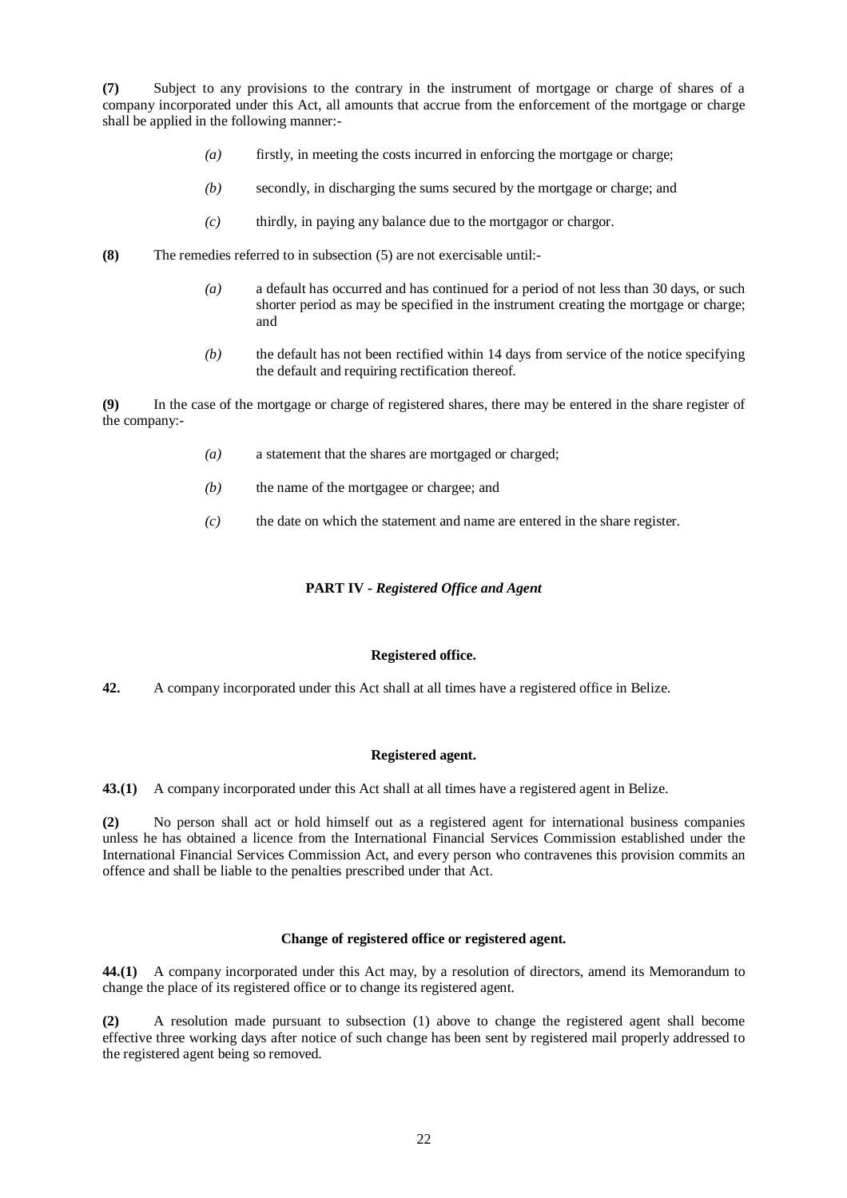**(7)** Subject to any provisions to the contrary in the instrument of mortgage or charge of shares of a company incorporated under this Act, all amounts that accrue from the enforcement of the mortgage or charge shall be applied in the following manner:-

> *(a)* firstly, in meeting the costs incurred in enforcing the mortgage or charge;
>
> *(b)* secondly, in discharging the sums secured by the mortgage or charge; and
>
> *(c)* thirdly, in paying any balance due to the mortgagor or chargor.

**(8)** The remedies referred to in subsection (5) are not exercisable until:-

> *(a)* a default has occurred and has continued for a period of not less than 30 days, or such shorter period as may be specified in the instrument creating the mortgage or charge; and
>
> *(b)* the default has not been rectified within 14 days from service of the notice specifying the default and requiring rectification thereof.

**(9)** In the case of the mortgage or charge of registered shares, there may be entered in the share register of the company:-

> *(a)* a statement that the shares are mortgaged or charged;
>
> *(b)* the name of the mortgagee or chargee; and
>
> *(c)* the date on which the statement and name are entered in the share register.

## PART IV - *Registered Office and Agent*

### Registered office.

**42.** A company incorporated under this Act shall at all times have a registered office in Belize.

### Registered agent.

**43.(1)** A company incorporated under this Act shall at all times have a registered agent in Belize.

**(2)** No person shall act or hold himself out as a registered agent for international business companies unless he has obtained a licence from the International Financial Services Commission established under the International Financial Services Commission Act, and every person who contravenes this provision commits an offence and shall be liable to the penalties prescribed under that Act.

### Change of registered office or registered agent.

**44.(1)** A company incorporated under this Act may, by a resolution of directors, amend its Memorandum to change the place of its registered office or to change its registered agent.

**(2)** A resolution made pursuant to subsection (1) above to change the registered agent shall become effective three working days after notice of such change has been sent by registered mail properly addressed to the registered agent being so removed.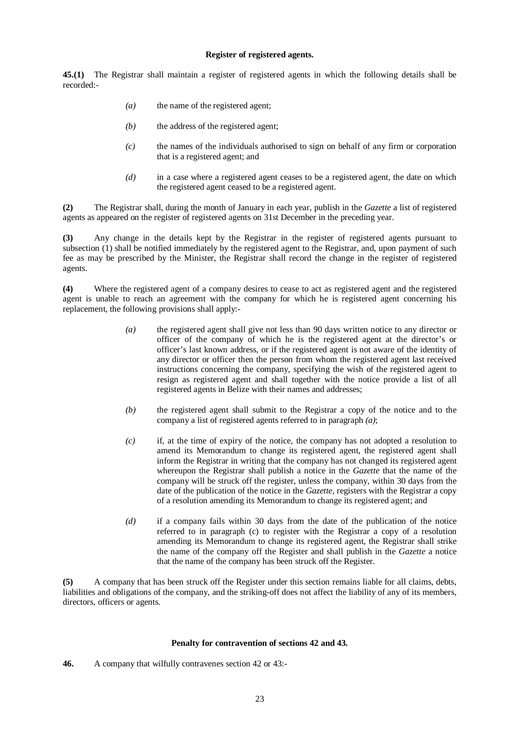**Register of registered agents.**

**45.(1)** The Registrar shall maintain a register of registered agents in which the following details shall be recorded:-

*(a)* the name of the registered agent;

*(b)* the address of the registered agent;

*(c)* the names of the individuals authorised to sign on behalf of any firm or corporation that is a registered agent; and

*(d)* in a case where a registered agent ceases to be a registered agent, the date on which the registered agent ceased to be a registered agent.

**(2)** The Registrar shall, during the month of January in each year, publish in the *Gazette* a list of registered agents as appeared on the register of registered agents on 31st December in the preceding year.

**(3)** Any change in the details kept by the Registrar in the register of registered agents pursuant to subsection (1) shall be notified immediately by the registered agent to the Registrar, and, upon payment of such fee as may be prescribed by the Minister, the Registrar shall record the change in the register of registered agents.

**(4)** Where the registered agent of a company desires to cease to act as registered agent and the registered agent is unable to reach an agreement with the company for which he is registered agent concerning his replacement, the following provisions shall apply:-

*(a)* the registered agent shall give not less than 90 days written notice to any director or officer of the company of which he is the registered agent at the director's or officer's last known address, or if the registered agent is not aware of the identity of any director or officer then the person from whom the registered agent last received instructions concerning the company, specifying the wish of the registered agent to resign as registered agent and shall together with the notice provide a list of all registered agents in Belize with their names and addresses;

*(b)* the registered agent shall submit to the Registrar a copy of the notice and to the company a list of registered agents referred to in paragraph *(a)*;

*(c)* if, at the time of expiry of the notice, the company has not adopted a resolution to amend its Memorandum to change its registered agent, the registered agent shall inform the Registrar in writing that the company has not changed its registered agent whereupon the Registrar shall publish a notice in the *Gazette* that the name of the company will be struck off the register, unless the company, within 30 days from the date of the publication of the notice in the *Gazette*, registers with the Registrar a copy of a resolution amending its Memorandum to change its registered agent; and

*(d)* if a company fails within 30 days from the date of the publication of the notice referred to in paragraph (c) to register with the Registrar a copy of a resolution amending its Memorandum to change its registered agent, the Registrar shall strike the name of the company off the Register and shall publish in the *Gazette* a notice that the name of the company has been struck off the Register.

**(5)** A company that has been struck off the Register under this section remains liable for all claims, debts, liabilities and obligations of the company, and the striking-off does not affect the liability of any of its members, directors, officers or agents.

**Penalty for contravention of sections 42 and 43.**

**46.** A company that wilfully contravenes section 42 or 43:-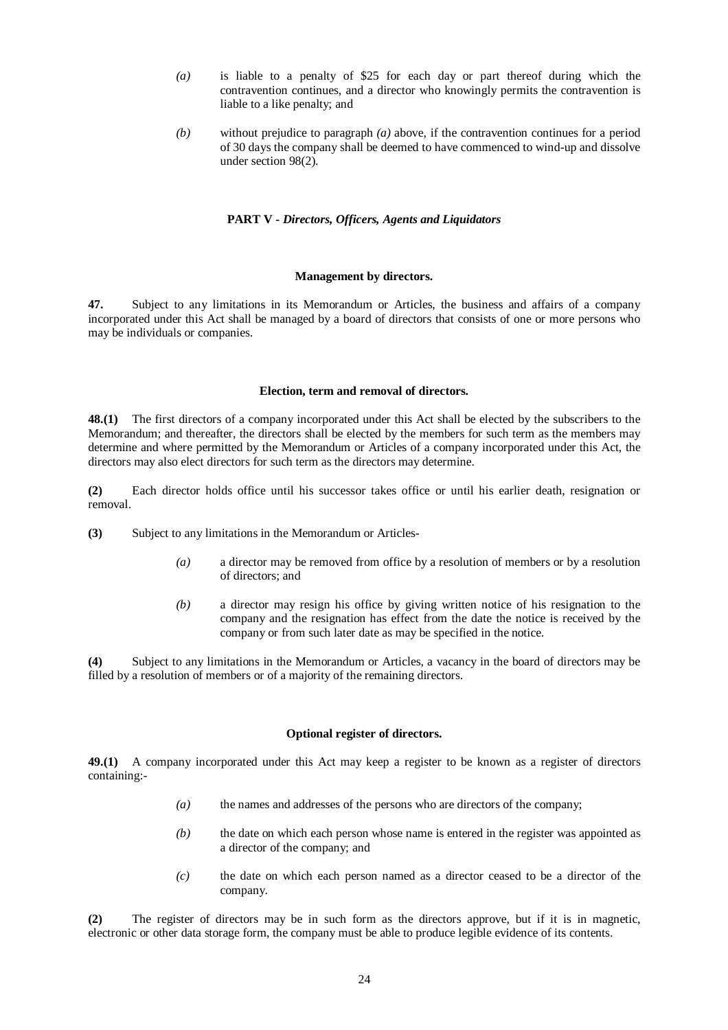*(a)* is liable to a penalty of $25 for each day or part thereof during which the contravention continues, and a director who knowingly permits the contravention is liable to a like penalty; and

*(b)* without prejudice to paragraph *(a)* above, if the contravention continues for a period of 30 days the company shall be deemed to have commenced to wind-up and dissolve under section 98(2).

## PART V - *Directors, Officers, Agents and Liquidators*

### Management by directors.

**47.** Subject to any limitations in its Memorandum or Articles, the business and affairs of a company incorporated under this Act shall be managed by a board of directors that consists of one or more persons who may be individuals or companies.

### Election, term and removal of directors.

**48.(1)** The first directors of a company incorporated under this Act shall be elected by the subscribers to the Memorandum; and thereafter, the directors shall be elected by the members for such term as the members may determine and where permitted by the Memorandum or Articles of a company incorporated under this Act, the directors may also elect directors for such term as the directors may determine.

**(2)** Each director holds office until his successor takes office or until his earlier death, resignation or removal.

**(3)** Subject to any limitations in the Memorandum or Articles-

*(a)* a director may be removed from office by a resolution of members or by a resolution of directors; and

*(b)* a director may resign his office by giving written notice of his resignation to the company and the resignation has effect from the date the notice is received by the company or from such later date as may be specified in the notice.

**(4)** Subject to any limitations in the Memorandum or Articles, a vacancy in the board of directors may be filled by a resolution of members or of a majority of the remaining directors.

### Optional register of directors.

**49.(1)** A company incorporated under this Act may keep a register to be known as a register of directors containing:-

*(a)* the names and addresses of the persons who are directors of the company;

*(b)* the date on which each person whose name is entered in the register was appointed as a director of the company; and

*(c)* the date on which each person named as a director ceased to be a director of the company.

**(2)** The register of directors may be in such form as the directors approve, but if it is in magnetic, electronic or other data storage form, the company must be able to produce legible evidence of its contents.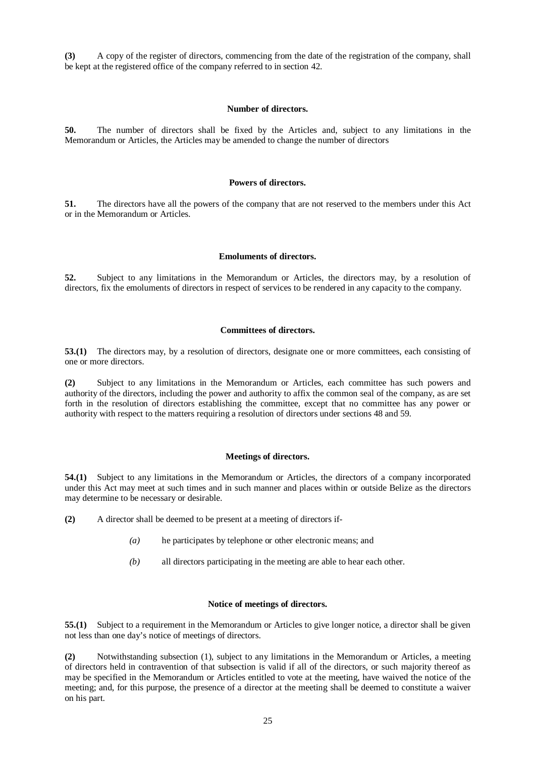**(3)** A copy of the register of directors, commencing from the date of the registration of the company, shall be kept at the registered office of the company referred to in section 42.

### Number of directors.

**50.** The number of directors shall be fixed by the Articles and, subject to any limitations in the Memorandum or Articles, the Articles may be amended to change the number of directors

### Powers of directors.

**51.** The directors have all the powers of the company that are not reserved to the members under this Act or in the Memorandum or Articles.

### Emoluments of directors.

**52.** Subject to any limitations in the Memorandum or Articles, the directors may, by a resolution of directors, fix the emoluments of directors in respect of services to be rendered in any capacity to the company.

### Committees of directors.

**53.(1)** The directors may, by a resolution of directors, designate one or more committees, each consisting of one or more directors.

**(2)** Subject to any limitations in the Memorandum or Articles, each committee has such powers and authority of the directors, including the power and authority to affix the common seal of the company, as are set forth in the resolution of directors establishing the committee, except that no committee has any power or authority with respect to the matters requiring a resolution of directors under sections 48 and 59.

### Meetings of directors.

**54.(1)** Subject to any limitations in the Memorandum or Articles, the directors of a company incorporated under this Act may meet at such times and in such manner and places within or outside Belize as the directors may determine to be necessary or desirable.

**(2)** A director shall be deemed to be present at a meeting of directors if-

- *(a)* he participates by telephone or other electronic means; and
- *(b)* all directors participating in the meeting are able to hear each other.

### Notice of meetings of directors.

**55.(1)** Subject to a requirement in the Memorandum or Articles to give longer notice, a director shall be given not less than one day's notice of meetings of directors.

**(2)** Notwithstanding subsection (1), subject to any limitations in the Memorandum or Articles, a meeting of directors held in contravention of that subsection is valid if all of the directors, or such majority thereof as may be specified in the Memorandum or Articles entitled to vote at the meeting, have waived the notice of the meeting; and, for this purpose, the presence of a director at the meeting shall be deemed to constitute a waiver on his part.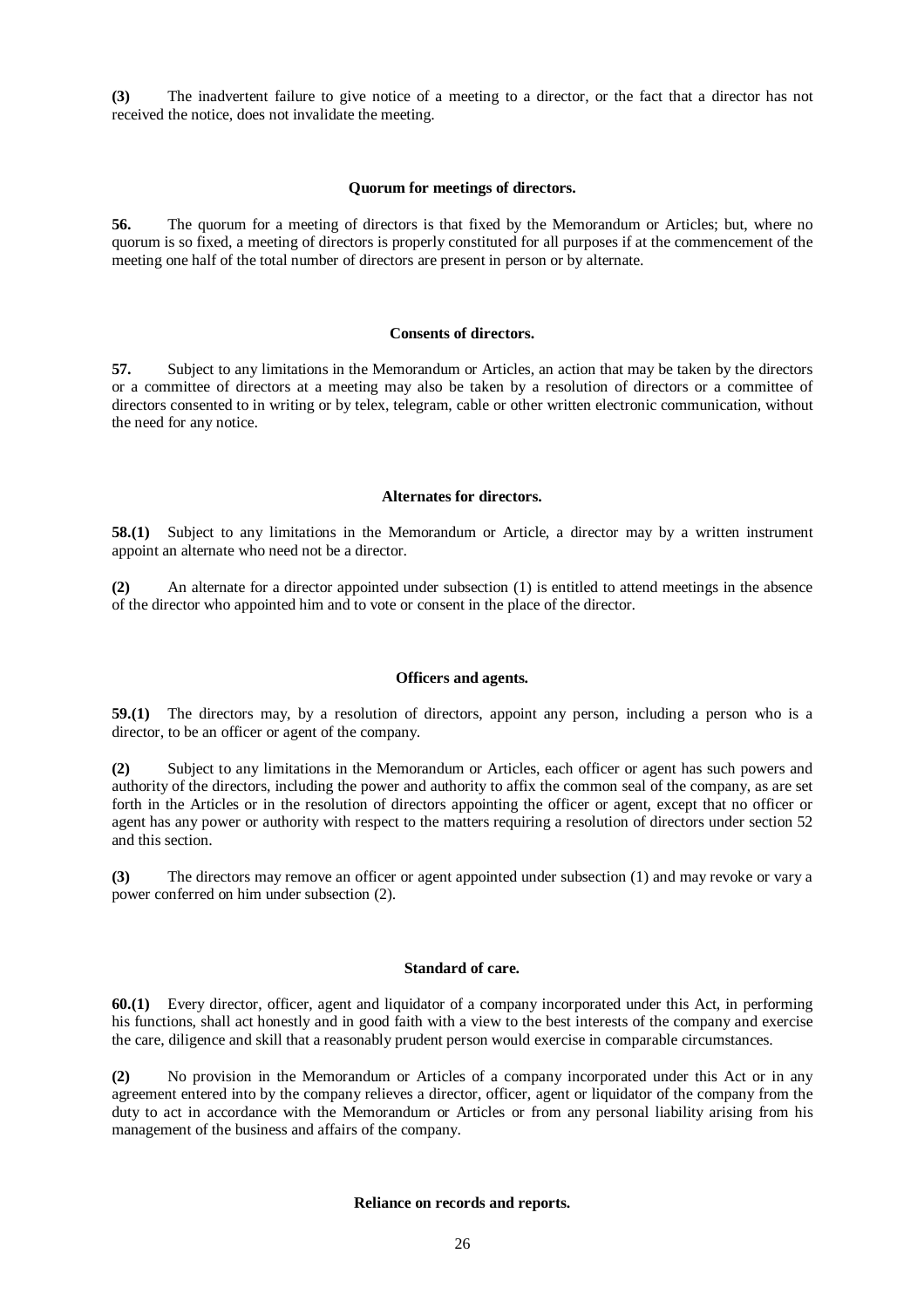**(3)** The inadvertent failure to give notice of a meeting to a director, or the fact that a director has not received the notice, does not invalidate the meeting.

### Quorum for meetings of directors.

**56.** The quorum for a meeting of directors is that fixed by the Memorandum or Articles; but, where no quorum is so fixed, a meeting of directors is properly constituted for all purposes if at the commencement of the meeting one half of the total number of directors are present in person or by alternate.

### Consents of directors.

**57.** Subject to any limitations in the Memorandum or Articles, an action that may be taken by the directors or a committee of directors at a meeting may also be taken by a resolution of directors or a committee of directors consented to in writing or by telex, telegram, cable or other written electronic communication, without the need for any notice.

### Alternates for directors.

**58.(1)** Subject to any limitations in the Memorandum or Article, a director may by a written instrument appoint an alternate who need not be a director.

**(2)** An alternate for a director appointed under subsection (1) is entitled to attend meetings in the absence of the director who appointed him and to vote or consent in the place of the director.

### Officers and agents.

**59.(1)** The directors may, by a resolution of directors, appoint any person, including a person who is a director, to be an officer or agent of the company.

**(2)** Subject to any limitations in the Memorandum or Articles, each officer or agent has such powers and authority of the directors, including the power and authority to affix the common seal of the company, as are set forth in the Articles or in the resolution of directors appointing the officer or agent, except that no officer or agent has any power or authority with respect to the matters requiring a resolution of directors under section 52 and this section.

**(3)** The directors may remove an officer or agent appointed under subsection (1) and may revoke or vary a power conferred on him under subsection (2).

### Standard of care.

**60.(1)** Every director, officer, agent and liquidator of a company incorporated under this Act, in performing his functions, shall act honestly and in good faith with a view to the best interests of the company and exercise the care, diligence and skill that a reasonably prudent person would exercise in comparable circumstances.

**(2)** No provision in the Memorandum or Articles of a company incorporated under this Act or in any agreement entered into by the company relieves a director, officer, agent or liquidator of the company from the duty to act in accordance with the Memorandum or Articles or from any personal liability arising from his management of the business and affairs of the company.

### Reliance on records and reports.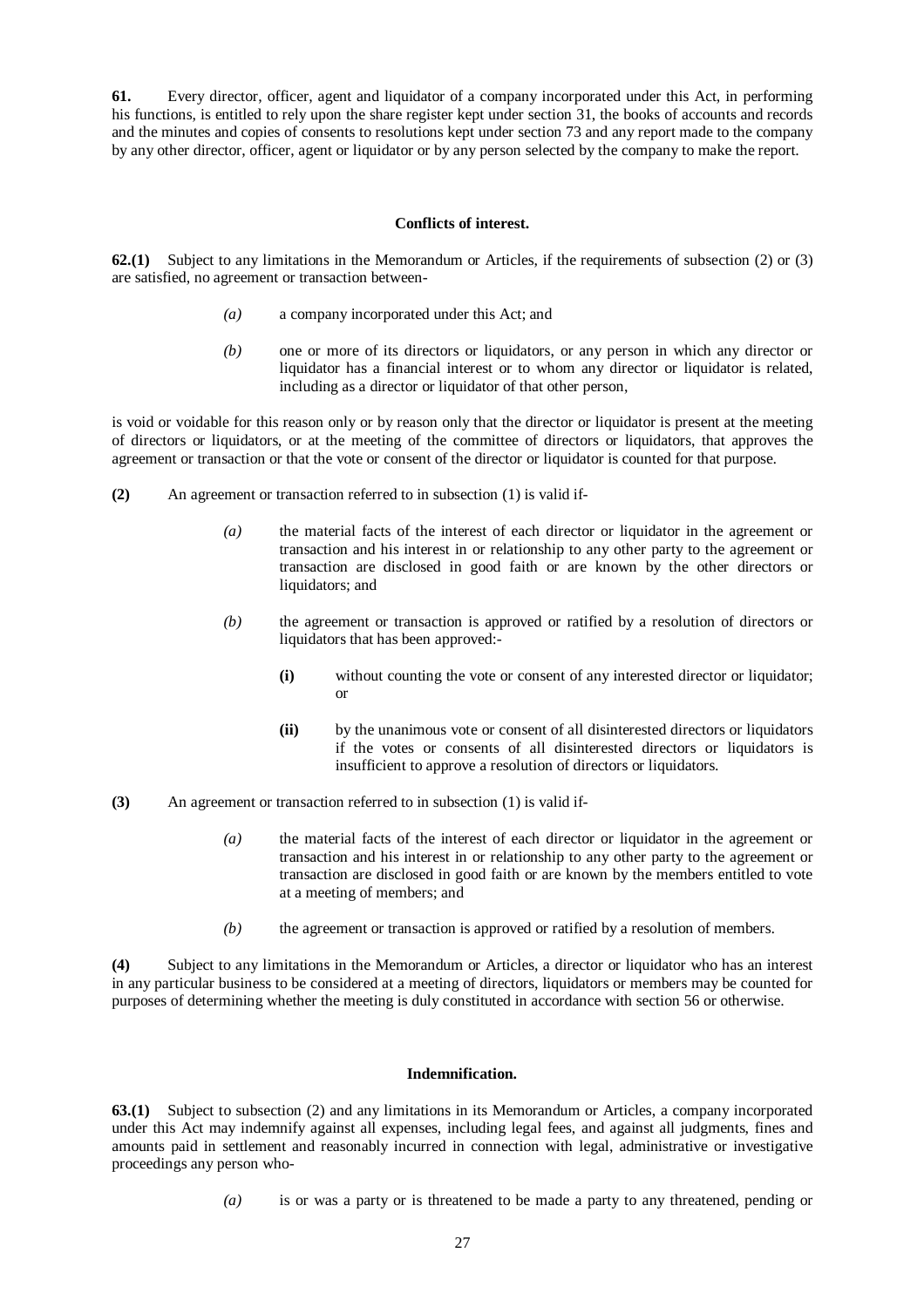**61.** Every director, officer, agent and liquidator of a company incorporated under this Act, in performing his functions, is entitled to rely upon the share register kept under section 31, the books of accounts and records and the minutes and copies of consents to resolutions kept under section 73 and any report made to the company by any other director, officer, agent or liquidator or by any person selected by the company to make the report.

**Conflicts of interest.**

**62.(1)** Subject to any limitations in the Memorandum or Articles, if the requirements of subsection (2) or (3) are satisfied, no agreement or transaction between-

*(a)* a company incorporated under this Act; and

*(b)* one or more of its directors or liquidators, or any person in which any director or liquidator has a financial interest or to whom any director or liquidator is related, including as a director or liquidator of that other person,

is void or voidable for this reason only or by reason only that the director or liquidator is present at the meeting of directors or liquidators, or at the meeting of the committee of directors or liquidators, that approves the agreement or transaction or that the vote or consent of the director or liquidator is counted for that purpose.

**(2)** An agreement or transaction referred to in subsection (1) is valid if-

*(a)* the material facts of the interest of each director or liquidator in the agreement or transaction and his interest in or relationship to any other party to the agreement or transaction are disclosed in good faith or are known by the other directors or liquidators; and

*(b)* the agreement or transaction is approved or ratified by a resolution of directors or liquidators that has been approved:-

**(i)** without counting the vote or consent of any interested director or liquidator; or

**(ii)** by the unanimous vote or consent of all disinterested directors or liquidators if the votes or consents of all disinterested directors or liquidators is insufficient to approve a resolution of directors or liquidators.

**(3)** An agreement or transaction referred to in subsection (1) is valid if-

*(a)* the material facts of the interest of each director or liquidator in the agreement or transaction and his interest in or relationship to any other party to the agreement or transaction are disclosed in good faith or are known by the members entitled to vote at a meeting of members; and

*(b)* the agreement or transaction is approved or ratified by a resolution of members.

**(4)** Subject to any limitations in the Memorandum or Articles, a director or liquidator who has an interest in any particular business to be considered at a meeting of directors, liquidators or members may be counted for purposes of determining whether the meeting is duly constituted in accordance with section 56 or otherwise.

**Indemnification.**

**63.(1)** Subject to subsection (2) and any limitations in its Memorandum or Articles, a company incorporated under this Act may indemnify against all expenses, including legal fees, and against all judgments, fines and amounts paid in settlement and reasonably incurred in connection with legal, administrative or investigative proceedings any person who-

*(a)* is or was a party or is threatened to be made a party to any threatened, pending or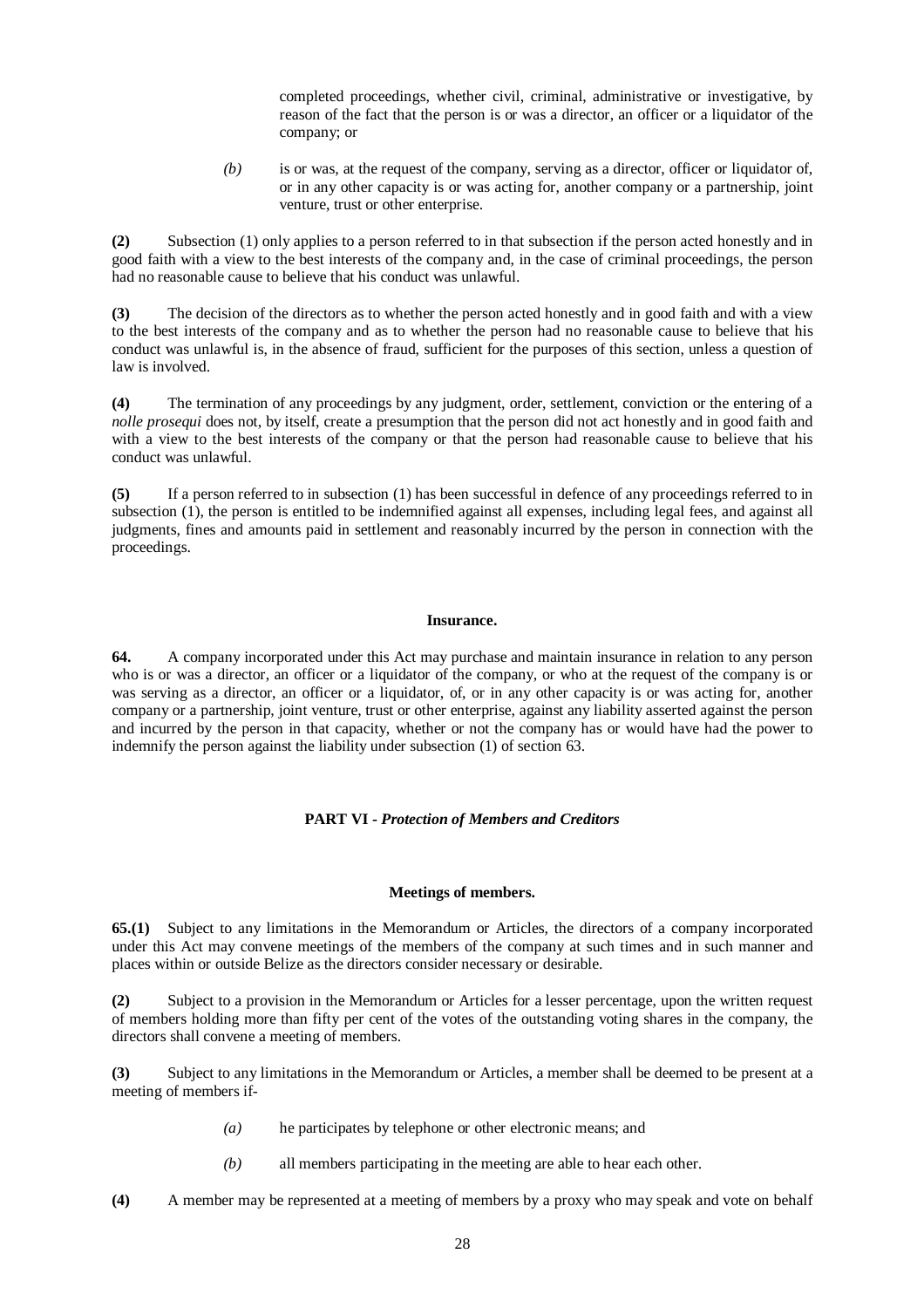completed proceedings, whether civil, criminal, administrative or investigative, by reason of the fact that the person is or was a director, an officer or a liquidator of the company; or

*(b)* is or was, at the request of the company, serving as a director, officer or liquidator of, or in any other capacity is or was acting for, another company or a partnership, joint venture, trust or other enterprise.

**(2)** Subsection (1) only applies to a person referred to in that subsection if the person acted honestly and in good faith with a view to the best interests of the company and, in the case of criminal proceedings, the person had no reasonable cause to believe that his conduct was unlawful.

**(3)** The decision of the directors as to whether the person acted honestly and in good faith and with a view to the best interests of the company and as to whether the person had no reasonable cause to believe that his conduct was unlawful is, in the absence of fraud, sufficient for the purposes of this section, unless a question of law is involved.

**(4)** The termination of any proceedings by any judgment, order, settlement, conviction or the entering of a *nolle prosequi* does not, by itself, create a presumption that the person did not act honestly and in good faith and with a view to the best interests of the company or that the person had reasonable cause to believe that his conduct was unlawful.

**(5)** If a person referred to in subsection (1) has been successful in defence of any proceedings referred to in subsection (1), the person is entitled to be indemnified against all expenses, including legal fees, and against all judgments, fines and amounts paid in settlement and reasonably incurred by the person in connection with the proceedings.

#### Insurance.

**64.** A company incorporated under this Act may purchase and maintain insurance in relation to any person who is or was a director, an officer or a liquidator of the company, or who at the request of the company is or was serving as a director, an officer or a liquidator, of, or in any other capacity is or was acting for, another company or a partnership, joint venture, trust or other enterprise, against any liability asserted against the person and incurred by the person in that capacity, whether or not the company has or would have had the power to indemnify the person against the liability under subsection (1) of section 63.

## PART VI - *Protection of Members and Creditors*

#### Meetings of members.

**65.(1)** Subject to any limitations in the Memorandum or Articles, the directors of a company incorporated under this Act may convene meetings of the members of the company at such times and in such manner and places within or outside Belize as the directors consider necessary or desirable.

**(2)** Subject to a provision in the Memorandum or Articles for a lesser percentage, upon the written request of members holding more than fifty per cent of the votes of the outstanding voting shares in the company, the directors shall convene a meeting of members.

**(3)** Subject to any limitations in the Memorandum or Articles, a member shall be deemed to be present at a meeting of members if-

*(a)* he participates by telephone or other electronic means; and

*(b)* all members participating in the meeting are able to hear each other.

**(4)** A member may be represented at a meeting of members by a proxy who may speak and vote on behalf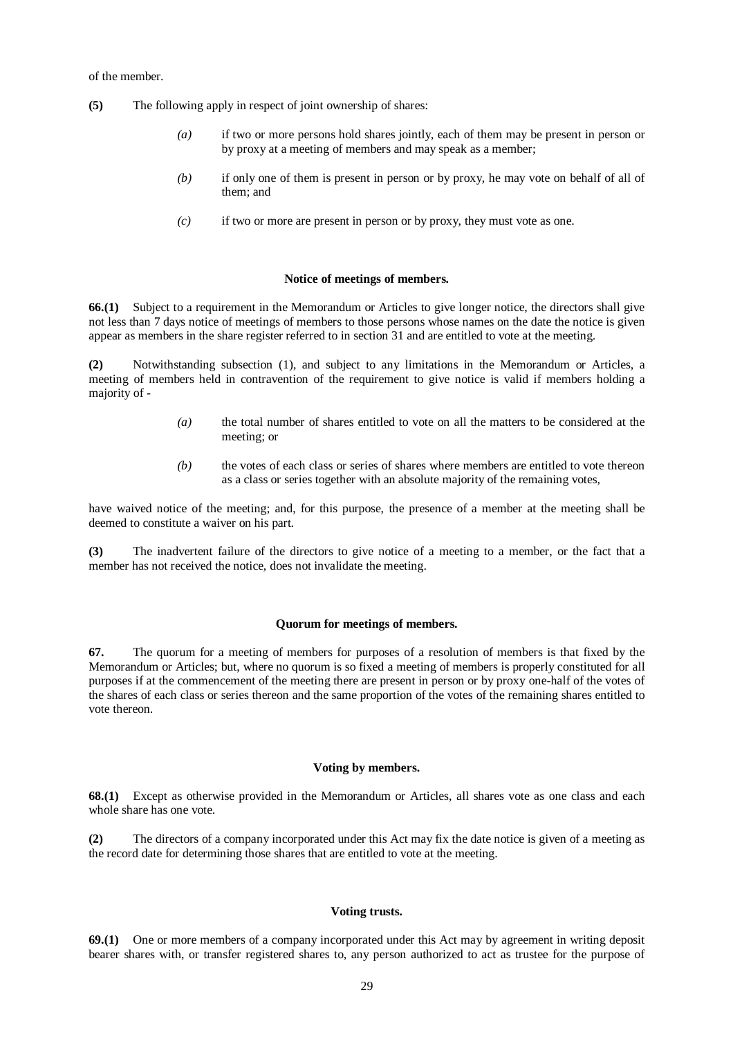of the member.

**(5)** The following apply in respect of joint ownership of shares:

*(a)* if two or more persons hold shares jointly, each of them may be present in person or by proxy at a meeting of members and may speak as a member;

*(b)* if only one of them is present in person or by proxy, he may vote on behalf of all of them; and

*(c)* if two or more are present in person or by proxy, they must vote as one.

**Notice of meetings of members.**

**66.(1)** Subject to a requirement in the Memorandum or Articles to give longer notice, the directors shall give not less than 7 days notice of meetings of members to those persons whose names on the date the notice is given appear as members in the share register referred to in section 31 and are entitled to vote at the meeting.

**(2)** Notwithstanding subsection (1), and subject to any limitations in the Memorandum or Articles, a meeting of members held in contravention of the requirement to give notice is valid if members holding a majority of -

*(a)* the total number of shares entitled to vote on all the matters to be considered at the meeting; or

*(b)* the votes of each class or series of shares where members are entitled to vote thereon as a class or series together with an absolute majority of the remaining votes,

have waived notice of the meeting; and, for this purpose, the presence of a member at the meeting shall be deemed to constitute a waiver on his part.

**(3)** The inadvertent failure of the directors to give notice of a meeting to a member, or the fact that a member has not received the notice, does not invalidate the meeting.

**Quorum for meetings of members.**

**67.** The quorum for a meeting of members for purposes of a resolution of members is that fixed by the Memorandum or Articles; but, where no quorum is so fixed a meeting of members is properly constituted for all purposes if at the commencement of the meeting there are present in person or by proxy one-half of the votes of the shares of each class or series thereon and the same proportion of the votes of the remaining shares entitled to vote thereon.

**Voting by members.**

**68.(1)** Except as otherwise provided in the Memorandum or Articles, all shares vote as one class and each whole share has one vote.

**(2)** The directors of a company incorporated under this Act may fix the date notice is given of a meeting as the record date for determining those shares that are entitled to vote at the meeting.

**Voting trusts.**

**69.(1)** One or more members of a company incorporated under this Act may by agreement in writing deposit bearer shares with, or transfer registered shares to, any person authorized to act as trustee for the purpose of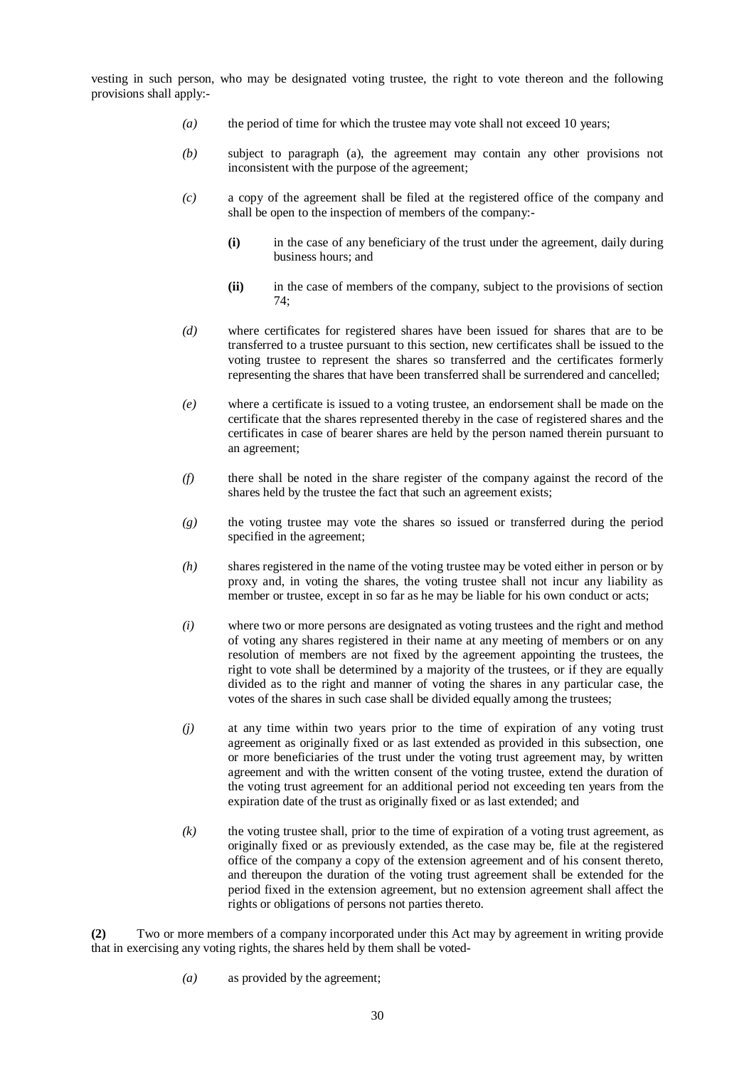vesting in such person, who may be designated voting trustee, the right to vote thereon and the following provisions shall apply:-

*(a)* the period of time for which the trustee may vote shall not exceed 10 years;

*(b)* subject to paragraph (a), the agreement may contain any other provisions not inconsistent with the purpose of the agreement;

*(c)* a copy of the agreement shall be filed at the registered office of the company and shall be open to the inspection of members of the company:-

**(i)** in the case of any beneficiary of the trust under the agreement, daily during business hours; and

**(ii)** in the case of members of the company, subject to the provisions of section 74;

*(d)* where certificates for registered shares have been issued for shares that are to be transferred to a trustee pursuant to this section, new certificates shall be issued to the voting trustee to represent the shares so transferred and the certificates formerly representing the shares that have been transferred shall be surrendered and cancelled;

*(e)* where a certificate is issued to a voting trustee, an endorsement shall be made on the certificate that the shares represented thereby in the case of registered shares and the certificates in case of bearer shares are held by the person named therein pursuant to an agreement;

*(f)* there shall be noted in the share register of the company against the record of the shares held by the trustee the fact that such an agreement exists;

*(g)* the voting trustee may vote the shares so issued or transferred during the period specified in the agreement;

*(h)* shares registered in the name of the voting trustee may be voted either in person or by proxy and, in voting the shares, the voting trustee shall not incur any liability as member or trustee, except in so far as he may be liable for his own conduct or acts;

*(i)* where two or more persons are designated as voting trustees and the right and method of voting any shares registered in their name at any meeting of members or on any resolution of members are not fixed by the agreement appointing the trustees, the right to vote shall be determined by a majority of the trustees, or if they are equally divided as to the right and manner of voting the shares in any particular case, the votes of the shares in such case shall be divided equally among the trustees;

*(j)* at any time within two years prior to the time of expiration of any voting trust agreement as originally fixed or as last extended as provided in this subsection, one or more beneficiaries of the trust under the voting trust agreement may, by written agreement and with the written consent of the voting trustee, extend the duration of the voting trust agreement for an additional period not exceeding ten years from the expiration date of the trust as originally fixed or as last extended; and

*(k)* the voting trustee shall, prior to the time of expiration of a voting trust agreement, as originally fixed or as previously extended, as the case may be, file at the registered office of the company a copy of the extension agreement and of his consent thereto, and thereupon the duration of the voting trust agreement shall be extended for the period fixed in the extension agreement, but no extension agreement shall affect the rights or obligations of persons not parties thereto.

**(2)** Two or more members of a company incorporated under this Act may by agreement in writing provide that in exercising any voting rights, the shares held by them shall be voted-

*(a)* as provided by the agreement;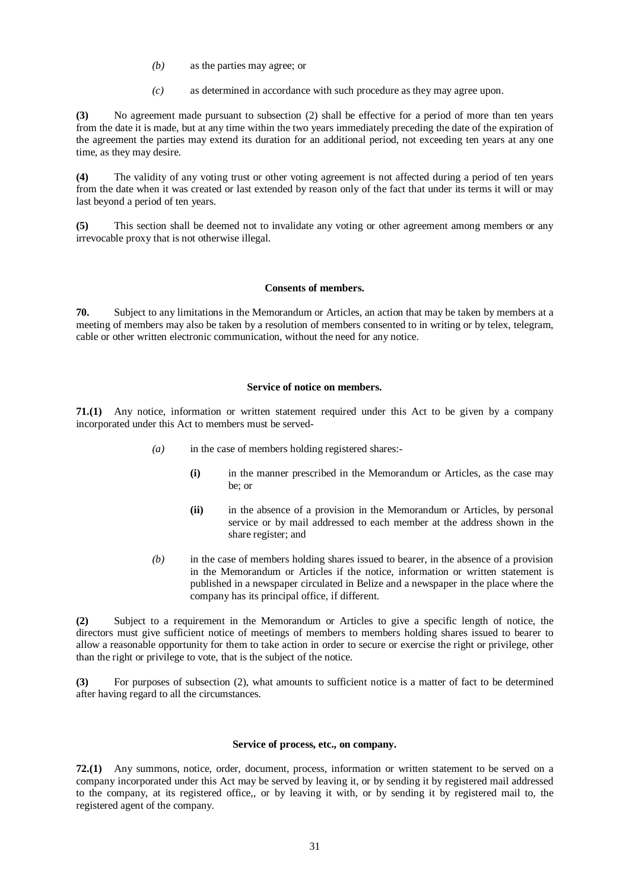*(b)* as the parties may agree; or

*(c)* as determined in accordance with such procedure as they may agree upon.

**(3)** No agreement made pursuant to subsection (2) shall be effective for a period of more than ten years from the date it is made, but at any time within the two years immediately preceding the date of the expiration of the agreement the parties may extend its duration for an additional period, not exceeding ten years at any one time, as they may desire.

**(4)** The validity of any voting trust or other voting agreement is not affected during a period of ten years from the date when it was created or last extended by reason only of the fact that under its terms it will or may last beyond a period of ten years.

**(5)** This section shall be deemed not to invalidate any voting or other agreement among members or any irrevocable proxy that is not otherwise illegal.

**Consents of members.**

**70.** Subject to any limitations in the Memorandum or Articles, an action that may be taken by members at a meeting of members may also be taken by a resolution of members consented to in writing or by telex, telegram, cable or other written electronic communication, without the need for any notice.

**Service of notice on members.**

**71.(1)** Any notice, information or written statement required under this Act to be given by a company incorporated under this Act to members must be served-

*(a)* in the case of members holding registered shares:-

**(i)** in the manner prescribed in the Memorandum or Articles, as the case may be; or

**(ii)** in the absence of a provision in the Memorandum or Articles, by personal service or by mail addressed to each member at the address shown in the share register; and

*(b)* in the case of members holding shares issued to bearer, in the absence of a provision in the Memorandum or Articles if the notice, information or written statement is published in a newspaper circulated in Belize and a newspaper in the place where the company has its principal office, if different.

**(2)** Subject to a requirement in the Memorandum or Articles to give a specific length of notice, the directors must give sufficient notice of meetings of members to members holding shares issued to bearer to allow a reasonable opportunity for them to take action in order to secure or exercise the right or privilege, other than the right or privilege to vote, that is the subject of the notice.

**(3)** For purposes of subsection (2), what amounts to sufficient notice is a matter of fact to be determined after having regard to all the circumstances.

**Service of process, etc., on company.**

**72.(1)** Any summons, notice, order, document, process, information or written statement to be served on a company incorporated under this Act may be served by leaving it, or by sending it by registered mail addressed to the company, at its registered office,, or by leaving it with, or by sending it by registered mail to, the registered agent of the company.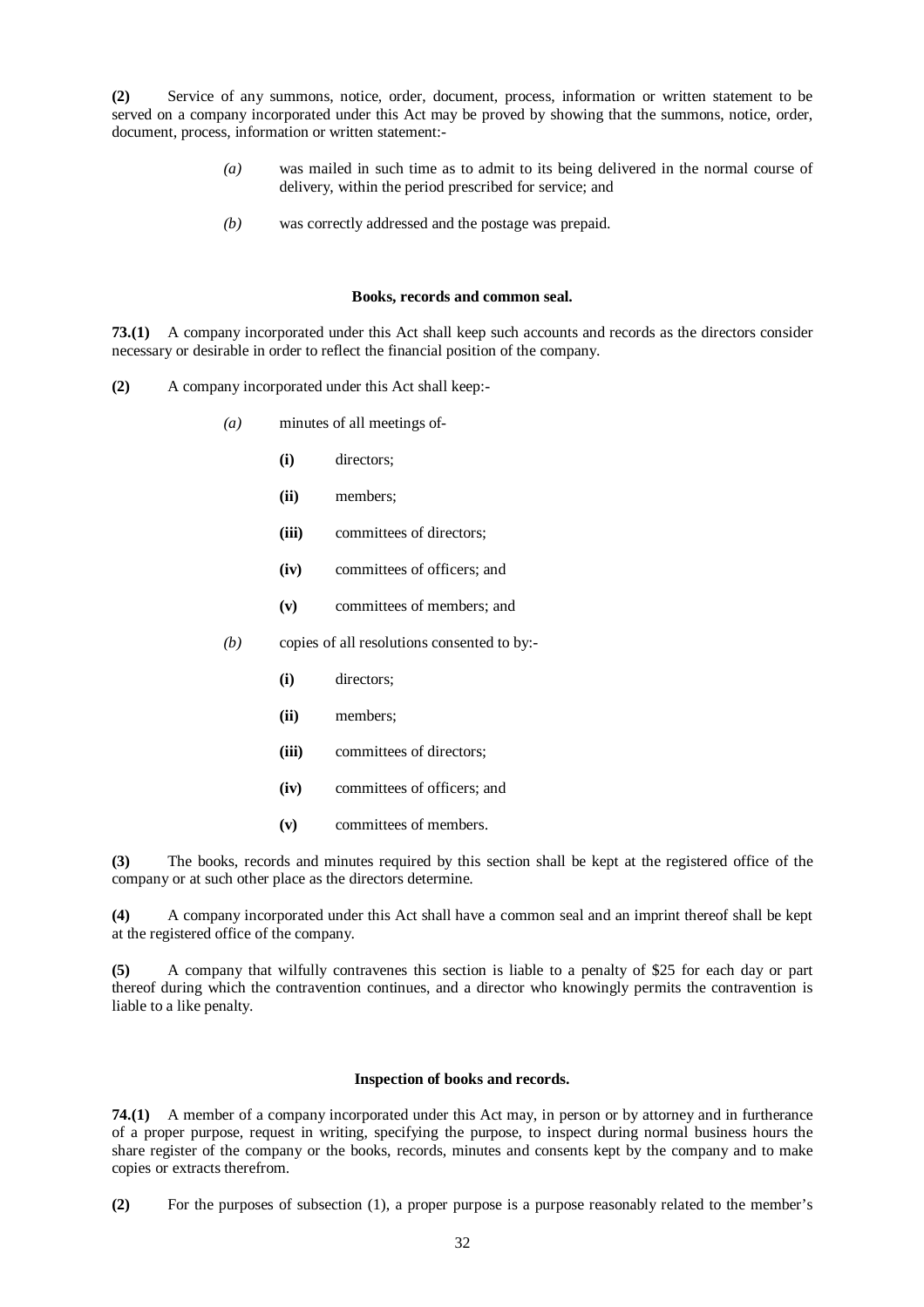**(2)** Service of any summons, notice, order, document, process, information or written statement to be served on a company incorporated under this Act may be proved by showing that the summons, notice, order, document, process, information or written statement:-

> *(a)* was mailed in such time as to admit to its being delivered in the normal course of delivery, within the period prescribed for service; and
>
> *(b)* was correctly addressed and the postage was prepaid.

### Books, records and common seal.

**73.(1)** A company incorporated under this Act shall keep such accounts and records as the directors consider necessary or desirable in order to reflect the financial position of the company.

**(2)** A company incorporated under this Act shall keep:-

> *(a)* minutes of all meetings of-
>
> > **(i)** directors;
> >
> > **(ii)** members;
> >
> > **(iii)** committees of directors;
> >
> > **(iv)** committees of officers; and
> >
> > **(v)** committees of members; and
>
> *(b)* copies of all resolutions consented to by:-
>
> > **(i)** directors;
> >
> > **(ii)** members;
> >
> > **(iii)** committees of directors;
> >
> > **(iv)** committees of officers; and
> >
> > **(v)** committees of members.

**(3)** The books, records and minutes required by this section shall be kept at the registered office of the company or at such other place as the directors determine.

**(4)** A company incorporated under this Act shall have a common seal and an imprint thereof shall be kept at the registered office of the company.

**(5)** A company that wilfully contravenes this section is liable to a penalty of $25 for each day or part thereof during which the contravention continues, and a director who knowingly permits the contravention is liable to a like penalty.

### Inspection of books and records.

**74.(1)** A member of a company incorporated under this Act may, in person or by attorney and in furtherance of a proper purpose, request in writing, specifying the purpose, to inspect during normal business hours the share register of the company or the books, records, minutes and consents kept by the company and to make copies or extracts therefrom.

**(2)** For the purposes of subsection (1), a proper purpose is a purpose reasonably related to the member's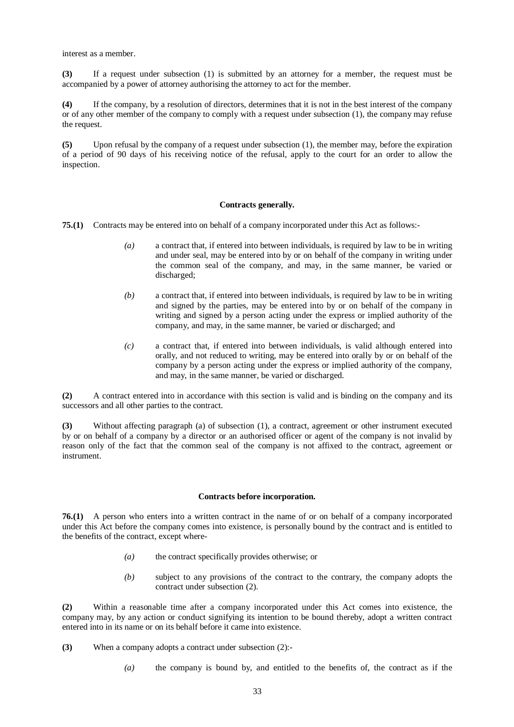interest as a member.

**(3)** If a request under subsection (1) is submitted by an attorney for a member, the request must be accompanied by a power of attorney authorising the attorney to act for the member.

**(4)** If the company, by a resolution of directors, determines that it is not in the best interest of the company or of any other member of the company to comply with a request under subsection (1), the company may refuse the request.

**(5)** Upon refusal by the company of a request under subsection (1), the member may, before the expiration of a period of 90 days of his receiving notice of the refusal, apply to the court for an order to allow the inspection.

**Contracts generally.**

**75.(1)** Contracts may be entered into on behalf of a company incorporated under this Act as follows:-

*(a)* a contract that, if entered into between individuals, is required by law to be in writing and under seal, may be entered into by or on behalf of the company in writing under the common seal of the company, and may, in the same manner, be varied or discharged;

*(b)* a contract that, if entered into between individuals, is required by law to be in writing and signed by the parties, may be entered into by or on behalf of the company in writing and signed by a person acting under the express or implied authority of the company, and may, in the same manner, be varied or discharged; and

*(c)* a contract that, if entered into between individuals, is valid although entered into orally, and not reduced to writing, may be entered into orally by or on behalf of the company by a person acting under the express or implied authority of the company, and may, in the same manner, be varied or discharged.

**(2)** A contract entered into in accordance with this section is valid and is binding on the company and its successors and all other parties to the contract.

**(3)** Without affecting paragraph (a) of subsection (1), a contract, agreement or other instrument executed by or on behalf of a company by a director or an authorised officer or agent of the company is not invalid by reason only of the fact that the common seal of the company is not affixed to the contract, agreement or instrument.

**Contracts before incorporation.**

**76.(1)** A person who enters into a written contract in the name of or on behalf of a company incorporated under this Act before the company comes into existence, is personally bound by the contract and is entitled to the benefits of the contract, except where-

*(a)* the contract specifically provides otherwise; or

*(b)* subject to any provisions of the contract to the contrary, the company adopts the contract under subsection (2).

**(2)** Within a reasonable time after a company incorporated under this Act comes into existence, the company may, by any action or conduct signifying its intention to be bound thereby, adopt a written contract entered into in its name or on its behalf before it came into existence.

**(3)** When a company adopts a contract under subsection (2):-

*(a)* the company is bound by, and entitled to the benefits of, the contract as if the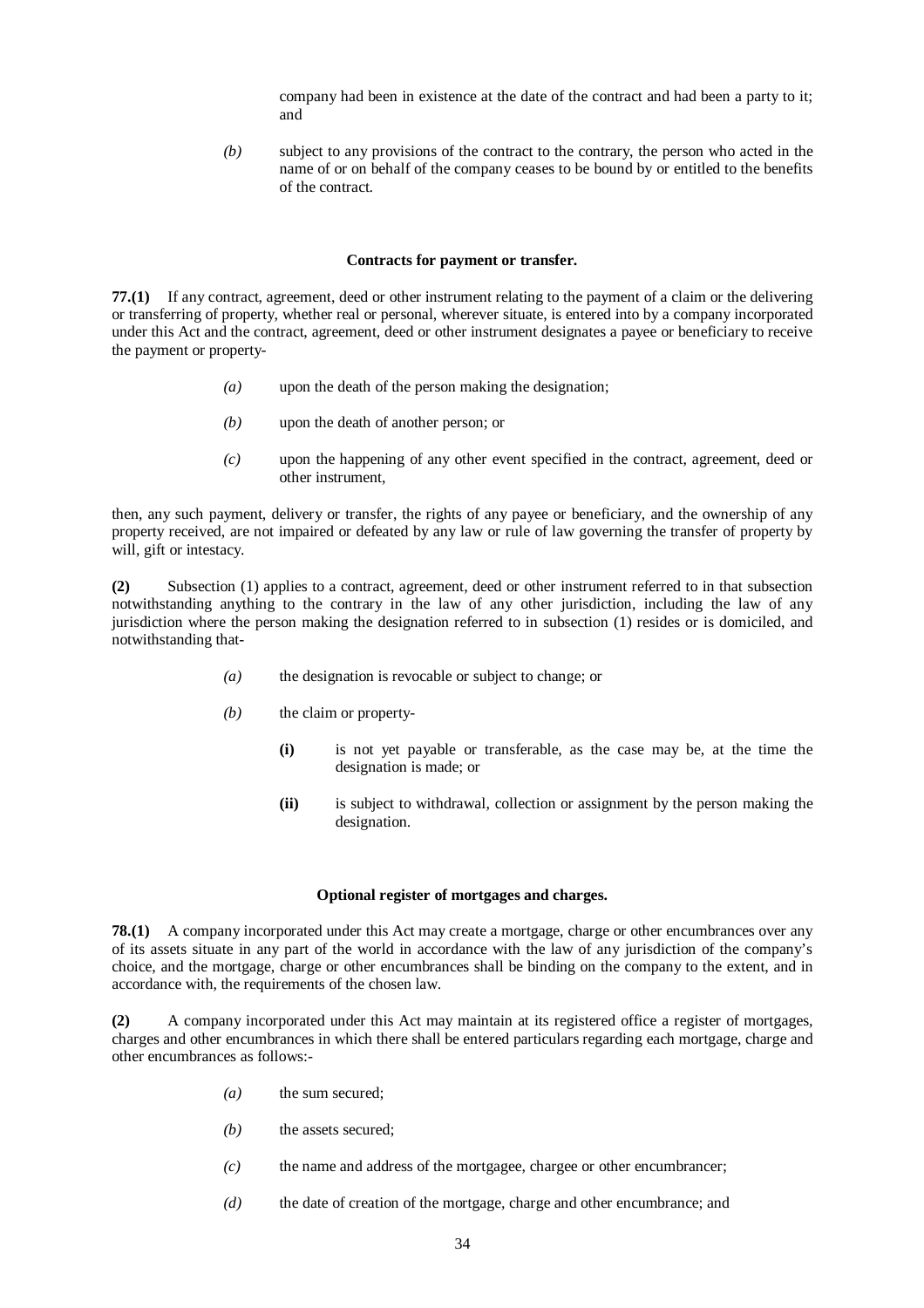company had been in existence at the date of the contract and had been a party to it; and

*(b)* subject to any provisions of the contract to the contrary, the person who acted in the name of or on behalf of the company ceases to be bound by or entitled to the benefits of the contract.

**Contracts for payment or transfer.**

**77.(1)** If any contract, agreement, deed or other instrument relating to the payment of a claim or the delivering or transferring of property, whether real or personal, wherever situate, is entered into by a company incorporated under this Act and the contract, agreement, deed or other instrument designates a payee or beneficiary to receive the payment or property-

*(a)* upon the death of the person making the designation;

*(b)* upon the death of another person; or

*(c)* upon the happening of any other event specified in the contract, agreement, deed or other instrument,

then, any such payment, delivery or transfer, the rights of any payee or beneficiary, and the ownership of any property received, are not impaired or defeated by any law or rule of law governing the transfer of property by will, gift or intestacy.

**(2)** Subsection (1) applies to a contract, agreement, deed or other instrument referred to in that subsection notwithstanding anything to the contrary in the law of any other jurisdiction, including the law of any jurisdiction where the person making the designation referred to in subsection (1) resides or is domiciled, and notwithstanding that-

*(a)* the designation is revocable or subject to change; or

*(b)* the claim or property-

**(i)** is not yet payable or transferable, as the case may be, at the time the designation is made; or

**(ii)** is subject to withdrawal, collection or assignment by the person making the designation.

**Optional register of mortgages and charges.**

**78.(1)** A company incorporated under this Act may create a mortgage, charge or other encumbrances over any of its assets situate in any part of the world in accordance with the law of any jurisdiction of the company's choice, and the mortgage, charge or other encumbrances shall be binding on the company to the extent, and in accordance with, the requirements of the chosen law.

**(2)** A company incorporated under this Act may maintain at its registered office a register of mortgages, charges and other encumbrances in which there shall be entered particulars regarding each mortgage, charge and other encumbrances as follows:-

*(a)* the sum secured;

*(b)* the assets secured;

*(c)* the name and address of the mortgagee, chargee or other encumbrancer;

*(d)* the date of creation of the mortgage, charge and other encumbrance; and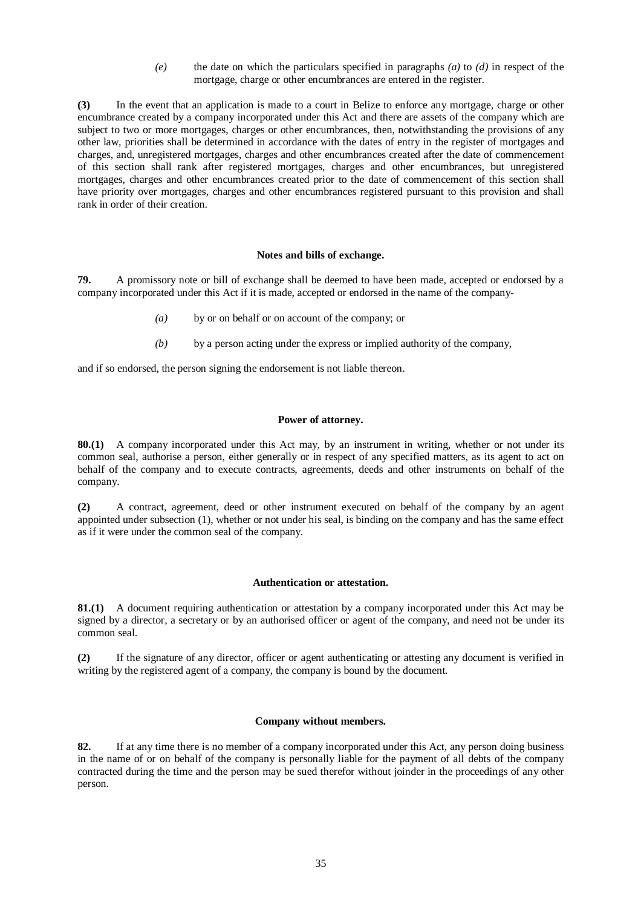*(e)* the date on which the particulars specified in paragraphs *(a)* to *(d)* in respect of the mortgage, charge or other encumbrances are entered in the register.

**(3)** In the event that an application is made to a court in Belize to enforce any mortgage, charge or other encumbrance created by a company incorporated under this Act and there are assets of the company which are subject to two or more mortgages, charges or other encumbrances, then, notwithstanding the provisions of any other law, priorities shall be determined in accordance with the dates of entry in the register of mortgages and charges, and, unregistered mortgages, charges and other encumbrances created after the date of commencement of this section shall rank after registered mortgages, charges and other encumbrances, but unregistered mortgages, charges and other encumbrances created prior to the date of commencement of this section shall have priority over mortgages, charges and other encumbrances registered pursuant to this provision and shall rank in order of their creation.

**Notes and bills of exchange.**

**79.** A promissory note or bill of exchange shall be deemed to have been made, accepted or endorsed by a company incorporated under this Act if it is made, accepted or endorsed in the name of the company-

*(a)* by or on behalf or on account of the company; or

*(b)* by a person acting under the express or implied authority of the company,

and if so endorsed, the person signing the endorsement is not liable thereon.

**Power of attorney.**

**80.(1)** A company incorporated under this Act may, by an instrument in writing, whether or not under its common seal, authorise a person, either generally or in respect of any specified matters, as its agent to act on behalf of the company and to execute contracts, agreements, deeds and other instruments on behalf of the company.

**(2)** A contract, agreement, deed or other instrument executed on behalf of the company by an agent appointed under subsection (1), whether or not under his seal, is binding on the company and has the same effect as if it were under the common seal of the company.

**Authentication or attestation.**

**81.(1)** A document requiring authentication or attestation by a company incorporated under this Act may be signed by a director, a secretary or by an authorised officer or agent of the company, and need not be under its common seal.

**(2)** If the signature of any director, officer or agent authenticating or attesting any document is verified in writing by the registered agent of a company, the company is bound by the document.

**Company without members.**

**82.** If at any time there is no member of a company incorporated under this Act, any person doing business in the name of or on behalf of the company is personally liable for the payment of all debts of the company contracted during the time and the person may be sued therefor without joinder in the proceedings of any other person.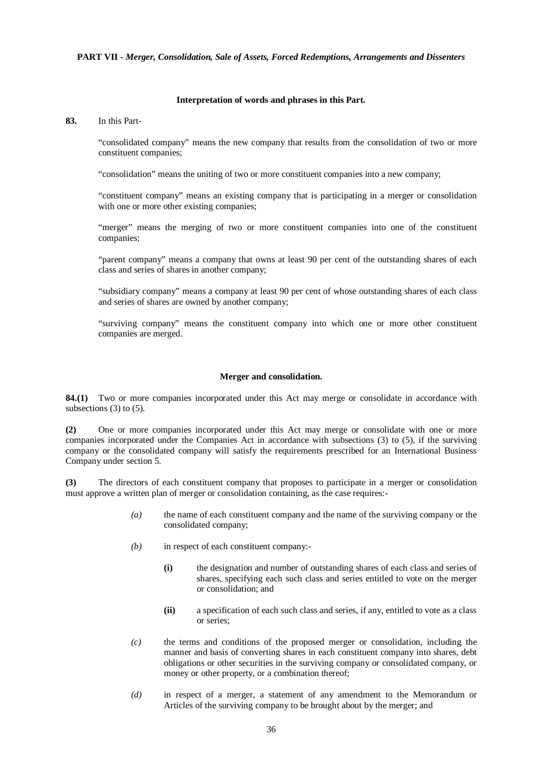**PART VII -** ***Merger, Consolidation, Sale of Assets, Forced Redemptions, Arrangements and Dissenters***

**Interpretation of words and phrases in this Part.**

**83.** In this Part-

"consolidated company" means the new company that results from the consolidation of two or more constituent companies;

"consolidation" means the uniting of two or more constituent companies into a new company;

"constituent company" means an existing company that is participating in a merger or consolidation with one or more other existing companies;

"merger" means the merging of two or more constituent companies into one of the constituent companies;

"parent company" means a company that owns at least 90 per cent of the outstanding shares of each class and series of shares in another company;

"subsidiary company" means a company at least 90 per cent of whose outstanding shares of each class and series of shares are owned by another company;

"surviving company" means the constituent company into which one or more other constituent companies are merged.

**Merger and consolidation.**

**84.(1)** Two or more companies incorporated under this Act may merge or consolidate in accordance with subsections (3) to (5).

**(2)** One or more companies incorporated under this Act may merge or consolidate with one or more companies incorporated under the Companies Act in accordance with subsections (3) to (5), if the surviving company or the consolidated company will satisfy the requirements prescribed for an International Business Company under section 5.

**(3)** The directors of each constituent company that proposes to participate in a merger or consolidation must approve a written plan of merger or consolidation containing, as the case requires:-

*(a)* the name of each constituent company and the name of the surviving company or the consolidated company;

*(b)* in respect of each constituent company:-

**(i)** the designation and number of outstanding shares of each class and series of shares, specifying each such class and series entitled to vote on the merger or consolidation; and

**(ii)** a specification of each such class and series, if any, entitled to vote as a class or series;

*(c)* the terms and conditions of the proposed merger or consolidation, including the manner and basis of converting shares in each constituent company into shares, debt obligations or other securities in the surviving company or consolidated company, or money or other property, or a combination thereof;

*(d)* in respect of a merger, a statement of any amendment to the Memorandum or Articles of the surviving company to be brought about by the merger; and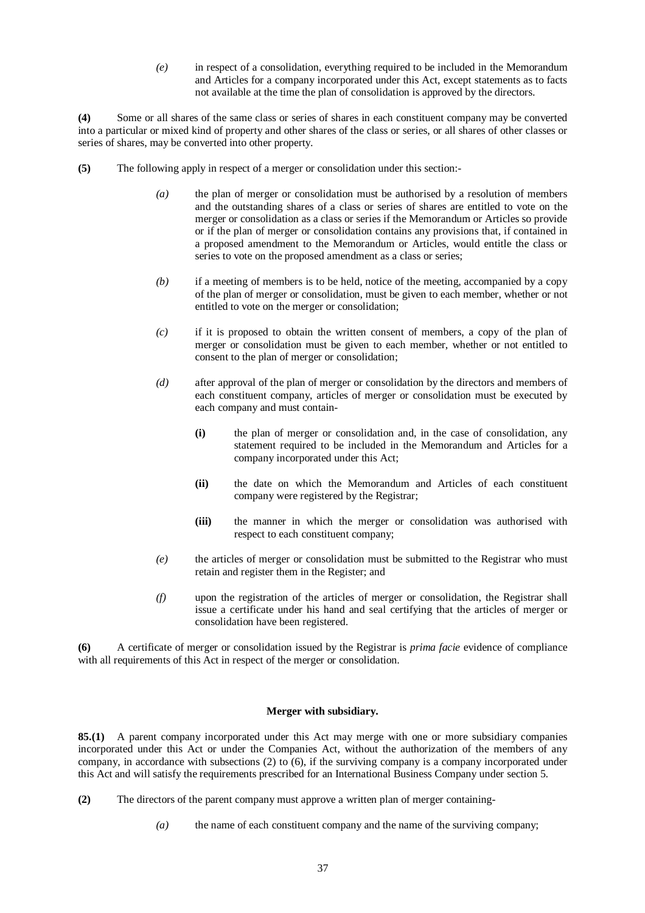*(e)* in respect of a consolidation, everything required to be included in the Memorandum and Articles for a company incorporated under this Act, except statements as to facts not available at the time the plan of consolidation is approved by the directors.

**(4)** Some or all shares of the same class or series of shares in each constituent company may be converted into a particular or mixed kind of property and other shares of the class or series, or all shares of other classes or series of shares, may be converted into other property.

**(5)** The following apply in respect of a merger or consolidation under this section:-

*(a)* the plan of merger or consolidation must be authorised by a resolution of members and the outstanding shares of a class or series of shares are entitled to vote on the merger or consolidation as a class or series if the Memorandum or Articles so provide or if the plan of merger or consolidation contains any provisions that, if contained in a proposed amendment to the Memorandum or Articles, would entitle the class or series to vote on the proposed amendment as a class or series;

*(b)* if a meeting of members is to be held, notice of the meeting, accompanied by a copy of the plan of merger or consolidation, must be given to each member, whether or not entitled to vote on the merger or consolidation;

*(c)* if it is proposed to obtain the written consent of members, a copy of the plan of merger or consolidation must be given to each member, whether or not entitled to consent to the plan of merger or consolidation;

*(d)* after approval of the plan of merger or consolidation by the directors and members of each constituent company, articles of merger or consolidation must be executed by each company and must contain-

**(i)** the plan of merger or consolidation and, in the case of consolidation, any statement required to be included in the Memorandum and Articles for a company incorporated under this Act;

**(ii)** the date on which the Memorandum and Articles of each constituent company were registered by the Registrar;

**(iii)** the manner in which the merger or consolidation was authorised with respect to each constituent company;

*(e)* the articles of merger or consolidation must be submitted to the Registrar who must retain and register them in the Register; and

*(f)* upon the registration of the articles of merger or consolidation, the Registrar shall issue a certificate under his hand and seal certifying that the articles of merger or consolidation have been registered.

**(6)** A certificate of merger or consolidation issued by the Registrar is *prima facie* evidence of compliance with all requirements of this Act in respect of the merger or consolidation.

**Merger with subsidiary.**

**85.(1)** A parent company incorporated under this Act may merge with one or more subsidiary companies incorporated under this Act or under the Companies Act, without the authorization of the members of any company, in accordance with subsections (2) to (6), if the surviving company is a company incorporated under this Act and will satisfy the requirements prescribed for an International Business Company under section 5.

**(2)** The directors of the parent company must approve a written plan of merger containing-

*(a)* the name of each constituent company and the name of the surviving company;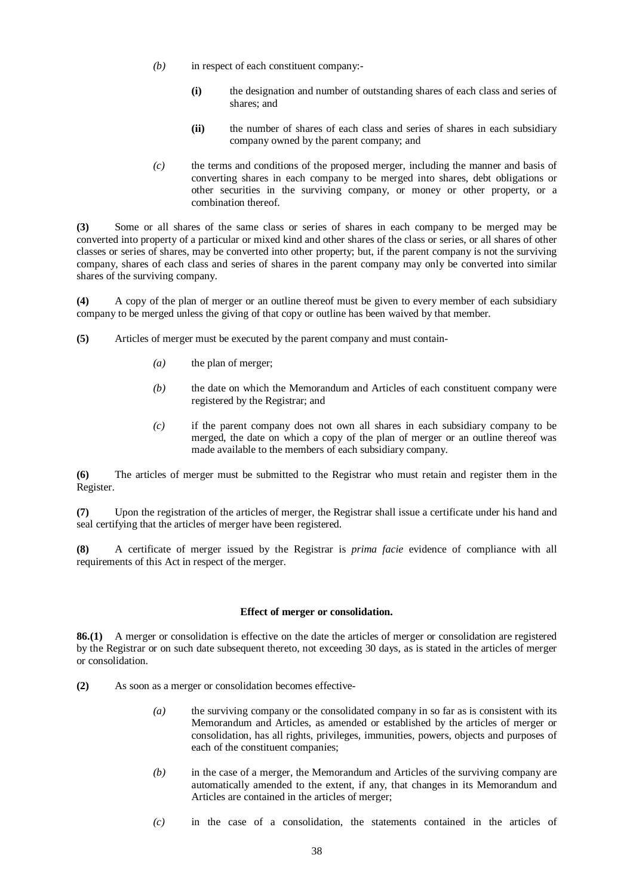*(b)* in respect of each constituent company:-

**(i)** the designation and number of outstanding shares of each class and series of shares; and

**(ii)** the number of shares of each class and series of shares in each subsidiary company owned by the parent company; and

*(c)* the terms and conditions of the proposed merger, including the manner and basis of converting shares in each company to be merged into shares, debt obligations or other securities in the surviving company, or money or other property, or a combination thereof.

**(3)** Some or all shares of the same class or series of shares in each company to be merged may be converted into property of a particular or mixed kind and other shares of the class or series, or all shares of other classes or series of shares, may be converted into other property; but, if the parent company is not the surviving company, shares of each class and series of shares in the parent company may only be converted into similar shares of the surviving company.

**(4)** A copy of the plan of merger or an outline thereof must be given to every member of each subsidiary company to be merged unless the giving of that copy or outline has been waived by that member.

**(5)** Articles of merger must be executed by the parent company and must contain-

*(a)* the plan of merger;

*(b)* the date on which the Memorandum and Articles of each constituent company were registered by the Registrar; and

*(c)* if the parent company does not own all shares in each subsidiary company to be merged, the date on which a copy of the plan of merger or an outline thereof was made available to the members of each subsidiary company.

**(6)** The articles of merger must be submitted to the Registrar who must retain and register them in the Register.

**(7)** Upon the registration of the articles of merger, the Registrar shall issue a certificate under his hand and seal certifying that the articles of merger have been registered.

**(8)** A certificate of merger issued by the Registrar is *prima facie* evidence of compliance with all requirements of this Act in respect of the merger.

**Effect of merger or consolidation.**

**86.(1)** A merger or consolidation is effective on the date the articles of merger or consolidation are registered by the Registrar or on such date subsequent thereto, not exceeding 30 days, as is stated in the articles of merger or consolidation.

**(2)** As soon as a merger or consolidation becomes effective-

*(a)* the surviving company or the consolidated company in so far as is consistent with its Memorandum and Articles, as amended or established by the articles of merger or consolidation, has all rights, privileges, immunities, powers, objects and purposes of each of the constituent companies;

*(b)* in the case of a merger, the Memorandum and Articles of the surviving company are automatically amended to the extent, if any, that changes in its Memorandum and Articles are contained in the articles of merger;

*(c)* in the case of a consolidation, the statements contained in the articles of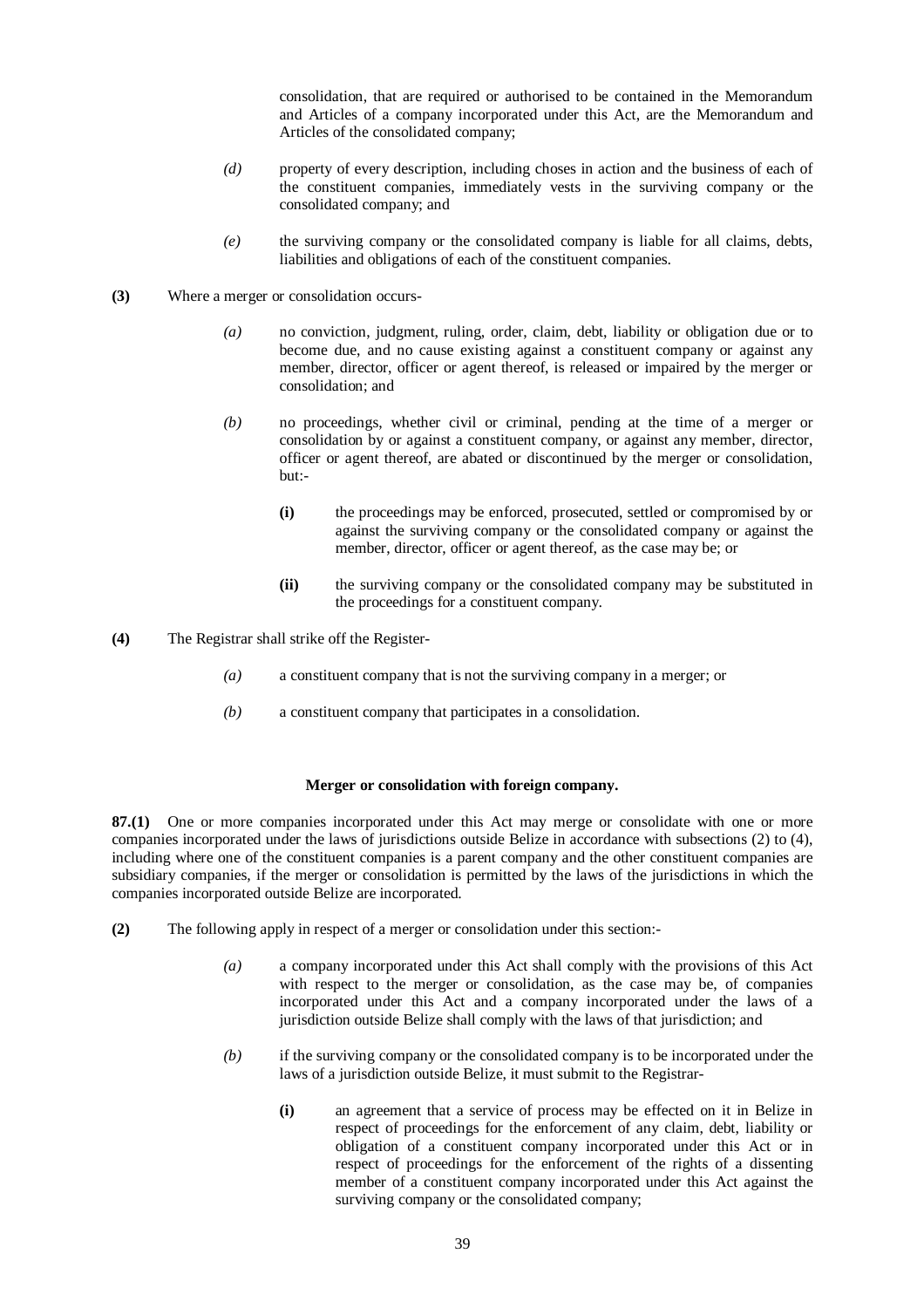consolidation, that are required or authorised to be contained in the Memorandum and Articles of a company incorporated under this Act, are the Memorandum and Articles of the consolidated company;

*(d)* property of every description, including choses in action and the business of each of the constituent companies, immediately vests in the surviving company or the consolidated company; and

*(e)* the surviving company or the consolidated company is liable for all claims, debts, liabilities and obligations of each of the constituent companies.

**(3)** Where a merger or consolidation occurs-

*(a)* no conviction, judgment, ruling, order, claim, debt, liability or obligation due or to become due, and no cause existing against a constituent company or against any member, director, officer or agent thereof, is released or impaired by the merger or consolidation; and

*(b)* no proceedings, whether civil or criminal, pending at the time of a merger or consolidation by or against a constituent company, or against any member, director, officer or agent thereof, are abated or discontinued by the merger or consolidation, but:-

**(i)** the proceedings may be enforced, prosecuted, settled or compromised by or against the surviving company or the consolidated company or against the member, director, officer or agent thereof, as the case may be; or

**(ii)** the surviving company or the consolidated company may be substituted in the proceedings for a constituent company.

**(4)** The Registrar shall strike off the Register-

*(a)* a constituent company that is not the surviving company in a merger; or

*(b)* a constituent company that participates in a consolidation.

**Merger or consolidation with foreign company.**

**87.(1)** One or more companies incorporated under this Act may merge or consolidate with one or more companies incorporated under the laws of jurisdictions outside Belize in accordance with subsections (2) to (4), including where one of the constituent companies is a parent company and the other constituent companies are subsidiary companies, if the merger or consolidation is permitted by the laws of the jurisdictions in which the companies incorporated outside Belize are incorporated.

**(2)** The following apply in respect of a merger or consolidation under this section:-

*(a)* a company incorporated under this Act shall comply with the provisions of this Act with respect to the merger or consolidation, as the case may be, of companies incorporated under this Act and a company incorporated under the laws of a jurisdiction outside Belize shall comply with the laws of that jurisdiction; and

*(b)* if the surviving company or the consolidated company is to be incorporated under the laws of a jurisdiction outside Belize, it must submit to the Registrar-

**(i)** an agreement that a service of process may be effected on it in Belize in respect of proceedings for the enforcement of any claim, debt, liability or obligation of a constituent company incorporated under this Act or in respect of proceedings for the enforcement of the rights of a dissenting member of a constituent company incorporated under this Act against the surviving company or the consolidated company;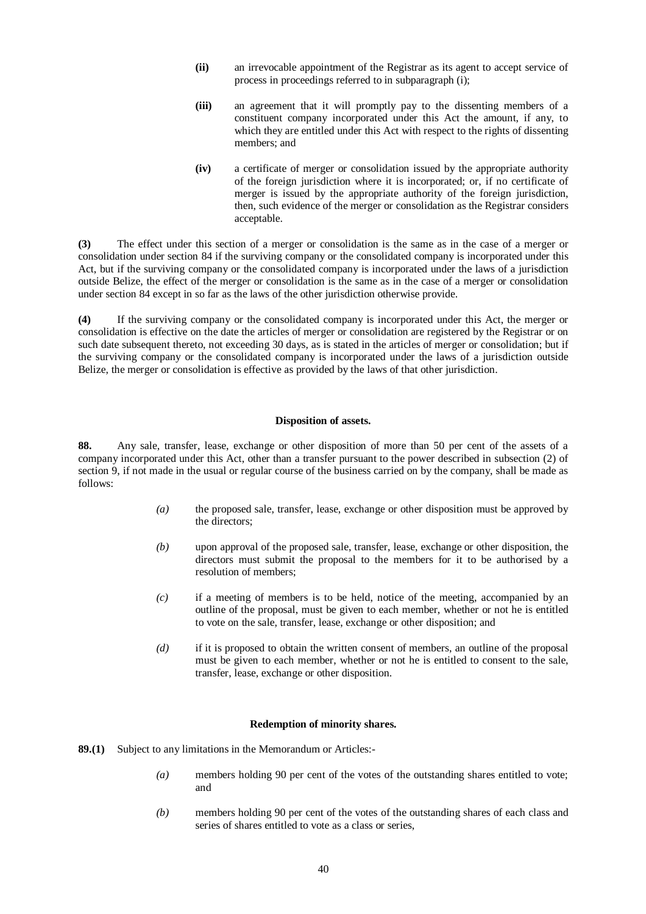**(ii)** an irrevocable appointment of the Registrar as its agent to accept service of process in proceedings referred to in subparagraph (i);

**(iii)** an agreement that it will promptly pay to the dissenting members of a constituent company incorporated under this Act the amount, if any, to which they are entitled under this Act with respect to the rights of dissenting members; and

**(iv)** a certificate of merger or consolidation issued by the appropriate authority of the foreign jurisdiction where it is incorporated; or, if no certificate of merger is issued by the appropriate authority of the foreign jurisdiction, then, such evidence of the merger or consolidation as the Registrar considers acceptable.

**(3)** The effect under this section of a merger or consolidation is the same as in the case of a merger or consolidation under section 84 if the surviving company or the consolidated company is incorporated under this Act, but if the surviving company or the consolidated company is incorporated under the laws of a jurisdiction outside Belize, the effect of the merger or consolidation is the same as in the case of a merger or consolidation under section 84 except in so far as the laws of the other jurisdiction otherwise provide.

**(4)** If the surviving company or the consolidated company is incorporated under this Act, the merger or consolidation is effective on the date the articles of merger or consolidation are registered by the Registrar or on such date subsequent thereto, not exceeding 30 days, as is stated in the articles of merger or consolidation; but if the surviving company or the consolidated company is incorporated under the laws of a jurisdiction outside Belize, the merger or consolidation is effective as provided by the laws of that other jurisdiction.

**Disposition of assets.**

**88.** Any sale, transfer, lease, exchange or other disposition of more than 50 per cent of the assets of a company incorporated under this Act, other than a transfer pursuant to the power described in subsection (2) of section 9, if not made in the usual or regular course of the business carried on by the company, shall be made as follows:

*(a)* the proposed sale, transfer, lease, exchange or other disposition must be approved by the directors;

*(b)* upon approval of the proposed sale, transfer, lease, exchange or other disposition, the directors must submit the proposal to the members for it to be authorised by a resolution of members;

*(c)* if a meeting of members is to be held, notice of the meeting, accompanied by an outline of the proposal, must be given to each member, whether or not he is entitled to vote on the sale, transfer, lease, exchange or other disposition; and

*(d)* if it is proposed to obtain the written consent of members, an outline of the proposal must be given to each member, whether or not he is entitled to consent to the sale, transfer, lease, exchange or other disposition.

**Redemption of minority shares.**

**89.(1)** Subject to any limitations in the Memorandum or Articles:-

*(a)* members holding 90 per cent of the votes of the outstanding shares entitled to vote; and

*(b)* members holding 90 per cent of the votes of the outstanding shares of each class and series of shares entitled to vote as a class or series,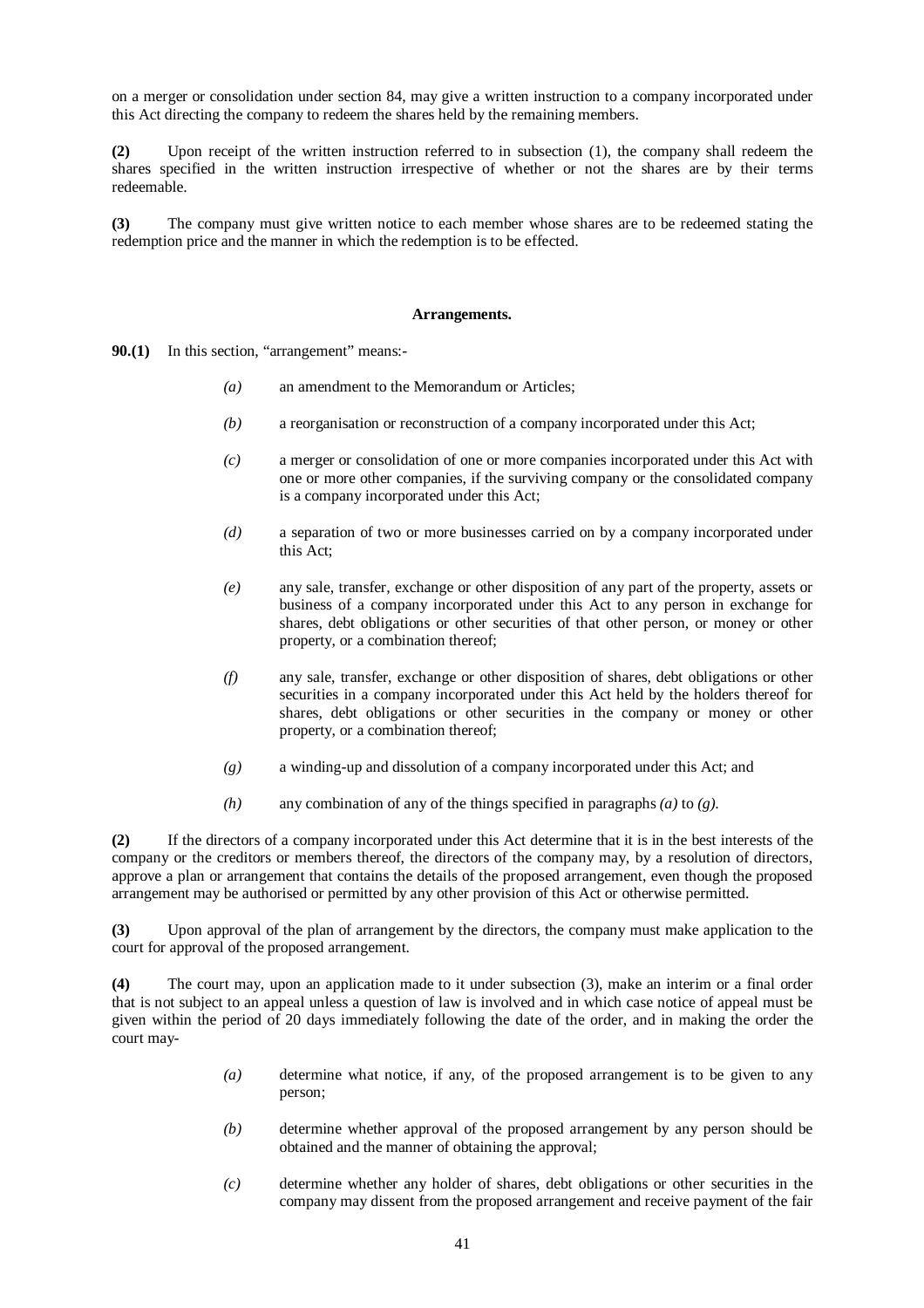on a merger or consolidation under section 84, may give a written instruction to a company incorporated under this Act directing the company to redeem the shares held by the remaining members.

**(2)** Upon receipt of the written instruction referred to in subsection (1), the company shall redeem the shares specified in the written instruction irrespective of whether or not the shares are by their terms redeemable.

**(3)** The company must give written notice to each member whose shares are to be redeemed stating the redemption price and the manner in which the redemption is to be effected.

**Arrangements.**

**90.(1)** In this section, "arrangement" means:-

*(a)* an amendment to the Memorandum or Articles;

*(b)* a reorganisation or reconstruction of a company incorporated under this Act;

*(c)* a merger or consolidation of one or more companies incorporated under this Act with one or more other companies, if the surviving company or the consolidated company is a company incorporated under this Act;

*(d)* a separation of two or more businesses carried on by a company incorporated under this Act;

*(e)* any sale, transfer, exchange or other disposition of any part of the property, assets or business of a company incorporated under this Act to any person in exchange for shares, debt obligations or other securities of that other person, or money or other property, or a combination thereof;

*(f)* any sale, transfer, exchange or other disposition of shares, debt obligations or other securities in a company incorporated under this Act held by the holders thereof for shares, debt obligations or other securities in the company or money or other property, or a combination thereof;

*(g)* a winding-up and dissolution of a company incorporated under this Act; and

*(h)* any combination of any of the things specified in paragraphs *(a)* to *(g)*.

**(2)** If the directors of a company incorporated under this Act determine that it is in the best interests of the company or the creditors or members thereof, the directors of the company may, by a resolution of directors, approve a plan or arrangement that contains the details of the proposed arrangement, even though the proposed arrangement may be authorised or permitted by any other provision of this Act or otherwise permitted.

**(3)** Upon approval of the plan of arrangement by the directors, the company must make application to the court for approval of the proposed arrangement.

**(4)** The court may, upon an application made to it under subsection (3), make an interim or a final order that is not subject to an appeal unless a question of law is involved and in which case notice of appeal must be given within the period of 20 days immediately following the date of the order, and in making the order the court may-

*(a)* determine what notice, if any, of the proposed arrangement is to be given to any person;

*(b)* determine whether approval of the proposed arrangement by any person should be obtained and the manner of obtaining the approval;

*(c)* determine whether any holder of shares, debt obligations or other securities in the company may dissent from the proposed arrangement and receive payment of the fair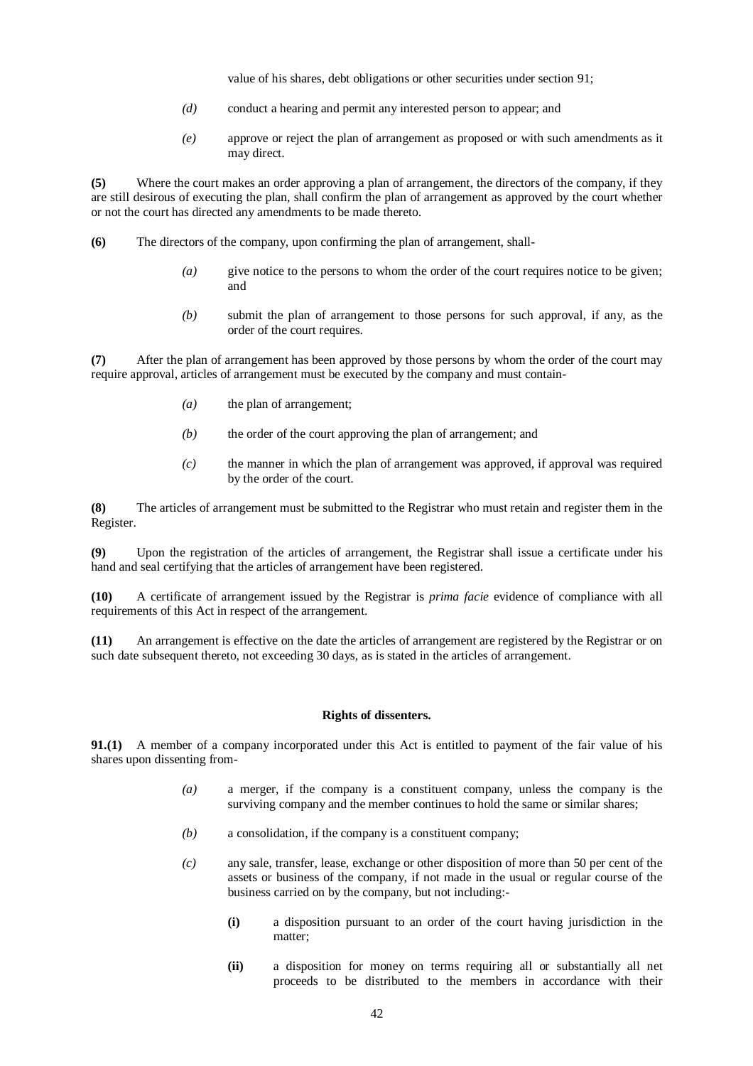value of his shares, debt obligations or other securities under section 91;

*(d)* conduct a hearing and permit any interested person to appear; and

*(e)* approve or reject the plan of arrangement as proposed or with such amendments as it may direct.

**(5)** Where the court makes an order approving a plan of arrangement, the directors of the company, if they are still desirous of executing the plan, shall confirm the plan of arrangement as approved by the court whether or not the court has directed any amendments to be made thereto.

**(6)** The directors of the company, upon confirming the plan of arrangement, shall-

*(a)* give notice to the persons to whom the order of the court requires notice to be given; and

*(b)* submit the plan of arrangement to those persons for such approval, if any, as the order of the court requires.

**(7)** After the plan of arrangement has been approved by those persons by whom the order of the court may require approval, articles of arrangement must be executed by the company and must contain-

*(a)* the plan of arrangement;

*(b)* the order of the court approving the plan of arrangement; and

*(c)* the manner in which the plan of arrangement was approved, if approval was required by the order of the court.

**(8)** The articles of arrangement must be submitted to the Registrar who must retain and register them in the Register.

**(9)** Upon the registration of the articles of arrangement, the Registrar shall issue a certificate under his hand and seal certifying that the articles of arrangement have been registered.

**(10)** A certificate of arrangement issued by the Registrar is *prima facie* evidence of compliance with all requirements of this Act in respect of the arrangement.

**(11)** An arrangement is effective on the date the articles of arrangement are registered by the Registrar or on such date subsequent thereto, not exceeding 30 days, as is stated in the articles of arrangement.

### Rights of dissenters.

**91.(1)** A member of a company incorporated under this Act is entitled to payment of the fair value of his shares upon dissenting from-

*(a)* a merger, if the company is a constituent company, unless the company is the surviving company and the member continues to hold the same or similar shares;

*(b)* a consolidation, if the company is a constituent company;

*(c)* any sale, transfer, lease, exchange or other disposition of more than 50 per cent of the assets or business of the company, if not made in the usual or regular course of the business carried on by the company, but not including:-

**(i)** a disposition pursuant to an order of the court having jurisdiction in the matter;

**(ii)** a disposition for money on terms requiring all or substantially all net proceeds to be distributed to the members in accordance with their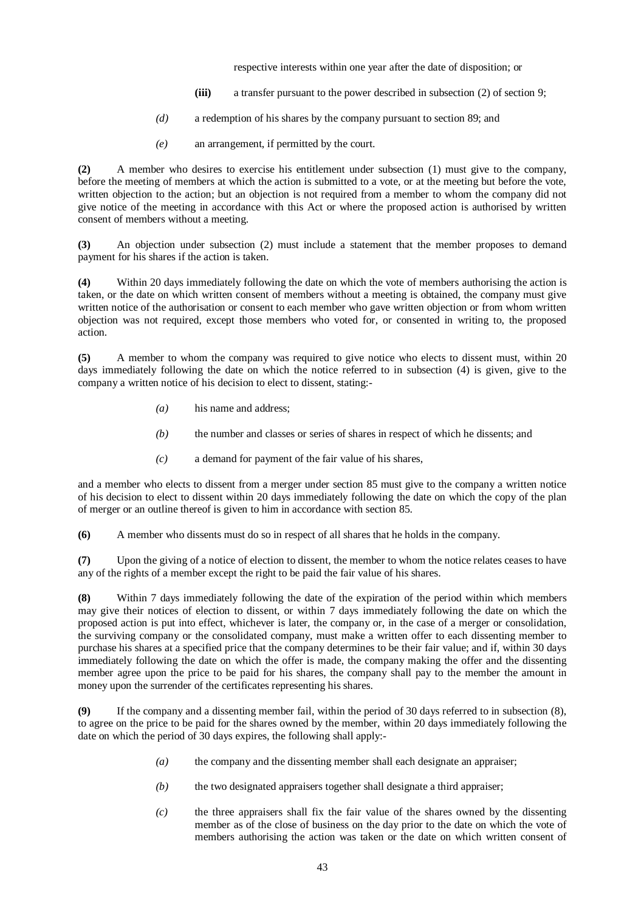respective interests within one year after the date of disposition; or

**(iii)** a transfer pursuant to the power described in subsection (2) of section 9;

*(d)* a redemption of his shares by the company pursuant to section 89; and

*(e)* an arrangement, if permitted by the court.

**(2)** A member who desires to exercise his entitlement under subsection (1) must give to the company, before the meeting of members at which the action is submitted to a vote, or at the meeting but before the vote, written objection to the action; but an objection is not required from a member to whom the company did not give notice of the meeting in accordance with this Act or where the proposed action is authorised by written consent of members without a meeting.

**(3)** An objection under subsection (2) must include a statement that the member proposes to demand payment for his shares if the action is taken.

**(4)** Within 20 days immediately following the date on which the vote of members authorising the action is taken, or the date on which written consent of members without a meeting is obtained, the company must give written notice of the authorisation or consent to each member who gave written objection or from whom written objection was not required, except those members who voted for, or consented in writing to, the proposed action.

**(5)** A member to whom the company was required to give notice who elects to dissent must, within 20 days immediately following the date on which the notice referred to in subsection (4) is given, give to the company a written notice of his decision to elect to dissent, stating:-

*(a)* his name and address;

*(b)* the number and classes or series of shares in respect of which he dissents; and

*(c)* a demand for payment of the fair value of his shares,

and a member who elects to dissent from a merger under section 85 must give to the company a written notice of his decision to elect to dissent within 20 days immediately following the date on which the copy of the plan of merger or an outline thereof is given to him in accordance with section 85.

**(6)** A member who dissents must do so in respect of all shares that he holds in the company.

**(7)** Upon the giving of a notice of election to dissent, the member to whom the notice relates ceases to have any of the rights of a member except the right to be paid the fair value of his shares.

**(8)** Within 7 days immediately following the date of the expiration of the period within which members may give their notices of election to dissent, or within 7 days immediately following the date on which the proposed action is put into effect, whichever is later, the company or, in the case of a merger or consolidation, the surviving company or the consolidated company, must make a written offer to each dissenting member to purchase his shares at a specified price that the company determines to be their fair value; and if, within 30 days immediately following the date on which the offer is made, the company making the offer and the dissenting member agree upon the price to be paid for his shares, the company shall pay to the member the amount in money upon the surrender of the certificates representing his shares.

**(9)** If the company and a dissenting member fail, within the period of 30 days referred to in subsection (8), to agree on the price to be paid for the shares owned by the member, within 20 days immediately following the date on which the period of 30 days expires, the following shall apply:-

*(a)* the company and the dissenting member shall each designate an appraiser;

*(b)* the two designated appraisers together shall designate a third appraiser;

*(c)* the three appraisers shall fix the fair value of the shares owned by the dissenting member as of the close of business on the day prior to the date on which the vote of members authorising the action was taken or the date on which written consent of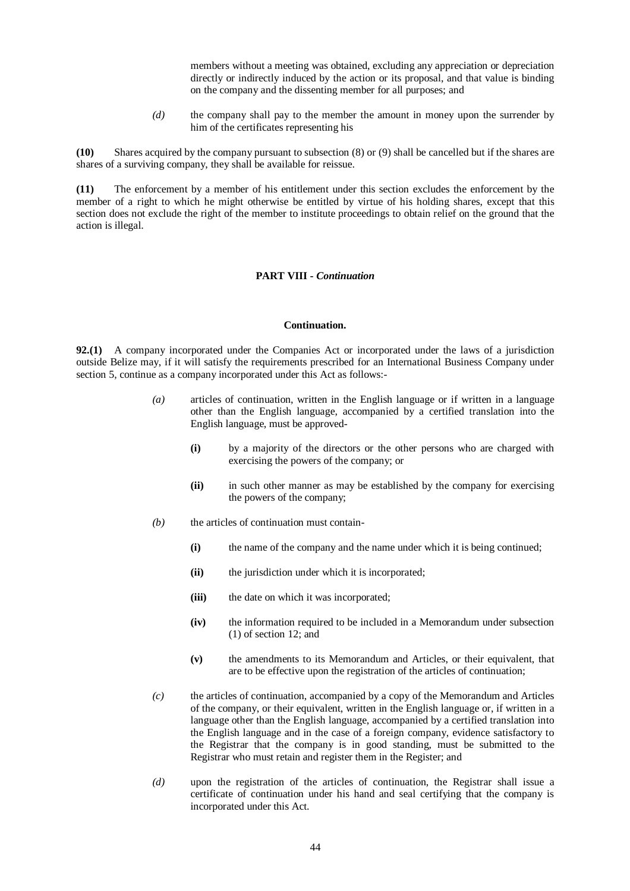members without a meeting was obtained, excluding any appreciation or depreciation directly or indirectly induced by the action or its proposal, and that value is binding on the company and the dissenting member for all purposes; and

*(d)* the company shall pay to the member the amount in money upon the surrender by him of the certificates representing his

**(10)** Shares acquired by the company pursuant to subsection (8) or (9) shall be cancelled but if the shares are shares of a surviving company, they shall be available for reissue.

**(11)** The enforcement by a member of his entitlement under this section excludes the enforcement by the member of a right to which he might otherwise be entitled by virtue of his holding shares, except that this section does not exclude the right of the member to institute proceedings to obtain relief on the ground that the action is illegal.

## PART VIII - *Continuation*

### Continuation.

**92.(1)** A company incorporated under the Companies Act or incorporated under the laws of a jurisdiction outside Belize may, if it will satisfy the requirements prescribed for an International Business Company under section 5, continue as a company incorporated under this Act as follows:-

*(a)* articles of continuation, written in the English language or if written in a language other than the English language, accompanied by a certified translation into the English language, must be approved-

- **(i)** by a majority of the directors or the other persons who are charged with exercising the powers of the company; or
- **(ii)** in such other manner as may be established by the company for exercising the powers of the company;

*(b)* the articles of continuation must contain-

- **(i)** the name of the company and the name under which it is being continued;
- **(ii)** the jurisdiction under which it is incorporated;
- **(iii)** the date on which it was incorporated;
- **(iv)** the information required to be included in a Memorandum under subsection (1) of section 12; and
- **(v)** the amendments to its Memorandum and Articles, or their equivalent, that are to be effective upon the registration of the articles of continuation;

*(c)* the articles of continuation, accompanied by a copy of the Memorandum and Articles of the company, or their equivalent, written in the English language or, if written in a language other than the English language, accompanied by a certified translation into the English language and in the case of a foreign company, evidence satisfactory to the Registrar that the company is in good standing, must be submitted to the Registrar who must retain and register them in the Register; and

*(d)* upon the registration of the articles of continuation, the Registrar shall issue a certificate of continuation under his hand and seal certifying that the company is incorporated under this Act.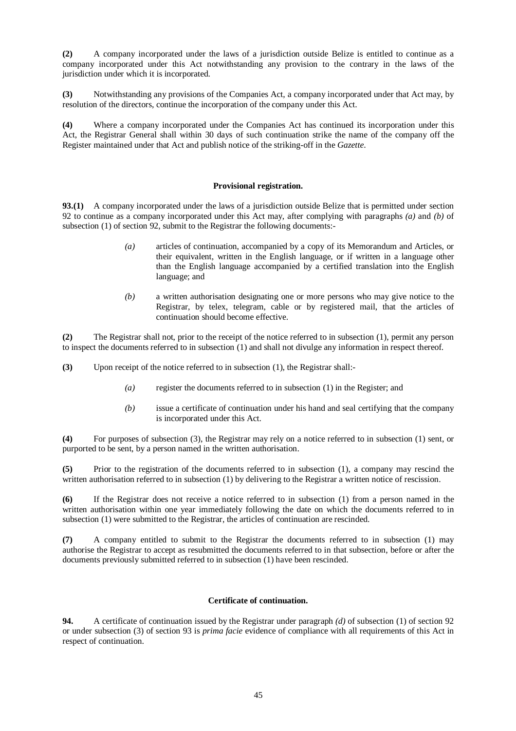**(2)** A company incorporated under the laws of a jurisdiction outside Belize is entitled to continue as a company incorporated under this Act notwithstanding any provision to the contrary in the laws of the jurisdiction under which it is incorporated.

**(3)** Notwithstanding any provisions of the Companies Act, a company incorporated under that Act may, by resolution of the directors, continue the incorporation of the company under this Act.

**(4)** Where a company incorporated under the Companies Act has continued its incorporation under this Act, the Registrar General shall within 30 days of such continuation strike the name of the company off the Register maintained under that Act and publish notice of the striking-off in the *Gazette*.

### Provisional registration.

**93.(1)** A company incorporated under the laws of a jurisdiction outside Belize that is permitted under section 92 to continue as a company incorporated under this Act may, after complying with paragraphs *(a)* and *(b)* of subsection (1) of section 92, submit to the Registrar the following documents:-

> *(a)* articles of continuation, accompanied by a copy of its Memorandum and Articles, or their equivalent, written in the English language, or if written in a language other than the English language accompanied by a certified translation into the English language; and
>
> *(b)* a written authorisation designating one or more persons who may give notice to the Registrar, by telex, telegram, cable or by registered mail, that the articles of continuation should become effective.

**(2)** The Registrar shall not, prior to the receipt of the notice referred to in subsection (1), permit any person to inspect the documents referred to in subsection (1) and shall not divulge any information in respect thereof.

**(3)** Upon receipt of the notice referred to in subsection (1), the Registrar shall:-

> *(a)* register the documents referred to in subsection (1) in the Register; and
>
> *(b)* issue a certificate of continuation under his hand and seal certifying that the company is incorporated under this Act.

**(4)** For purposes of subsection (3), the Registrar may rely on a notice referred to in subsection (1) sent, or purported to be sent, by a person named in the written authorisation.

**(5)** Prior to the registration of the documents referred to in subsection (1), a company may rescind the written authorisation referred to in subsection (1) by delivering to the Registrar a written notice of rescission.

**(6)** If the Registrar does not receive a notice referred to in subsection (1) from a person named in the written authorisation within one year immediately following the date on which the documents referred to in subsection (1) were submitted to the Registrar, the articles of continuation are rescinded.

**(7)** A company entitled to submit to the Registrar the documents referred to in subsection (1) may authorise the Registrar to accept as resubmitted the documents referred to in that subsection, before or after the documents previously submitted referred to in subsection (1) have been rescinded.

### Certificate of continuation.

**94.** A certificate of continuation issued by the Registrar under paragraph *(d)* of subsection (1) of section 92 or under subsection (3) of section 93 is *prima facie* evidence of compliance with all requirements of this Act in respect of continuation.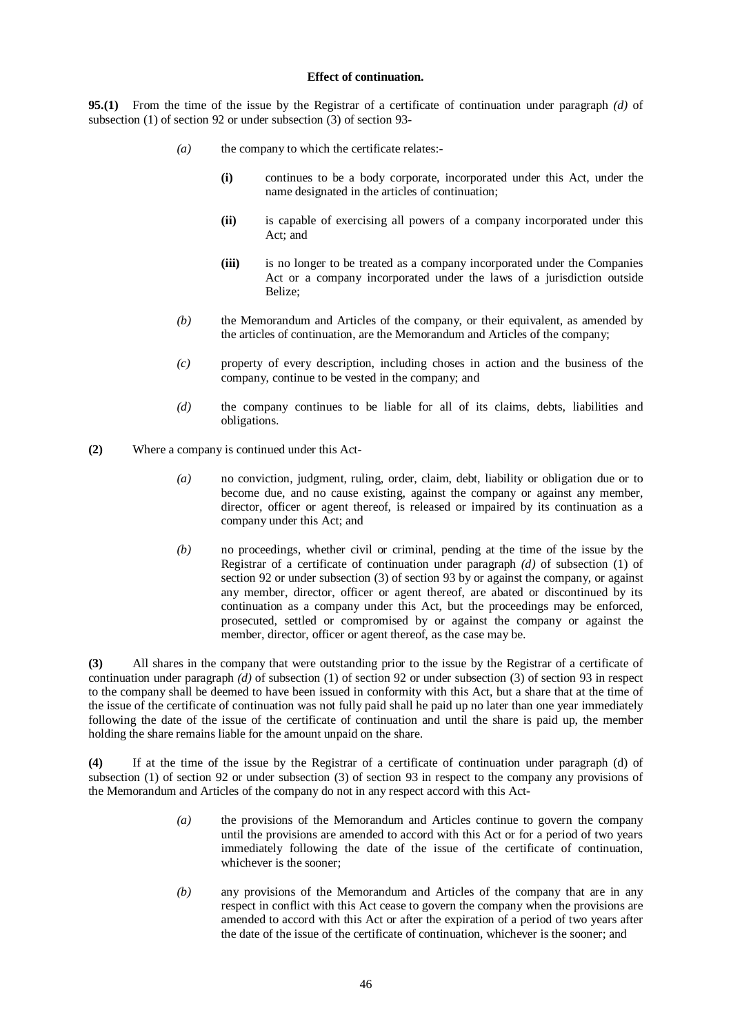**Effect of continuation.**

**95.(1)** From the time of the issue by the Registrar of a certificate of continuation under paragraph *(d)* of subsection (1) of section 92 or under subsection (3) of section 93-

*(a)* the company to which the certificate relates:-

**(i)** continues to be a body corporate, incorporated under this Act, under the name designated in the articles of continuation;

**(ii)** is capable of exercising all powers of a company incorporated under this Act; and

**(iii)** is no longer to be treated as a company incorporated under the Companies Act or a company incorporated under the laws of a jurisdiction outside Belize;

*(b)* the Memorandum and Articles of the company, or their equivalent, as amended by the articles of continuation, are the Memorandum and Articles of the company;

*(c)* property of every description, including choses in action and the business of the company, continue to be vested in the company; and

*(d)* the company continues to be liable for all of its claims, debts, liabilities and obligations.

**(2)** Where a company is continued under this Act-

*(a)* no conviction, judgment, ruling, order, claim, debt, liability or obligation due or to become due, and no cause existing, against the company or against any member, director, officer or agent thereof, is released or impaired by its continuation as a company under this Act; and

*(b)* no proceedings, whether civil or criminal, pending at the time of the issue by the Registrar of a certificate of continuation under paragraph *(d)* of subsection (1) of section 92 or under subsection (3) of section 93 by or against the company, or against any member, director, officer or agent thereof, are abated or discontinued by its continuation as a company under this Act, but the proceedings may be enforced, prosecuted, settled or compromised by or against the company or against the member, director, officer or agent thereof, as the case may be.

**(3)** All shares in the company that were outstanding prior to the issue by the Registrar of a certificate of continuation under paragraph *(d)* of subsection (1) of section 92 or under subsection (3) of section 93 in respect to the company shall be deemed to have been issued in conformity with this Act, but a share that at the time of the issue of the certificate of continuation was not fully paid shall he paid up no later than one year immediately following the date of the issue of the certificate of continuation and until the share is paid up, the member holding the share remains liable for the amount unpaid on the share.

**(4)** If at the time of the issue by the Registrar of a certificate of continuation under paragraph (d) of subsection (1) of section 92 or under subsection (3) of section 93 in respect to the company any provisions of the Memorandum and Articles of the company do not in any respect accord with this Act-

*(a)* the provisions of the Memorandum and Articles continue to govern the company until the provisions are amended to accord with this Act or for a period of two years immediately following the date of the issue of the certificate of continuation, whichever is the sooner;

*(b)* any provisions of the Memorandum and Articles of the company that are in any respect in conflict with this Act cease to govern the company when the provisions are amended to accord with this Act or after the expiration of a period of two years after the date of the issue of the certificate of continuation, whichever is the sooner; and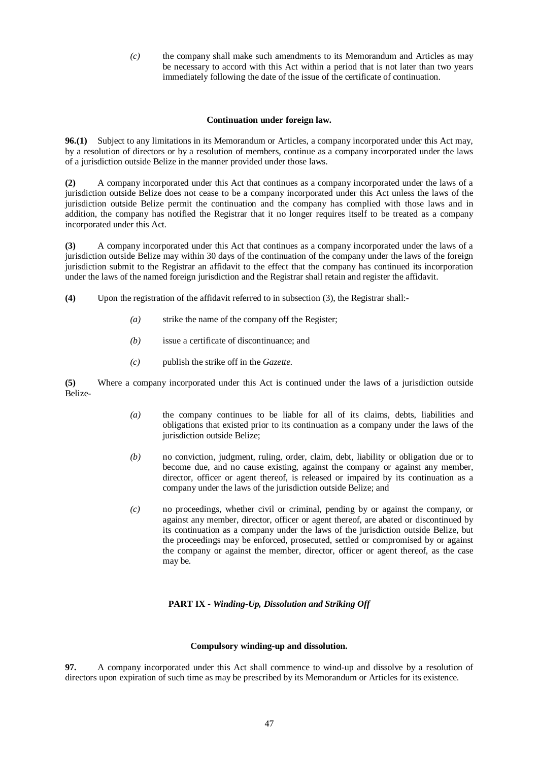*(c)* the company shall make such amendments to its Memorandum and Articles as may be necessary to accord with this Act within a period that is not later than two years immediately following the date of the issue of the certificate of continuation.

#### Continuation under foreign law.

**96.(1)** Subject to any limitations in its Memorandum or Articles, a company incorporated under this Act may, by a resolution of directors or by a resolution of members, continue as a company incorporated under the laws of a jurisdiction outside Belize in the manner provided under those laws.

**(2)** A company incorporated under this Act that continues as a company incorporated under the laws of a jurisdiction outside Belize does not cease to be a company incorporated under this Act unless the laws of the jurisdiction outside Belize permit the continuation and the company has complied with those laws and in addition, the company has notified the Registrar that it no longer requires itself to be treated as a company incorporated under this Act.

**(3)** A company incorporated under this Act that continues as a company incorporated under the laws of a jurisdiction outside Belize may within 30 days of the continuation of the company under the laws of the foreign jurisdiction submit to the Registrar an affidavit to the effect that the company has continued its incorporation under the laws of the named foreign jurisdiction and the Registrar shall retain and register the affidavit.

**(4)** Upon the registration of the affidavit referred to in subsection (3), the Registrar shall:-

*(a)* strike the name of the company off the Register;

*(b)* issue a certificate of discontinuance; and

*(c)* publish the strike off in the *Gazette.*

**(5)** Where a company incorporated under this Act is continued under the laws of a jurisdiction outside Belize-

*(a)* the company continues to be liable for all of its claims, debts, liabilities and obligations that existed prior to its continuation as a company under the laws of the jurisdiction outside Belize;

*(b)* no conviction, judgment, ruling, order, claim, debt, liability or obligation due or to become due, and no cause existing, against the company or against any member, director, officer or agent thereof, is released or impaired by its continuation as a company under the laws of the jurisdiction outside Belize; and

*(c)* no proceedings, whether civil or criminal, pending by or against the company, or against any member, director, officer or agent thereof, are abated or discontinued by its continuation as a company under the laws of the jurisdiction outside Belize, but the proceedings may be enforced, prosecuted, settled or compromised by or against the company or against the member, director, officer or agent thereof, as the case may be.

## PART IX - *Winding-Up, Dissolution and Striking Off*

#### Compulsory winding-up and dissolution.

**97.** A company incorporated under this Act shall commence to wind-up and dissolve by a resolution of directors upon expiration of such time as may be prescribed by its Memorandum or Articles for its existence.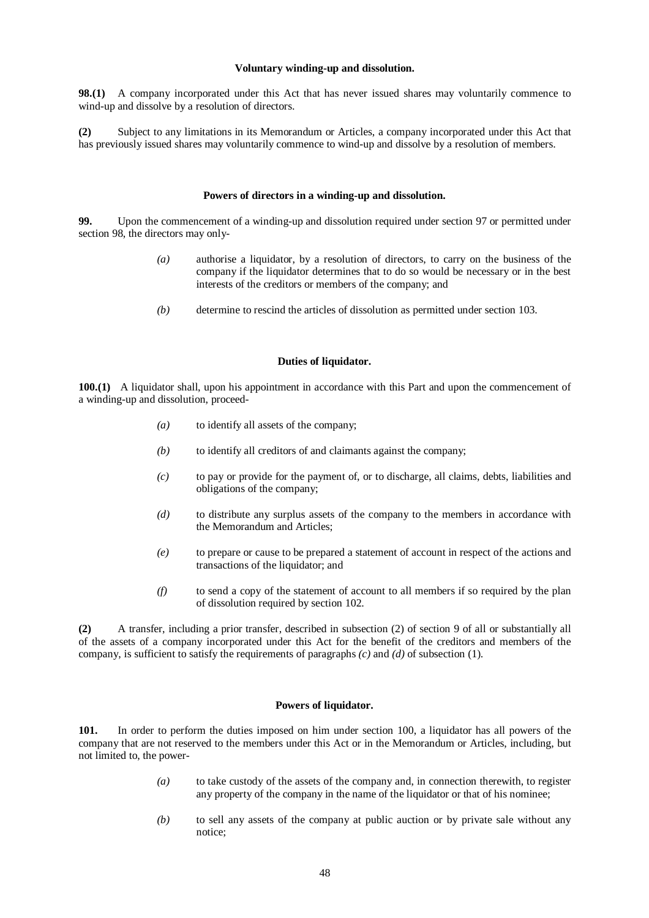### Voluntary winding-up and dissolution.

**98.(1)** A company incorporated under this Act that has never issued shares may voluntarily commence to wind-up and dissolve by a resolution of directors.

**(2)** Subject to any limitations in its Memorandum or Articles, a company incorporated under this Act that has previously issued shares may voluntarily commence to wind-up and dissolve by a resolution of members.

### Powers of directors in a winding-up and dissolution.

**99.** Upon the commencement of a winding-up and dissolution required under section 97 or permitted under section 98, the directors may only-

*(a)* authorise a liquidator, by a resolution of directors, to carry on the business of the company if the liquidator determines that to do so would be necessary or in the best interests of the creditors or members of the company; and

*(b)* determine to rescind the articles of dissolution as permitted under section 103.

### Duties of liquidator.

**100.(1)** A liquidator shall, upon his appointment in accordance with this Part and upon the commencement of a winding-up and dissolution, proceed-

*(a)* to identify all assets of the company;

*(b)* to identify all creditors of and claimants against the company;

*(c)* to pay or provide for the payment of, or to discharge, all claims, debts, liabilities and obligations of the company;

*(d)* to distribute any surplus assets of the company to the members in accordance with the Memorandum and Articles;

*(e)* to prepare or cause to be prepared a statement of account in respect of the actions and transactions of the liquidator; and

*(f)* to send a copy of the statement of account to all members if so required by the plan of dissolution required by section 102.

**(2)** A transfer, including a prior transfer, described in subsection (2) of section 9 of all or substantially all of the assets of a company incorporated under this Act for the benefit of the creditors and members of the company, is sufficient to satisfy the requirements of paragraphs *(c)* and *(d)* of subsection (1).

### Powers of liquidator.

**101.** In order to perform the duties imposed on him under section 100, a liquidator has all powers of the company that are not reserved to the members under this Act or in the Memorandum or Articles, including, but not limited to, the power-

*(a)* to take custody of the assets of the company and, in connection therewith, to register any property of the company in the name of the liquidator or that of his nominee;

*(b)* to sell any assets of the company at public auction or by private sale without any notice;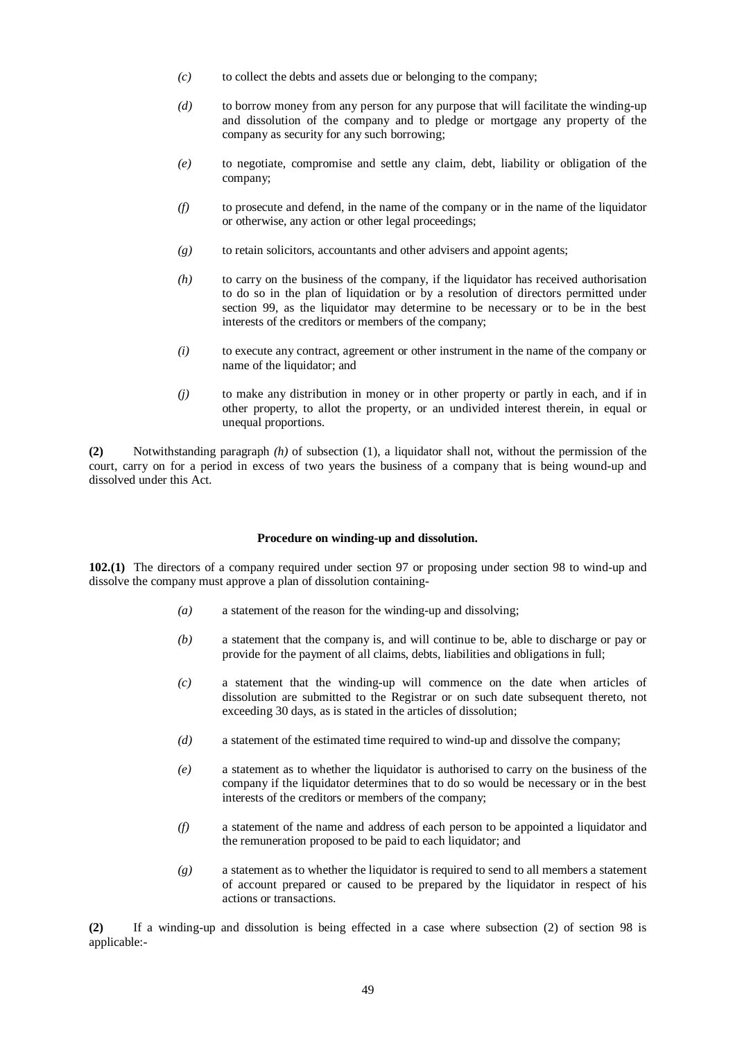*(c)* to collect the debts and assets due or belonging to the company;

*(d)* to borrow money from any person for any purpose that will facilitate the winding-up and dissolution of the company and to pledge or mortgage any property of the company as security for any such borrowing;

*(e)* to negotiate, compromise and settle any claim, debt, liability or obligation of the company;

*(f)* to prosecute and defend, in the name of the company or in the name of the liquidator or otherwise, any action or other legal proceedings;

*(g)* to retain solicitors, accountants and other advisers and appoint agents;

*(h)* to carry on the business of the company, if the liquidator has received authorisation to do so in the plan of liquidation or by a resolution of directors permitted under section 99, as the liquidator may determine to be necessary or to be in the best interests of the creditors or members of the company;

*(i)* to execute any contract, agreement or other instrument in the name of the company or name of the liquidator; and

*(j)* to make any distribution in money or in other property or partly in each, and if in other property, to allot the property, or an undivided interest therein, in equal or unequal proportions.

**(2)** Notwithstanding paragraph *(h)* of subsection (1), a liquidator shall not, without the permission of the court, carry on for a period in excess of two years the business of a company that is being wound-up and dissolved under this Act.

**Procedure on winding-up and dissolution.**

**102.(1)** The directors of a company required under section 97 or proposing under section 98 to wind-up and dissolve the company must approve a plan of dissolution containing-

*(a)* a statement of the reason for the winding-up and dissolving;

*(b)* a statement that the company is, and will continue to be, able to discharge or pay or provide for the payment of all claims, debts, liabilities and obligations in full;

*(c)* a statement that the winding-up will commence on the date when articles of dissolution are submitted to the Registrar or on such date subsequent thereto, not exceeding 30 days, as is stated in the articles of dissolution;

*(d)* a statement of the estimated time required to wind-up and dissolve the company;

*(e)* a statement as to whether the liquidator is authorised to carry on the business of the company if the liquidator determines that to do so would be necessary or in the best interests of the creditors or members of the company;

*(f)* a statement of the name and address of each person to be appointed a liquidator and the remuneration proposed to be paid to each liquidator; and

*(g)* a statement as to whether the liquidator is required to send to all members a statement of account prepared or caused to be prepared by the liquidator in respect of his actions or transactions.

**(2)** If a winding-up and dissolution is being effected in a case where subsection (2) of section 98 is applicable:-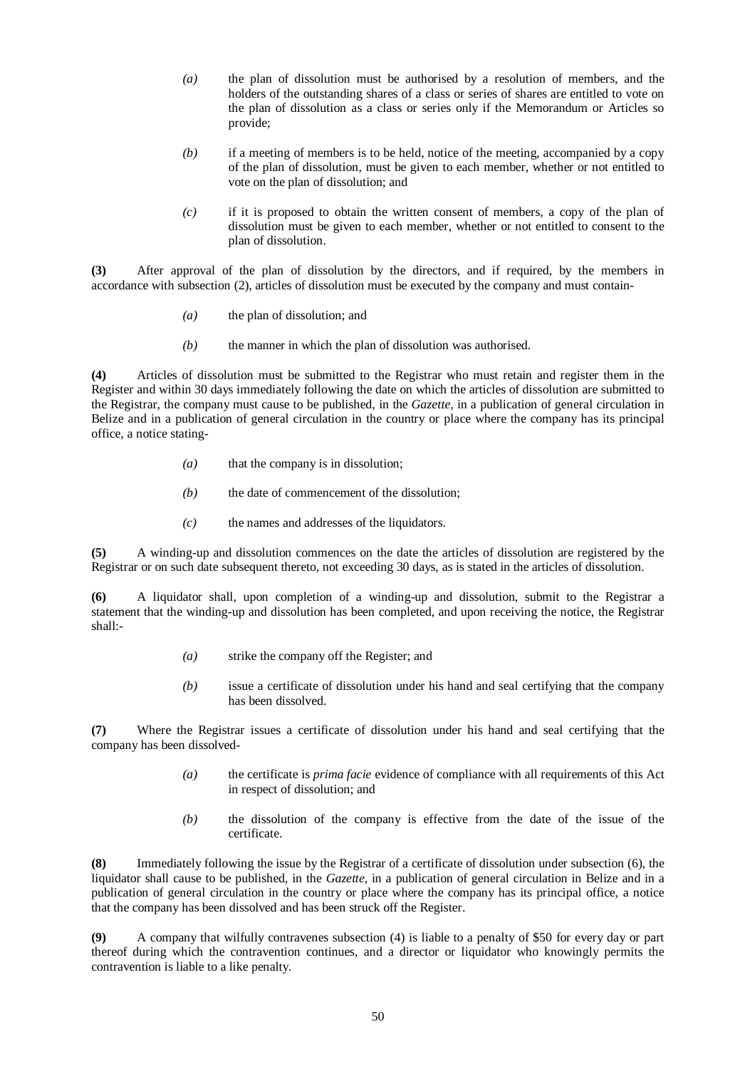*(a)* the plan of dissolution must be authorised by a resolution of members, and the holders of the outstanding shares of a class or series of shares are entitled to vote on the plan of dissolution as a class or series only if the Memorandum or Articles so provide;

*(b)* if a meeting of members is to be held, notice of the meeting, accompanied by a copy of the plan of dissolution, must be given to each member, whether or not entitled to vote on the plan of dissolution; and

*(c)* if it is proposed to obtain the written consent of members, a copy of the plan of dissolution must be given to each member, whether or not entitled to consent to the plan of dissolution.

**(3)** After approval of the plan of dissolution by the directors, and if required, by the members in accordance with subsection (2), articles of dissolution must be executed by the company and must contain-

*(a)* the plan of dissolution; and

*(b)* the manner in which the plan of dissolution was authorised.

**(4)** Articles of dissolution must be submitted to the Registrar who must retain and register them in the Register and within 30 days immediately following the date on which the articles of dissolution are submitted to the Registrar, the company must cause to be published, in the *Gazette*, in a publication of general circulation in Belize and in a publication of general circulation in the country or place where the company has its principal office, a notice stating-

*(a)* that the company is in dissolution;

*(b)* the date of commencement of the dissolution;

*(c)* the names and addresses of the liquidators.

**(5)** A winding-up and dissolution commences on the date the articles of dissolution are registered by the Registrar or on such date subsequent thereto, not exceeding 30 days, as is stated in the articles of dissolution.

**(6)** A liquidator shall, upon completion of a winding-up and dissolution, submit to the Registrar a statement that the winding-up and dissolution has been completed, and upon receiving the notice, the Registrar shall:-

*(a)* strike the company off the Register; and

*(b)* issue a certificate of dissolution under his hand and seal certifying that the company has been dissolved.

**(7)** Where the Registrar issues a certificate of dissolution under his hand and seal certifying that the company has been dissolved-

*(a)* the certificate is *prima facie* evidence of compliance with all requirements of this Act in respect of dissolution; and

*(b)* the dissolution of the company is effective from the date of the issue of the certificate.

**(8)** Immediately following the issue by the Registrar of a certificate of dissolution under subsection (6), the liquidator shall cause to be published, in the *Gazette*, in a publication of general circulation in Belize and in a publication of general circulation in the country or place where the company has its principal office, a notice that the company has been dissolved and has been struck off the Register.

**(9)** A company that wilfully contravenes subsection (4) is liable to a penalty of $50 for every day or part thereof during which the contravention continues, and a director or liquidator who knowingly permits the contravention is liable to a like penalty.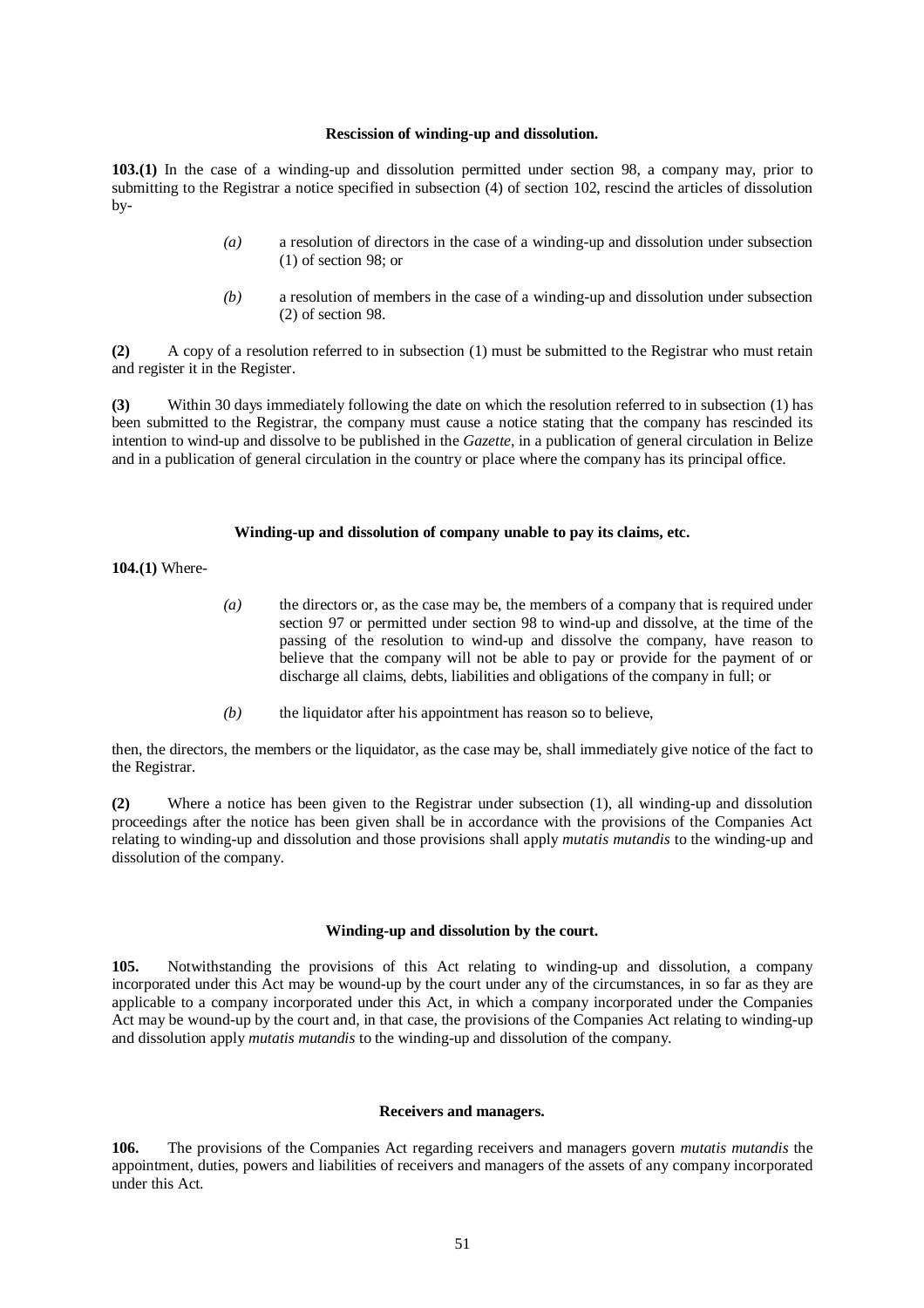**Rescission of winding-up and dissolution.**

**103.(1)** In the case of a winding-up and dissolution permitted under section 98, a company may, prior to submitting to the Registrar a notice specified in subsection (4) of section 102, rescind the articles of dissolution by-

> *(a)* a resolution of directors in the case of a winding-up and dissolution under subsection (1) of section 98; or
>
> *(b)* a resolution of members in the case of a winding-up and dissolution under subsection (2) of section 98.

**(2)** A copy of a resolution referred to in subsection (1) must be submitted to the Registrar who must retain and register it in the Register.

**(3)** Within 30 days immediately following the date on which the resolution referred to in subsection (1) has been submitted to the Registrar, the company must cause a notice stating that the company has rescinded its intention to wind-up and dissolve to be published in the *Gazette*, in a publication of general circulation in Belize and in a publication of general circulation in the country or place where the company has its principal office.

**Winding-up and dissolution of company unable to pay its claims, etc.**

**104.(1)** Where-

> *(a)* the directors or, as the case may be, the members of a company that is required under section 97 or permitted under section 98 to wind-up and dissolve, at the time of the passing of the resolution to wind-up and dissolve the company, have reason to believe that the company will not be able to pay or provide for the payment of or discharge all claims, debts, liabilities and obligations of the company in full; or
>
> *(b)* the liquidator after his appointment has reason so to believe,

then, the directors, the members or the liquidator, as the case may be, shall immediately give notice of the fact to the Registrar.

**(2)** Where a notice has been given to the Registrar under subsection (1), all winding-up and dissolution proceedings after the notice has been given shall be in accordance with the provisions of the Companies Act relating to winding-up and dissolution and those provisions shall apply *mutatis mutandis* to the winding-up and dissolution of the company.

**Winding-up and dissolution by the court.**

**105.** Notwithstanding the provisions of this Act relating to winding-up and dissolution, a company incorporated under this Act may be wound-up by the court under any of the circumstances, in so far as they are applicable to a company incorporated under this Act, in which a company incorporated under the Companies Act may be wound-up by the court and, in that case, the provisions of the Companies Act relating to winding-up and dissolution apply *mutatis mutandis* to the winding-up and dissolution of the company.

**Receivers and managers.**

**106.** The provisions of the Companies Act regarding receivers and managers govern *mutatis mutandis* the appointment, duties, powers and liabilities of receivers and managers of the assets of any company incorporated under this Act.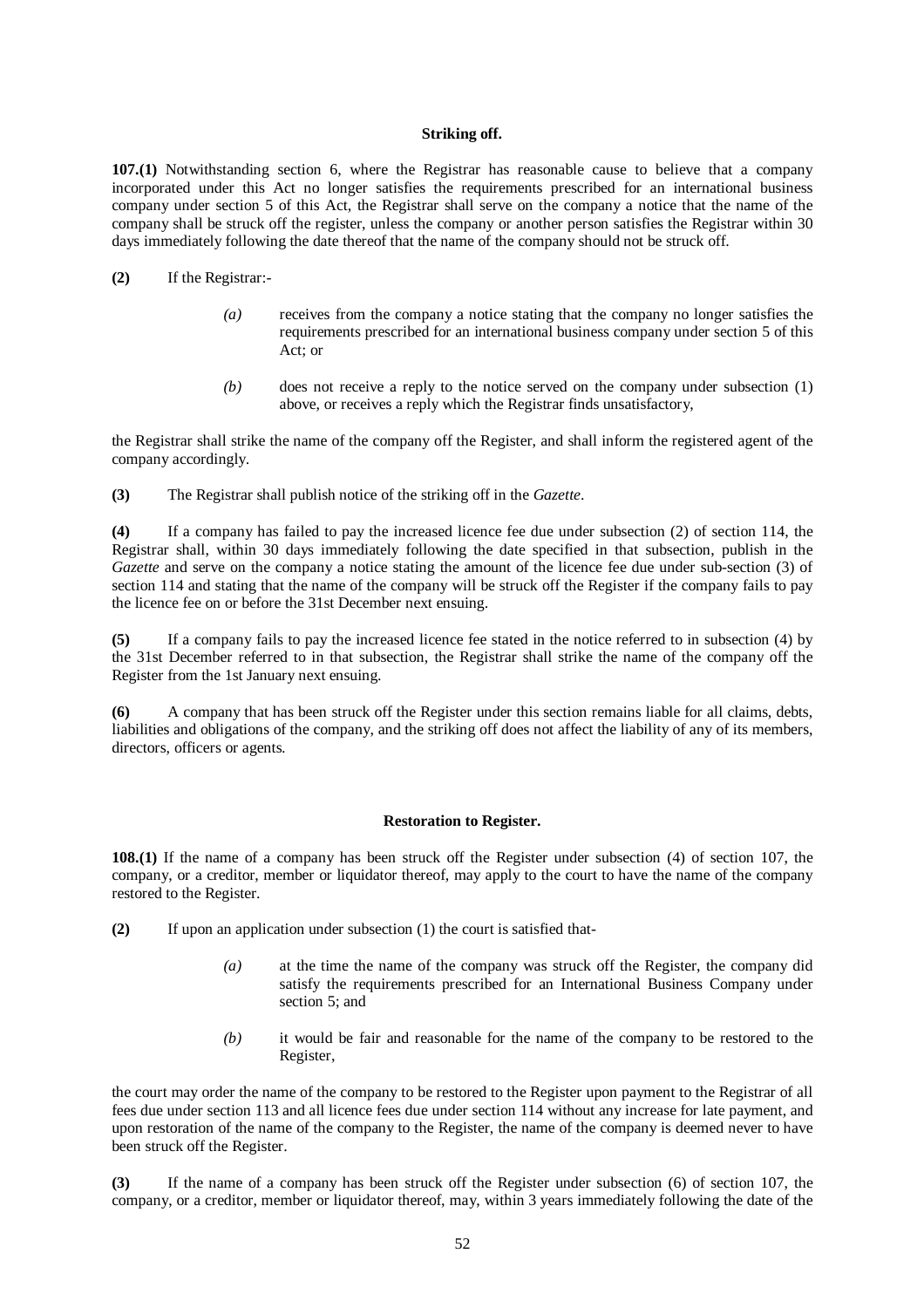**Striking off.**

**107.(1)** Notwithstanding section 6, where the Registrar has reasonable cause to believe that a company incorporated under this Act no longer satisfies the requirements prescribed for an international business company under section 5 of this Act, the Registrar shall serve on the company a notice that the name of the company shall be struck off the register, unless the company or another person satisfies the Registrar within 30 days immediately following the date thereof that the name of the company should not be struck off.

**(2)** If the Registrar:-

> *(a)* receives from the company a notice stating that the company no longer satisfies the requirements prescribed for an international business company under section 5 of this Act; or
>
> *(b)* does not receive a reply to the notice served on the company under subsection (1) above, or receives a reply which the Registrar finds unsatisfactory,

the Registrar shall strike the name of the company off the Register, and shall inform the registered agent of the company accordingly.

**(3)** The Registrar shall publish notice of the striking off in the *Gazette*.

**(4)** If a company has failed to pay the increased licence fee due under subsection (2) of section 114, the Registrar shall, within 30 days immediately following the date specified in that subsection, publish in the *Gazette* and serve on the company a notice stating the amount of the licence fee due under sub-section (3) of section 114 and stating that the name of the company will be struck off the Register if the company fails to pay the licence fee on or before the 31st December next ensuing.

**(5)** If a company fails to pay the increased licence fee stated in the notice referred to in subsection (4) by the 31st December referred to in that subsection, the Registrar shall strike the name of the company off the Register from the 1st January next ensuing.

**(6)** A company that has been struck off the Register under this section remains liable for all claims, debts, liabilities and obligations of the company, and the striking off does not affect the liability of any of its members, directors, officers or agents.

**Restoration to Register.**

**108.(1)** If the name of a company has been struck off the Register under subsection (4) of section 107, the company, or a creditor, member or liquidator thereof, may apply to the court to have the name of the company restored to the Register.

**(2)** If upon an application under subsection (1) the court is satisfied that-

> *(a)* at the time the name of the company was struck off the Register, the company did satisfy the requirements prescribed for an International Business Company under section 5; and
>
> *(b)* it would be fair and reasonable for the name of the company to be restored to the Register,

the court may order the name of the company to be restored to the Register upon payment to the Registrar of all fees due under section 113 and all licence fees due under section 114 without any increase for late payment, and upon restoration of the name of the company to the Register, the name of the company is deemed never to have been struck off the Register.

**(3)** If the name of a company has been struck off the Register under subsection (6) of section 107, the company, or a creditor, member or liquidator thereof, may, within 3 years immediately following the date of the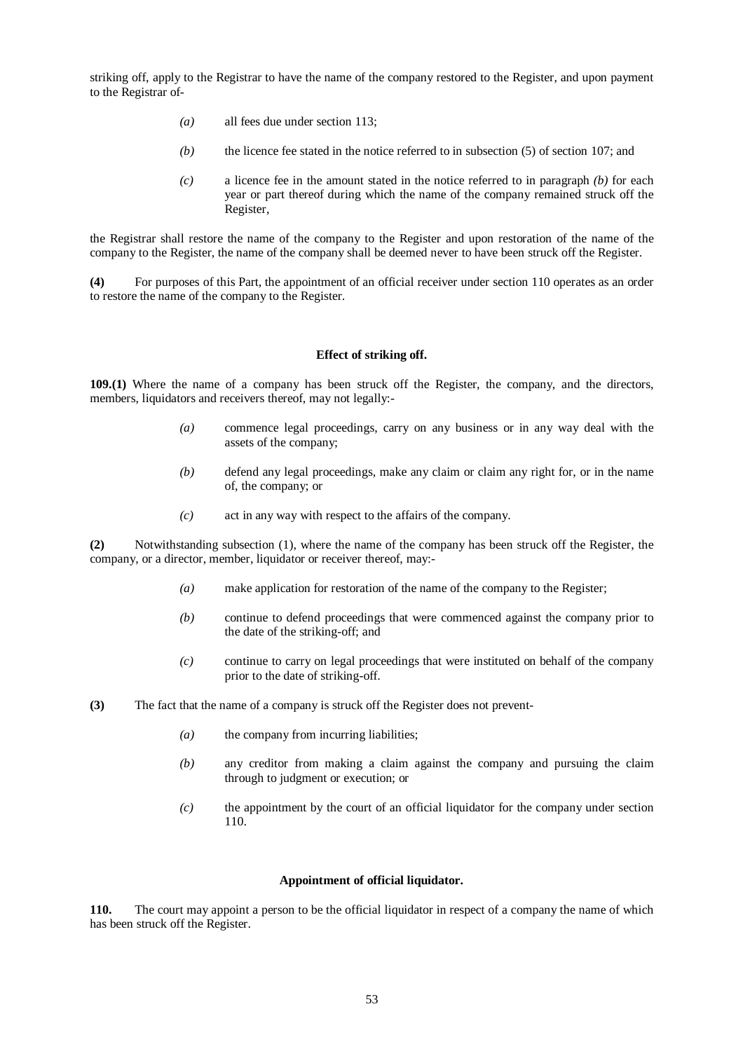striking off, apply to the Registrar to have the name of the company restored to the Register, and upon payment to the Registrar of-

*(a)* all fees due under section 113;

*(b)* the licence fee stated in the notice referred to in subsection (5) of section 107; and

*(c)* a licence fee in the amount stated in the notice referred to in paragraph *(b)* for each year or part thereof during which the name of the company remained struck off the Register,

the Registrar shall restore the name of the company to the Register and upon restoration of the name of the company to the Register, the name of the company shall be deemed never to have been struck off the Register.

**(4)** For purposes of this Part, the appointment of an official receiver under section 110 operates as an order to restore the name of the company to the Register.

#### Effect of striking off.

**109.(1)** Where the name of a company has been struck off the Register, the company, and the directors, members, liquidators and receivers thereof, may not legally:-

*(a)* commence legal proceedings, carry on any business or in any way deal with the assets of the company;

*(b)* defend any legal proceedings, make any claim or claim any right for, or in the name of, the company; or

*(c)* act in any way with respect to the affairs of the company.

**(2)** Notwithstanding subsection (1), where the name of the company has been struck off the Register, the company, or a director, member, liquidator or receiver thereof, may:-

*(a)* make application for restoration of the name of the company to the Register;

*(b)* continue to defend proceedings that were commenced against the company prior to the date of the striking-off; and

*(c)* continue to carry on legal proceedings that were instituted on behalf of the company prior to the date of striking-off.

**(3)** The fact that the name of a company is struck off the Register does not prevent-

*(a)* the company from incurring liabilities;

*(b)* any creditor from making a claim against the company and pursuing the claim through to judgment or execution; or

*(c)* the appointment by the court of an official liquidator for the company under section 110.

#### Appointment of official liquidator.

**110.** The court may appoint a person to be the official liquidator in respect of a company the name of which has been struck off the Register.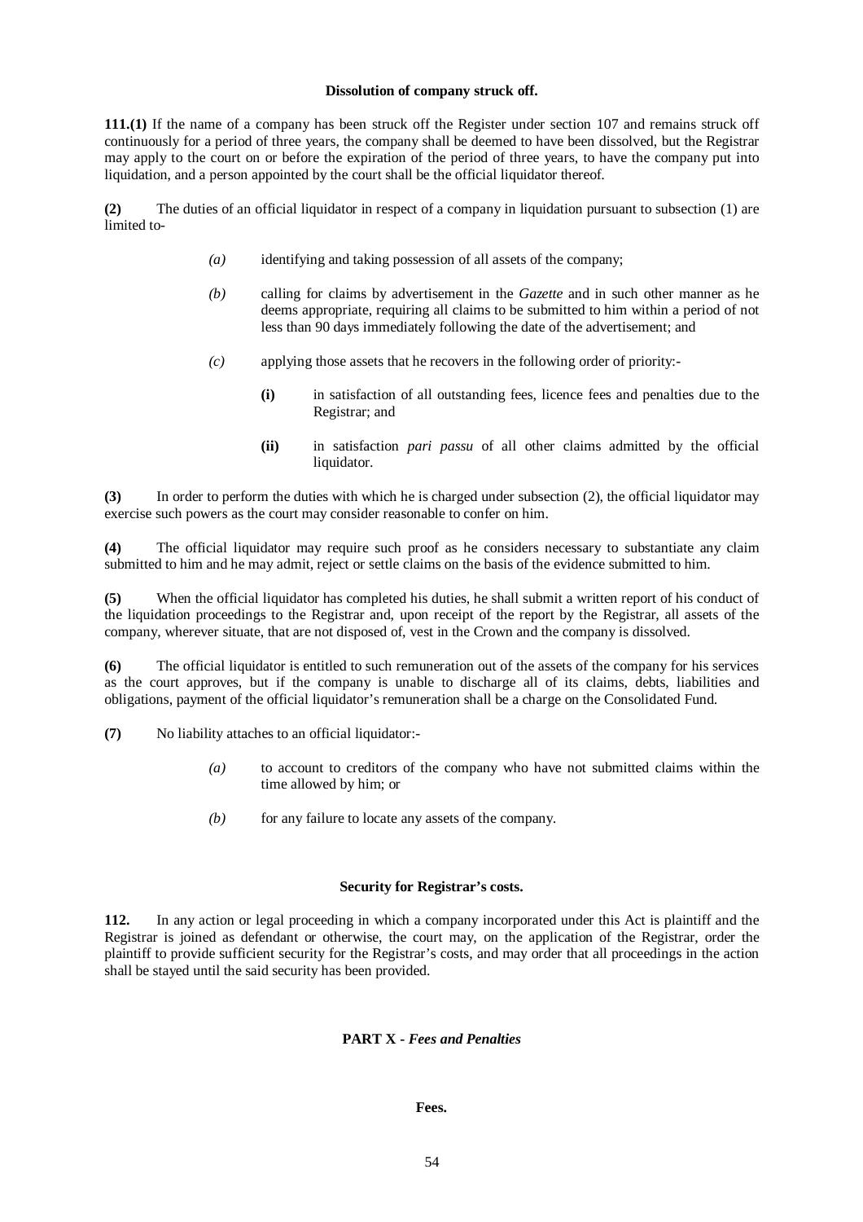**Dissolution of company struck off.**

**111.(1)** If the name of a company has been struck off the Register under section 107 and remains struck off continuously for a period of three years, the company shall be deemed to have been dissolved, but the Registrar may apply to the court on or before the expiration of the period of three years, to have the company put into liquidation, and a person appointed by the court shall be the official liquidator thereof.

**(2)** The duties of an official liquidator in respect of a company in liquidation pursuant to subsection (1) are limited to-

*(a)* identifying and taking possession of all assets of the company;

*(b)* calling for claims by advertisement in the *Gazette* and in such other manner as he deems appropriate, requiring all claims to be submitted to him within a period of not less than 90 days immediately following the date of the advertisement; and

*(c)* applying those assets that he recovers in the following order of priority:-

**(i)** in satisfaction of all outstanding fees, licence fees and penalties due to the Registrar; and

**(ii)** in satisfaction *pari passu* of all other claims admitted by the official liquidator.

**(3)** In order to perform the duties with which he is charged under subsection (2), the official liquidator may exercise such powers as the court may consider reasonable to confer on him.

**(4)** The official liquidator may require such proof as he considers necessary to substantiate any claim submitted to him and he may admit, reject or settle claims on the basis of the evidence submitted to him.

**(5)** When the official liquidator has completed his duties, he shall submit a written report of his conduct of the liquidation proceedings to the Registrar and, upon receipt of the report by the Registrar, all assets of the company, wherever situate, that are not disposed of, vest in the Crown and the company is dissolved.

**(6)** The official liquidator is entitled to such remuneration out of the assets of the company for his services as the court approves, but if the company is unable to discharge all of its claims, debts, liabilities and obligations, payment of the official liquidator's remuneration shall be a charge on the Consolidated Fund.

**(7)** No liability attaches to an official liquidator:-

*(a)* to account to creditors of the company who have not submitted claims within the time allowed by him; or

*(b)* for any failure to locate any assets of the company.

**Security for Registrar's costs.**

**112.** In any action or legal proceeding in which a company incorporated under this Act is plaintiff and the Registrar is joined as defendant or otherwise, the court may, on the application of the Registrar, order the plaintiff to provide sufficient security for the Registrar's costs, and may order that all proceedings in the action shall be stayed until the said security has been provided.

## PART X - *Fees and Penalties*

**Fees.**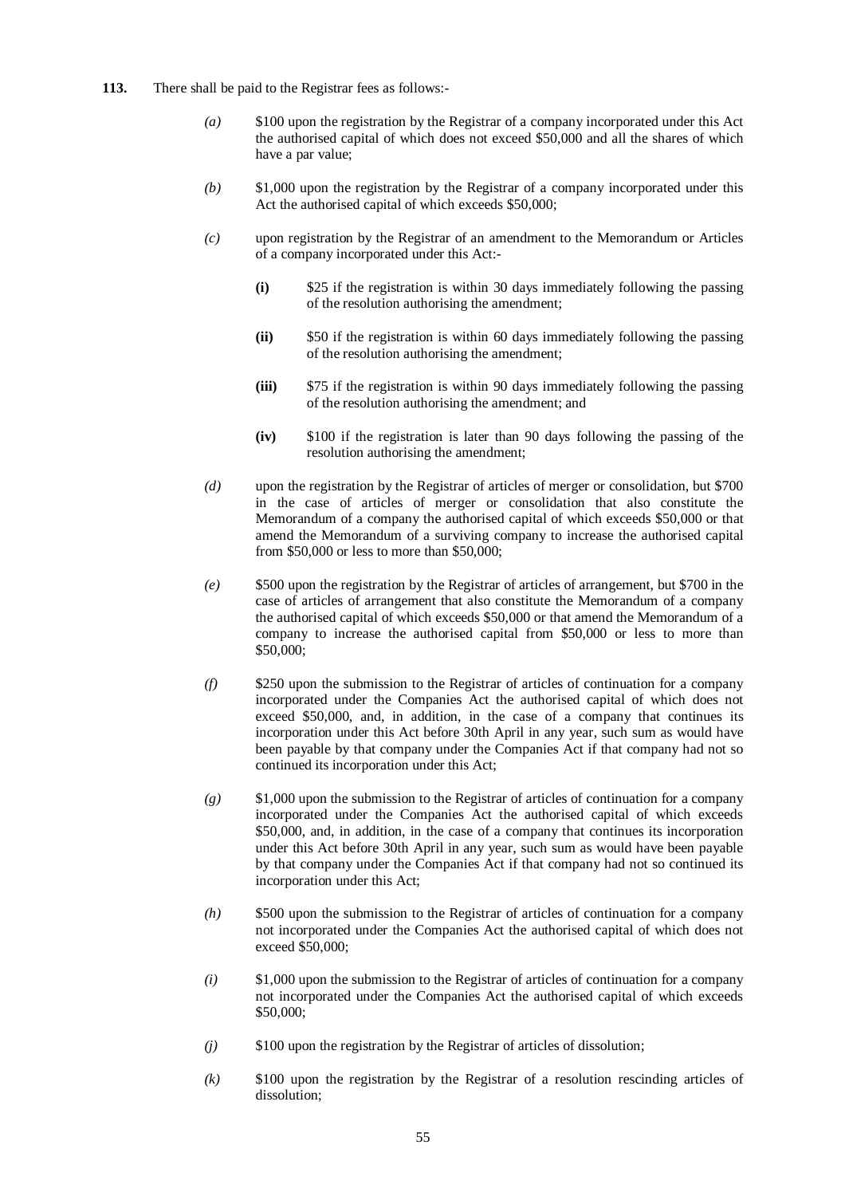**113.** There shall be paid to the Registrar fees as follows:-

*(a)* $100 upon the registration by the Registrar of a company incorporated under this Act the authorised capital of which does not exceed $50,000 and all the shares of which have a par value;

*(b)* $1,000 upon the registration by the Registrar of a company incorporated under this Act the authorised capital of which exceeds $50,000;

*(c)* upon registration by the Registrar of an amendment to the Memorandum or Articles of a company incorporated under this Act:-

**(i)** $25 if the registration is within 30 days immediately following the passing of the resolution authorising the amendment;

**(ii)** $50 if the registration is within 60 days immediately following the passing of the resolution authorising the amendment;

**(iii)** $75 if the registration is within 90 days immediately following the passing of the resolution authorising the amendment; and

**(iv)** $100 if the registration is later than 90 days following the passing of the resolution authorising the amendment;

*(d)* upon the registration by the Registrar of articles of merger or consolidation, but $700 in the case of articles of merger or consolidation that also constitute the Memorandum of a company the authorised capital of which exceeds $50,000 or that amend the Memorandum of a surviving company to increase the authorised capital from $50,000 or less to more than $50,000;

*(e)* $500 upon the registration by the Registrar of articles of arrangement, but $700 in the case of articles of arrangement that also constitute the Memorandum of a company the authorised capital of which exceeds $50,000 or that amend the Memorandum of a company to increase the authorised capital from $50,000 or less to more than $50,000;

*(f)* $250 upon the submission to the Registrar of articles of continuation for a company incorporated under the Companies Act the authorised capital of which does not exceed $50,000, and, in addition, in the case of a company that continues its incorporation under this Act before 30th April in any year, such sum as would have been payable by that company under the Companies Act if that company had not so continued its incorporation under this Act;

*(g)* $1,000 upon the submission to the Registrar of articles of continuation for a company incorporated under the Companies Act the authorised capital of which exceeds $50,000, and, in addition, in the case of a company that continues its incorporation under this Act before 30th April in any year, such sum as would have been payable by that company under the Companies Act if that company had not so continued its incorporation under this Act;

*(h)* $500 upon the submission to the Registrar of articles of continuation for a company not incorporated under the Companies Act the authorised capital of which does not exceed $50,000;

*(i)* $1,000 upon the submission to the Registrar of articles of continuation for a company not incorporated under the Companies Act the authorised capital of which exceeds $50,000;

*(j)* $100 upon the registration by the Registrar of articles of dissolution;

*(k)* $100 upon the registration by the Registrar of a resolution rescinding articles of dissolution;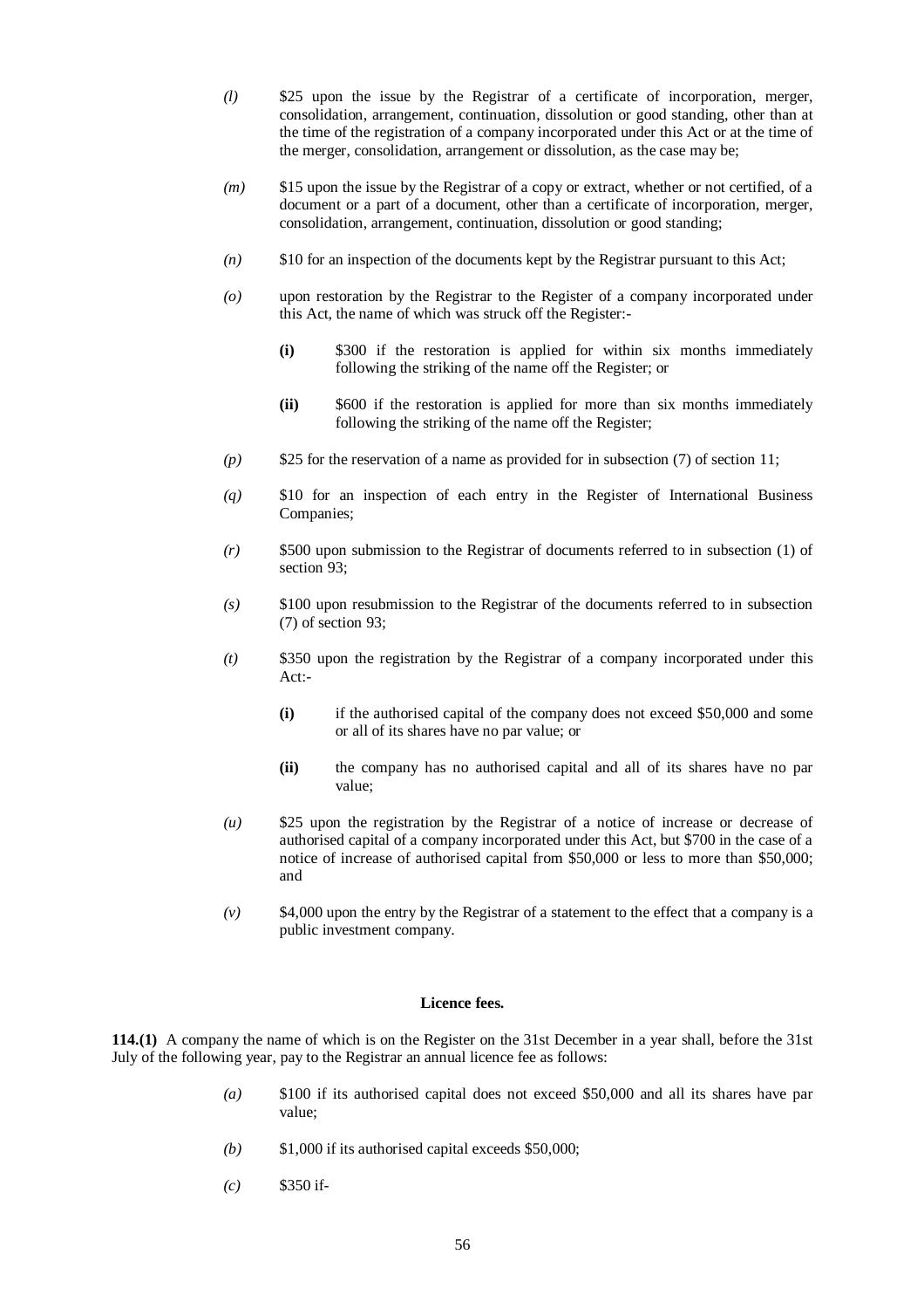*(l)* $25 upon the issue by the Registrar of a certificate of incorporation, merger, consolidation, arrangement, continuation, dissolution or good standing, other than at the time of the registration of a company incorporated under this Act or at the time of the merger, consolidation, arrangement or dissolution, as the case may be;

*(m)* $15 upon the issue by the Registrar of a copy or extract, whether or not certified, of a document or a part of a document, other than a certificate of incorporation, merger, consolidation, arrangement, continuation, dissolution or good standing;

*(n)* $10 for an inspection of the documents kept by the Registrar pursuant to this Act;

*(o)* upon restoration by the Registrar to the Register of a company incorporated under this Act, the name of which was struck off the Register:-

> **(i)** $300 if the restoration is applied for within six months immediately following the striking of the name off the Register; or
>
> **(ii)** $600 if the restoration is applied for more than six months immediately following the striking of the name off the Register;

*(p)* $25 for the reservation of a name as provided for in subsection (7) of section 11;

*(q)* $10 for an inspection of each entry in the Register of International Business Companies;

*(r)* $500 upon submission to the Registrar of documents referred to in subsection (1) of section 93;

*(s)* $100 upon resubmission to the Registrar of the documents referred to in subsection (7) of section 93;

*(t)* $350 upon the registration by the Registrar of a company incorporated under this Act:-

> **(i)** if the authorised capital of the company does not exceed $50,000 and some or all of its shares have no par value; or
>
> **(ii)** the company has no authorised capital and all of its shares have no par value;

*(u)* $25 upon the registration by the Registrar of a notice of increase or decrease of authorised capital of a company incorporated under this Act, but $700 in the case of a notice of increase of authorised capital from $50,000 or less to more than $50,000; and

*(v)* $4,000 upon the entry by the Registrar of a statement to the effect that a company is a public investment company.

### Licence fees.

**114.(1)** A company the name of which is on the Register on the 31st December in a year shall, before the 31st July of the following year, pay to the Registrar an annual licence fee as follows:

*(a)* $100 if its authorised capital does not exceed $50,000 and all its shares have par value;

*(b)* $1,000 if its authorised capital exceeds $50,000;

*(c)* $350 if-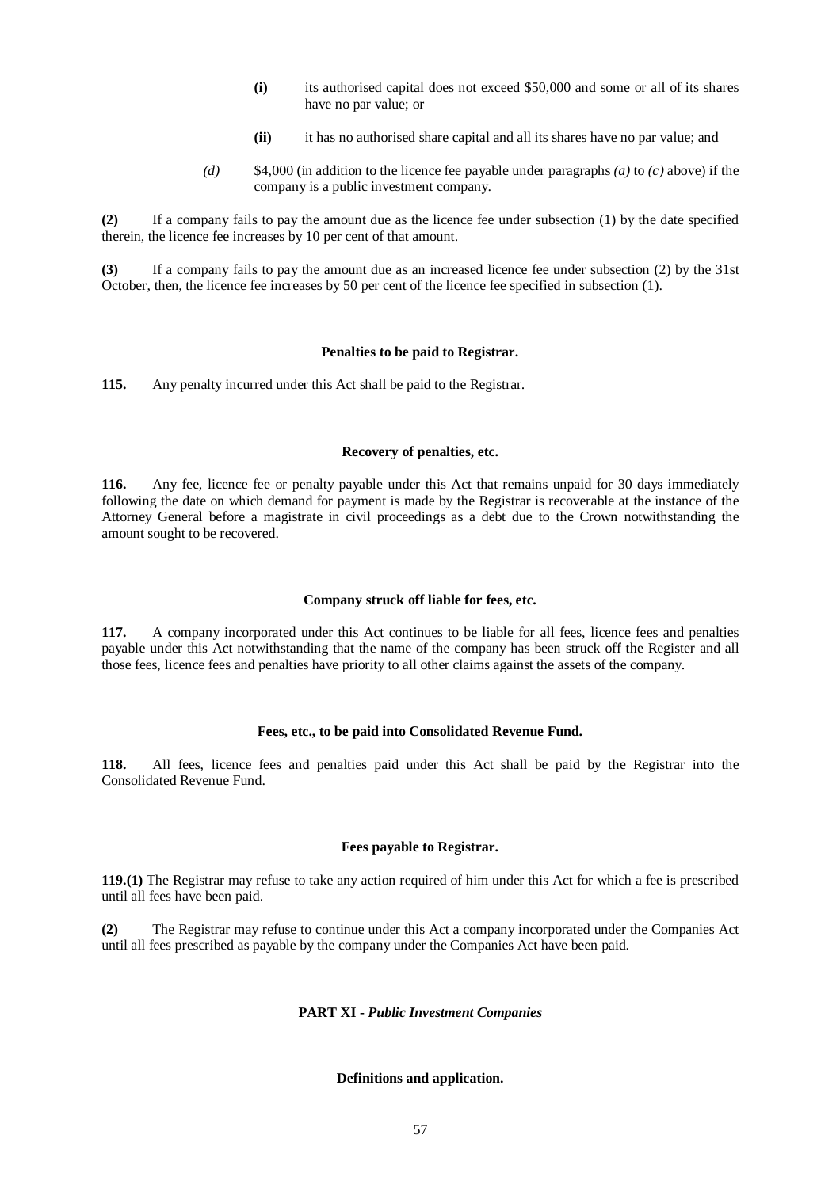**(i)** its authorised capital does not exceed $50,000 and some or all of its shares have no par value; or

**(ii)** it has no authorised share capital and all its shares have no par value; and

*(d)* $4,000 (in addition to the licence fee payable under paragraphs *(a)* to *(c)* above) if the company is a public investment company.

**(2)** If a company fails to pay the amount due as the licence fee under subsection (1) by the date specified therein, the licence fee increases by 10 per cent of that amount.

**(3)** If a company fails to pay the amount due as an increased licence fee under subsection (2) by the 31st October, then, the licence fee increases by 50 per cent of the licence fee specified in subsection (1).

#### Penalties to be paid to Registrar.

**115.** Any penalty incurred under this Act shall be paid to the Registrar.

#### Recovery of penalties, etc.

**116.** Any fee, licence fee or penalty payable under this Act that remains unpaid for 30 days immediately following the date on which demand for payment is made by the Registrar is recoverable at the instance of the Attorney General before a magistrate in civil proceedings as a debt due to the Crown notwithstanding the amount sought to be recovered.

#### Company struck off liable for fees, etc.

**117.** A company incorporated under this Act continues to be liable for all fees, licence fees and penalties payable under this Act notwithstanding that the name of the company has been struck off the Register and all those fees, licence fees and penalties have priority to all other claims against the assets of the company.

#### Fees, etc., to be paid into Consolidated Revenue Fund.

**118.** All fees, licence fees and penalties paid under this Act shall be paid by the Registrar into the Consolidated Revenue Fund.

#### Fees payable to Registrar.

**119.(1)** The Registrar may refuse to take any action required of him under this Act for which a fee is prescribed until all fees have been paid.

**(2)** The Registrar may refuse to continue under this Act a company incorporated under the Companies Act until all fees prescribed as payable by the company under the Companies Act have been paid.

### PART XI - *Public Investment Companies*

#### Definitions and application.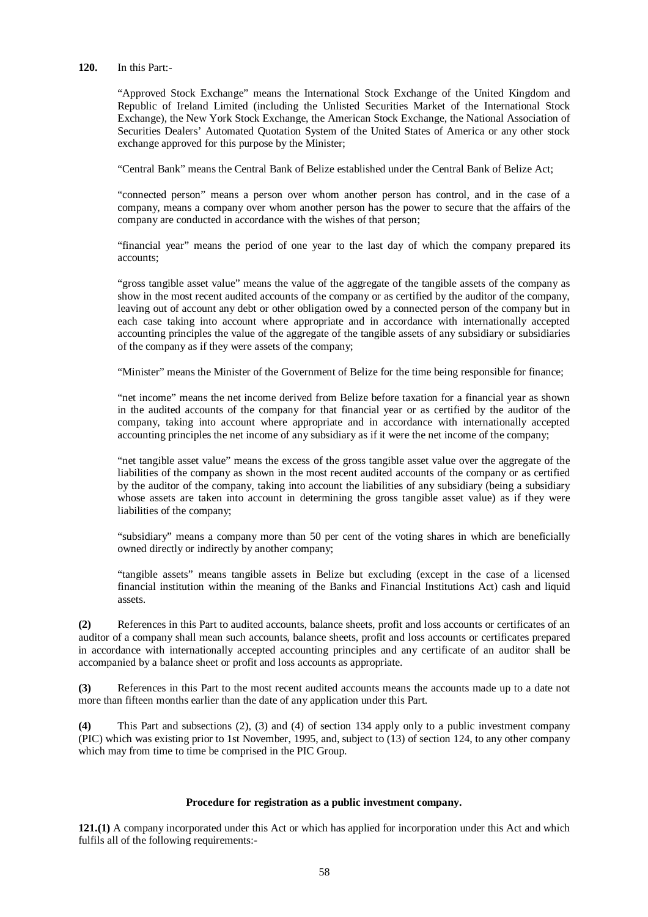**120.** In this Part:-

"Approved Stock Exchange" means the International Stock Exchange of the United Kingdom and Republic of Ireland Limited (including the Unlisted Securities Market of the International Stock Exchange), the New York Stock Exchange, the American Stock Exchange, the National Association of Securities Dealers' Automated Quotation System of the United States of America or any other stock exchange approved for this purpose by the Minister;

"Central Bank" means the Central Bank of Belize established under the Central Bank of Belize Act;

"connected person" means a person over whom another person has control, and in the case of a company, means a company over whom another person has the power to secure that the affairs of the company are conducted in accordance with the wishes of that person;

"financial year" means the period of one year to the last day of which the company prepared its accounts;

"gross tangible asset value" means the value of the aggregate of the tangible assets of the company as show in the most recent audited accounts of the company or as certified by the auditor of the company, leaving out of account any debt or other obligation owed by a connected person of the company but in each case taking into account where appropriate and in accordance with internationally accepted accounting principles the value of the aggregate of the tangible assets of any subsidiary or subsidiaries of the company as if they were assets of the company;

"Minister" means the Minister of the Government of Belize for the time being responsible for finance;

"net income" means the net income derived from Belize before taxation for a financial year as shown in the audited accounts of the company for that financial year or as certified by the auditor of the company, taking into account where appropriate and in accordance with internationally accepted accounting principles the net income of any subsidiary as if it were the net income of the company;

"net tangible asset value" means the excess of the gross tangible asset value over the aggregate of the liabilities of the company as shown in the most recent audited accounts of the company or as certified by the auditor of the company, taking into account the liabilities of any subsidiary (being a subsidiary whose assets are taken into account in determining the gross tangible asset value) as if they were liabilities of the company;

"subsidiary" means a company more than 50 per cent of the voting shares in which are beneficially owned directly or indirectly by another company;

"tangible assets" means tangible assets in Belize but excluding (except in the case of a licensed financial institution within the meaning of the Banks and Financial Institutions Act) cash and liquid assets.

**(2)** References in this Part to audited accounts, balance sheets, profit and loss accounts or certificates of an auditor of a company shall mean such accounts, balance sheets, profit and loss accounts or certificates prepared in accordance with internationally accepted accounting principles and any certificate of an auditor shall be accompanied by a balance sheet or profit and loss accounts as appropriate.

**(3)** References in this Part to the most recent audited accounts means the accounts made up to a date not more than fifteen months earlier than the date of any application under this Part.

**(4)** This Part and subsections (2), (3) and (4) of section 134 apply only to a public investment company (PIC) which was existing prior to 1st November, 1995, and, subject to (13) of section 124, to any other company which may from time to time be comprised in the PIC Group.

**Procedure for registration as a public investment company.**

**121.(1)** A company incorporated under this Act or which has applied for incorporation under this Act and which fulfils all of the following requirements:-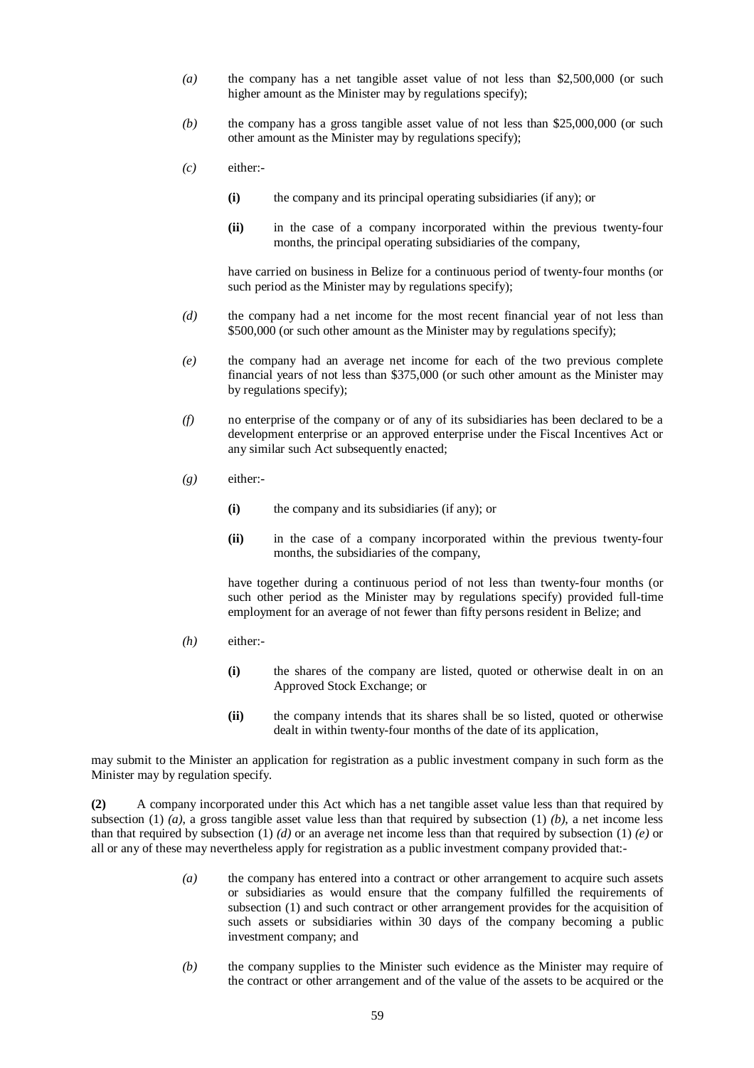*(a)* the company has a net tangible asset value of not less than $2,500,000 (or such higher amount as the Minister may by regulations specify);

*(b)* the company has a gross tangible asset value of not less than $25,000,000 (or such other amount as the Minister may by regulations specify);

*(c)* either:-

**(i)** the company and its principal operating subsidiaries (if any); or

**(ii)** in the case of a company incorporated within the previous twenty-four months, the principal operating subsidiaries of the company,

have carried on business in Belize for a continuous period of twenty-four months (or such period as the Minister may by regulations specify);

*(d)* the company had a net income for the most recent financial year of not less than $500,000 (or such other amount as the Minister may by regulations specify);

*(e)* the company had an average net income for each of the two previous complete financial years of not less than $375,000 (or such other amount as the Minister may by regulations specify);

*(f)* no enterprise of the company or of any of its subsidiaries has been declared to be a development enterprise or an approved enterprise under the Fiscal Incentives Act or any similar such Act subsequently enacted;

*(g)* either:-

**(i)** the company and its subsidiaries (if any); or

**(ii)** in the case of a company incorporated within the previous twenty-four months, the subsidiaries of the company,

have together during a continuous period of not less than twenty-four months (or such other period as the Minister may by regulations specify) provided full-time employment for an average of not fewer than fifty persons resident in Belize; and

*(h)* either:-

**(i)** the shares of the company are listed, quoted or otherwise dealt in on an Approved Stock Exchange; or

**(ii)** the company intends that its shares shall be so listed, quoted or otherwise dealt in within twenty-four months of the date of its application,

may submit to the Minister an application for registration as a public investment company in such form as the Minister may by regulation specify.

**(2)** A company incorporated under this Act which has a net tangible asset value less than that required by subsection (1) *(a)*, a gross tangible asset value less than that required by subsection (1) *(b)*, a net income less than that required by subsection (1) *(d)* or an average net income less than that required by subsection (1) *(e)* or all or any of these may nevertheless apply for registration as a public investment company provided that:-

*(a)* the company has entered into a contract or other arrangement to acquire such assets or subsidiaries as would ensure that the company fulfilled the requirements of subsection (1) and such contract or other arrangement provides for the acquisition of such assets or subsidiaries within 30 days of the company becoming a public investment company; and

*(b)* the company supplies to the Minister such evidence as the Minister may require of the contract or other arrangement and of the value of the assets to be acquired or the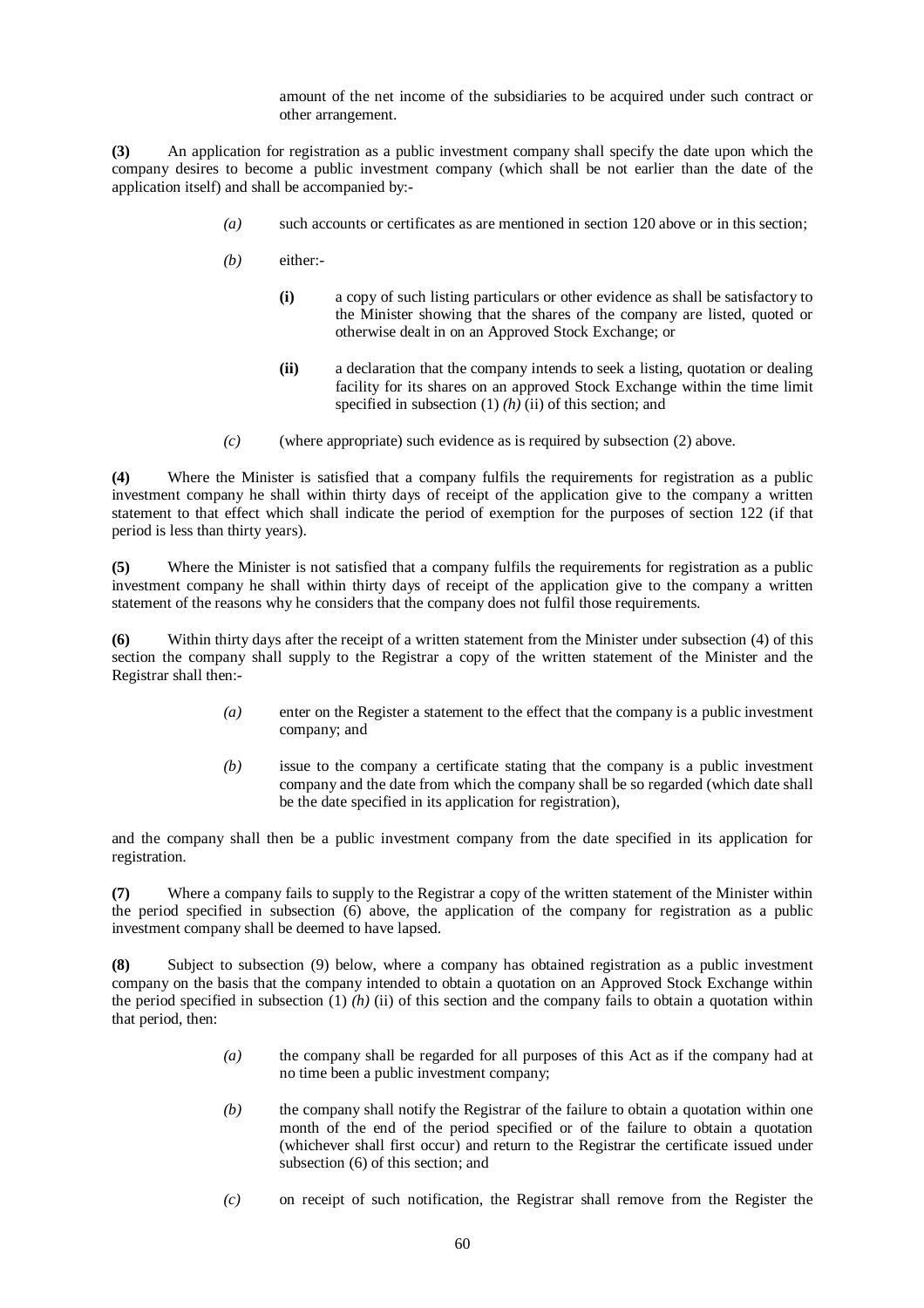amount of the net income of the subsidiaries to be acquired under such contract or other arrangement.

**(3)** An application for registration as a public investment company shall specify the date upon which the company desires to become a public investment company (which shall be not earlier than the date of the application itself) and shall be accompanied by:-

> *(a)* such accounts or certificates as are mentioned in section 120 above or in this section;
>
> *(b)* either:-
>
> > **(i)** a copy of such listing particulars or other evidence as shall be satisfactory to the Minister showing that the shares of the company are listed, quoted or otherwise dealt in on an Approved Stock Exchange; or
> >
> > **(ii)** a declaration that the company intends to seek a listing, quotation or dealing facility for its shares on an approved Stock Exchange within the time limit specified in subsection (1) *(h)* (ii) of this section; and
>
> *(c)* (where appropriate) such evidence as is required by subsection (2) above.

**(4)** Where the Minister is satisfied that a company fulfils the requirements for registration as a public investment company he shall within thirty days of receipt of the application give to the company a written statement to that effect which shall indicate the period of exemption for the purposes of section 122 (if that period is less than thirty years).

**(5)** Where the Minister is not satisfied that a company fulfils the requirements for registration as a public investment company he shall within thirty days of receipt of the application give to the company a written statement of the reasons why he considers that the company does not fulfil those requirements.

**(6)** Within thirty days after the receipt of a written statement from the Minister under subsection (4) of this section the company shall supply to the Registrar a copy of the written statement of the Minister and the Registrar shall then:-

> *(a)* enter on the Register a statement to the effect that the company is a public investment company; and
>
> *(b)* issue to the company a certificate stating that the company is a public investment company and the date from which the company shall be so regarded (which date shall be the date specified in its application for registration),

and the company shall then be a public investment company from the date specified in its application for registration.

**(7)** Where a company fails to supply to the Registrar a copy of the written statement of the Minister within the period specified in subsection (6) above, the application of the company for registration as a public investment company shall be deemed to have lapsed.

**(8)** Subject to subsection (9) below, where a company has obtained registration as a public investment company on the basis that the company intended to obtain a quotation on an Approved Stock Exchange within the period specified in subsection (1) *(h)* (ii) of this section and the company fails to obtain a quotation within that period, then:

> *(a)* the company shall be regarded for all purposes of this Act as if the company had at no time been a public investment company;
>
> *(b)* the company shall notify the Registrar of the failure to obtain a quotation within one month of the end of the period specified or of the failure to obtain a quotation (whichever shall first occur) and return to the Registrar the certificate issued under subsection (6) of this section; and
>
> *(c)* on receipt of such notification, the Registrar shall remove from the Register the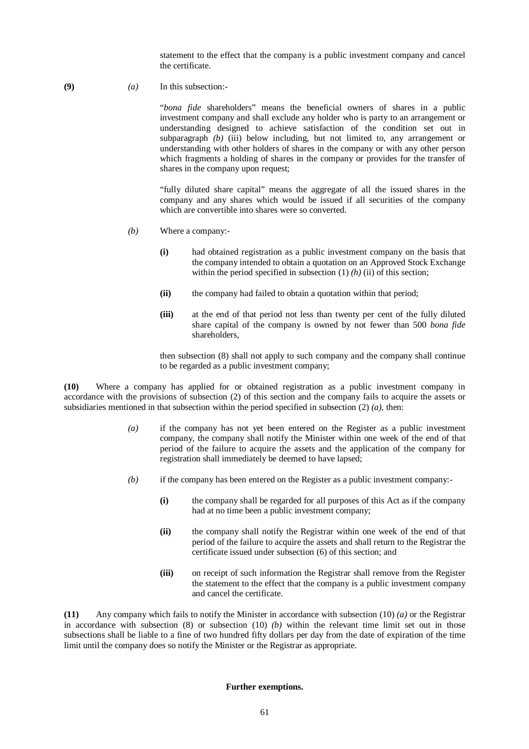statement to the effect that the company is a public investment company and cancel the certificate.

**(9)** *(a)* In this subsection:-

"*bona fide* shareholders" means the beneficial owners of shares in a public investment company and shall exclude any holder who is party to an arrangement or understanding designed to achieve satisfaction of the condition set out in subparagraph *(b)* (iii) below including, but not limited to, any arrangement or understanding with other holders of shares in the company or with any other person which fragments a holding of shares in the company or provides for the transfer of shares in the company upon request;

"fully diluted share capital" means the aggregate of all the issued shares in the company and any shares which would be issued if all securities of the company which are convertible into shares were so converted.

*(b)* Where a company:-

**(i)** had obtained registration as a public investment company on the basis that the company intended to obtain a quotation on an Approved Stock Exchange within the period specified in subsection (1) *(h)* (ii) of this section;

**(ii)** the company had failed to obtain a quotation within that period;

**(iii)** at the end of that period not less than twenty per cent of the fully diluted share capital of the company is owned by not fewer than 500 *bona fide* shareholders,

then subsection (8) shall not apply to such company and the company shall continue to be regarded as a public investment company;

**(10)** Where a company has applied for or obtained registration as a public investment company in accordance with the provisions of subsection (2) of this section and the company fails to acquire the assets or subsidiaries mentioned in that subsection within the period specified in subsection (2) *(a)*, then:

*(a)* if the company has not yet been entered on the Register as a public investment company, the company shall notify the Minister within one week of the end of that period of the failure to acquire the assets and the application of the company for registration shall immediately be deemed to have lapsed;

*(b)* if the company has been entered on the Register as a public investment company:-

**(i)** the company shall be regarded for all purposes of this Act as if the company had at no time been a public investment company;

**(ii)** the company shall notify the Registrar within one week of the end of that period of the failure to acquire the assets and shall return to the Registrar the certificate issued under subsection (6) of this section; and

**(iii)** on receipt of such information the Registrar shall remove from the Register the statement to the effect that the company is a public investment company and cancel the certificate.

**(11)** Any company which fails to notify the Minister in accordance with subsection (10) *(a)* or the Registrar in accordance with subsection (8) or subsection (10) *(b)* within the relevant time limit set out in those subsections shall be liable to a fine of two hundred fifty dollars per day from the date of expiration of the time limit until the company does so notify the Minister or the Registrar as appropriate.

**Further exemptions.**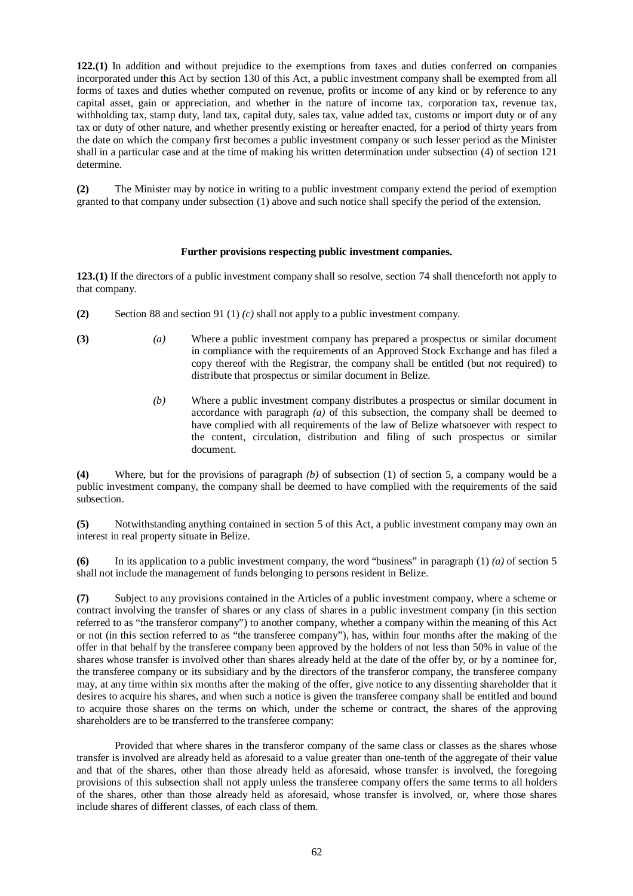**122.(1)** In addition and without prejudice to the exemptions from taxes and duties conferred on companies incorporated under this Act by section 130 of this Act, a public investment company shall be exempted from all forms of taxes and duties whether computed on revenue, profits or income of any kind or by reference to any capital asset, gain or appreciation, and whether in the nature of income tax, corporation tax, revenue tax, withholding tax, stamp duty, land tax, capital duty, sales tax, value added tax, customs or import duty or of any tax or duty of other nature, and whether presently existing or hereafter enacted, for a period of thirty years from the date on which the company first becomes a public investment company or such lesser period as the Minister shall in a particular case and at the time of making his written determination under subsection (4) of section 121 determine.

**(2)** The Minister may by notice in writing to a public investment company extend the period of exemption granted to that company under subsection (1) above and such notice shall specify the period of the extension.

**Further provisions respecting public investment companies.**

**123.(1)** If the directors of a public investment company shall so resolve, section 74 shall thenceforth not apply to that company.

**(2)** Section 88 and section 91 (1) *(c)* shall not apply to a public investment company.

**(3)** *(a)* Where a public investment company has prepared a prospectus or similar document in compliance with the requirements of an Approved Stock Exchange and has filed a copy thereof with the Registrar, the company shall be entitled (but not required) to distribute that prospectus or similar document in Belize.

*(b)* Where a public investment company distributes a prospectus or similar document in accordance with paragraph *(a)* of this subsection, the company shall be deemed to have complied with all requirements of the law of Belize whatsoever with respect to the content, circulation, distribution and filing of such prospectus or similar document.

**(4)** Where, but for the provisions of paragraph *(b)* of subsection (1) of section 5, a company would be a public investment company, the company shall be deemed to have complied with the requirements of the said subsection.

**(5)** Notwithstanding anything contained in section 5 of this Act, a public investment company may own an interest in real property situate in Belize.

**(6)** In its application to a public investment company, the word "business" in paragraph (1) *(a)* of section 5 shall not include the management of funds belonging to persons resident in Belize.

**(7)** Subject to any provisions contained in the Articles of a public investment company, where a scheme or contract involving the transfer of shares or any class of shares in a public investment company (in this section referred to as "the transferor company") to another company, whether a company within the meaning of this Act or not (in this section referred to as "the transferee company"), has, within four months after the making of the offer in that behalf by the transferee company been approved by the holders of not less than 50% in value of the shares whose transfer is involved other than shares already held at the date of the offer by, or by a nominee for, the transferee company or its subsidiary and by the directors of the transferor company, the transferee company may, at any time within six months after the making of the offer, give notice to any dissenting shareholder that it desires to acquire his shares, and when such a notice is given the transferee company shall be entitled and bound to acquire those shares on the terms on which, under the scheme or contract, the shares of the approving shareholders are to be transferred to the transferee company:

Provided that where shares in the transferor company of the same class or classes as the shares whose transfer is involved are already held as aforesaid to a value greater than one-tenth of the aggregate of their value and that of the shares, other than those already held as aforesaid, whose transfer is involved, the foregoing provisions of this subsection shall not apply unless the transferee company offers the same terms to all holders of the shares, other than those already held as aforesaid, whose transfer is involved, or, where those shares include shares of different classes, of each class of them.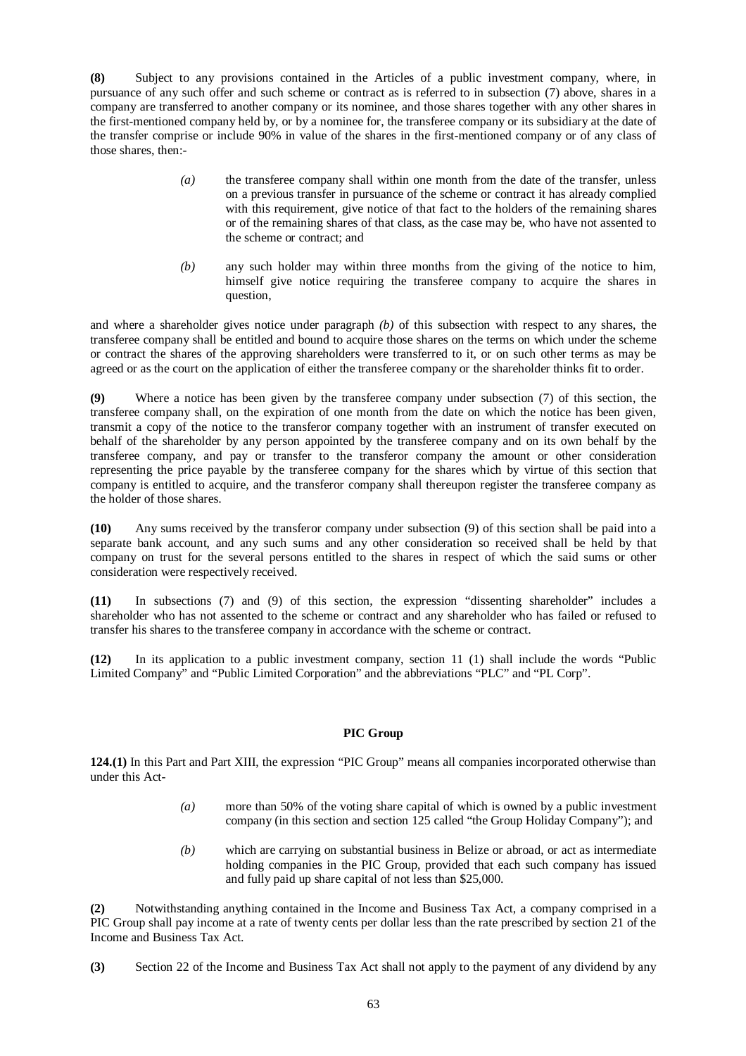**(8)** Subject to any provisions contained in the Articles of a public investment company, where, in pursuance of any such offer and such scheme or contract as is referred to in subsection (7) above, shares in a company are transferred to another company or its nominee, and those shares together with any other shares in the first-mentioned company held by, or by a nominee for, the transferee company or its subsidiary at the date of the transfer comprise or include 90% in value of the shares in the first-mentioned company or of any class of those shares, then:-

> *(a)* the transferee company shall within one month from the date of the transfer, unless on a previous transfer in pursuance of the scheme or contract it has already complied with this requirement, give notice of that fact to the holders of the remaining shares or of the remaining shares of that class, as the case may be, who have not assented to the scheme or contract; and
>
> *(b)* any such holder may within three months from the giving of the notice to him, himself give notice requiring the transferee company to acquire the shares in question,

and where a shareholder gives notice under paragraph *(b)* of this subsection with respect to any shares, the transferee company shall be entitled and bound to acquire those shares on the terms on which under the scheme or contract the shares of the approving shareholders were transferred to it, or on such other terms as may be agreed or as the court on the application of either the transferee company or the shareholder thinks fit to order.

**(9)** Where a notice has been given by the transferee company under subsection (7) of this section, the transferee company shall, on the expiration of one month from the date on which the notice has been given, transmit a copy of the notice to the transferor company together with an instrument of transfer executed on behalf of the shareholder by any person appointed by the transferee company and on its own behalf by the transferee company, and pay or transfer to the transferor company the amount or other consideration representing the price payable by the transferee company for the shares which by virtue of this section that company is entitled to acquire, and the transferor company shall thereupon register the transferee company as the holder of those shares.

**(10)** Any sums received by the transferor company under subsection (9) of this section shall be paid into a separate bank account, and any such sums and any other consideration so received shall be held by that company on trust for the several persons entitled to the shares in respect of which the said sums or other consideration were respectively received.

**(11)** In subsections (7) and (9) of this section, the expression "dissenting shareholder" includes a shareholder who has not assented to the scheme or contract and any shareholder who has failed or refused to transfer his shares to the transferee company in accordance with the scheme or contract.

**(12)** In its application to a public investment company, section 11 (1) shall include the words "Public Limited Company" and "Public Limited Corporation" and the abbreviations "PLC" and "PL Corp".

### PIC Group

**124.(1)** In this Part and Part XIII, the expression "PIC Group" means all companies incorporated otherwise than under this Act-

> *(a)* more than 50% of the voting share capital of which is owned by a public investment company (in this section and section 125 called "the Group Holiday Company"); and
>
> *(b)* which are carrying on substantial business in Belize or abroad, or act as intermediate holding companies in the PIC Group, provided that each such company has issued and fully paid up share capital of not less than $25,000.

**(2)** Notwithstanding anything contained in the Income and Business Tax Act, a company comprised in a PIC Group shall pay income at a rate of twenty cents per dollar less than the rate prescribed by section 21 of the Income and Business Tax Act.

**(3)** Section 22 of the Income and Business Tax Act shall not apply to the payment of any dividend by any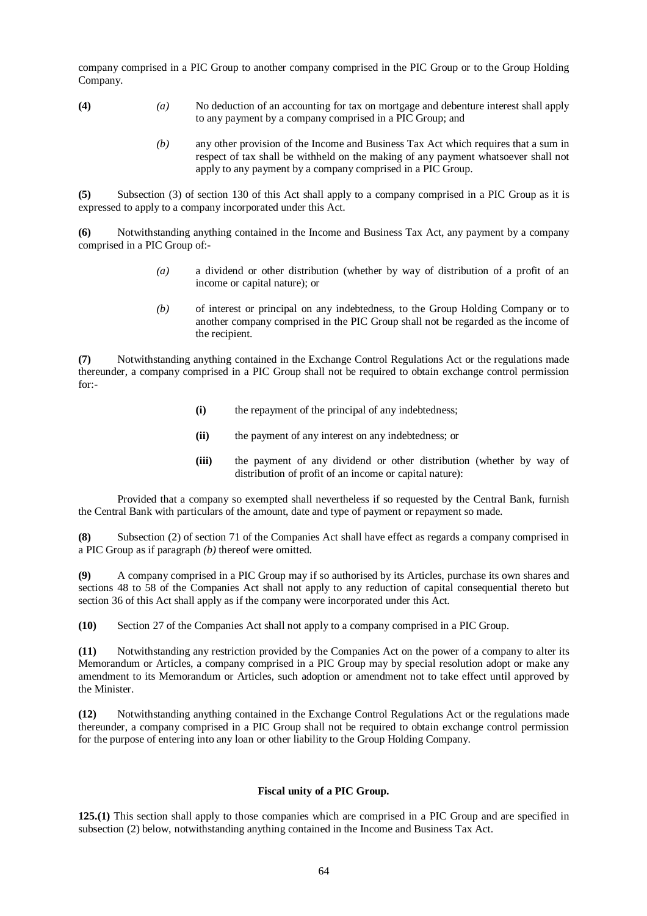company comprised in a PIC Group to another company comprised in the PIC Group or to the Group Holding Company.

**(4)** *(a)* No deduction of an accounting for tax on mortgage and debenture interest shall apply to any payment by a company comprised in a PIC Group; and

*(b)* any other provision of the Income and Business Tax Act which requires that a sum in respect of tax shall be withheld on the making of any payment whatsoever shall not apply to any payment by a company comprised in a PIC Group.

**(5)** Subsection (3) of section 130 of this Act shall apply to a company comprised in a PIC Group as it is expressed to apply to a company incorporated under this Act.

**(6)** Notwithstanding anything contained in the Income and Business Tax Act, any payment by a company comprised in a PIC Group of:-

*(a)* a dividend or other distribution (whether by way of distribution of a profit of an income or capital nature); or

*(b)* of interest or principal on any indebtedness, to the Group Holding Company or to another company comprised in the PIC Group shall not be regarded as the income of the recipient.

**(7)** Notwithstanding anything contained in the Exchange Control Regulations Act or the regulations made thereunder, a company comprised in a PIC Group shall not be required to obtain exchange control permission for:-

**(i)** the repayment of the principal of any indebtedness;

**(ii)** the payment of any interest on any indebtedness; or

**(iii)** the payment of any dividend or other distribution (whether by way of distribution of profit of an income or capital nature):

Provided that a company so exempted shall nevertheless if so requested by the Central Bank, furnish the Central Bank with particulars of the amount, date and type of payment or repayment so made.

**(8)** Subsection (2) of section 71 of the Companies Act shall have effect as regards a company comprised in a PIC Group as if paragraph *(b)* thereof were omitted.

**(9)** A company comprised in a PIC Group may if so authorised by its Articles, purchase its own shares and sections 48 to 58 of the Companies Act shall not apply to any reduction of capital consequential thereto but section 36 of this Act shall apply as if the company were incorporated under this Act.

**(10)** Section 27 of the Companies Act shall not apply to a company comprised in a PIC Group.

**(11)** Notwithstanding any restriction provided by the Companies Act on the power of a company to alter its Memorandum or Articles, a company comprised in a PIC Group may by special resolution adopt or make any amendment to its Memorandum or Articles, such adoption or amendment not to take effect until approved by the Minister.

**(12)** Notwithstanding anything contained in the Exchange Control Regulations Act or the regulations made thereunder, a company comprised in a PIC Group shall not be required to obtain exchange control permission for the purpose of entering into any loan or other liability to the Group Holding Company.

### Fiscal unity of a PIC Group.

**125.(1)** This section shall apply to those companies which are comprised in a PIC Group and are specified in subsection (2) below, notwithstanding anything contained in the Income and Business Tax Act.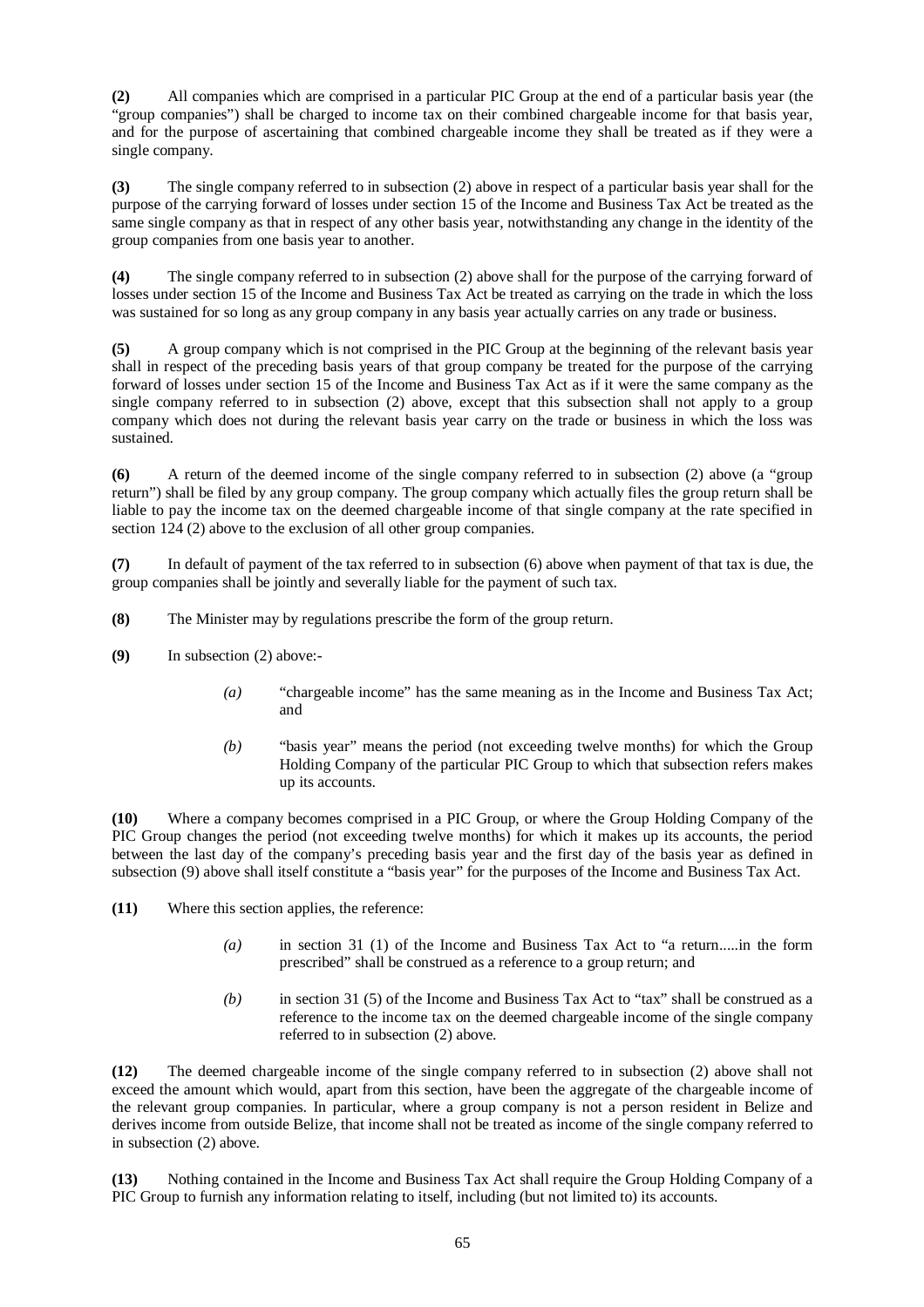**(2)** All companies which are comprised in a particular PIC Group at the end of a particular basis year (the "group companies") shall be charged to income tax on their combined chargeable income for that basis year, and for the purpose of ascertaining that combined chargeable income they shall be treated as if they were a single company.

**(3)** The single company referred to in subsection (2) above in respect of a particular basis year shall for the purpose of the carrying forward of losses under section 15 of the Income and Business Tax Act be treated as the same single company as that in respect of any other basis year, notwithstanding any change in the identity of the group companies from one basis year to another.

**(4)** The single company referred to in subsection (2) above shall for the purpose of the carrying forward of losses under section 15 of the Income and Business Tax Act be treated as carrying on the trade in which the loss was sustained for so long as any group company in any basis year actually carries on any trade or business.

**(5)** A group company which is not comprised in the PIC Group at the beginning of the relevant basis year shall in respect of the preceding basis years of that group company be treated for the purpose of the carrying forward of losses under section 15 of the Income and Business Tax Act as if it were the same company as the single company referred to in subsection (2) above, except that this subsection shall not apply to a group company which does not during the relevant basis year carry on the trade or business in which the loss was sustained.

**(6)** A return of the deemed income of the single company referred to in subsection (2) above (a "group return") shall be filed by any group company. The group company which actually files the group return shall be liable to pay the income tax on the deemed chargeable income of that single company at the rate specified in section 124 (2) above to the exclusion of all other group companies.

**(7)** In default of payment of the tax referred to in subsection (6) above when payment of that tax is due, the group companies shall be jointly and severally liable for the payment of such tax.

**(8)** The Minister may by regulations prescribe the form of the group return.

**(9)** In subsection (2) above:-

> *(a)* "chargeable income" has the same meaning as in the Income and Business Tax Act; and
>
> *(b)* "basis year" means the period (not exceeding twelve months) for which the Group Holding Company of the particular PIC Group to which that subsection refers makes up its accounts.

**(10)** Where a company becomes comprised in a PIC Group, or where the Group Holding Company of the PIC Group changes the period (not exceeding twelve months) for which it makes up its accounts, the period between the last day of the company's preceding basis year and the first day of the basis year as defined in subsection (9) above shall itself constitute a "basis year" for the purposes of the Income and Business Tax Act.

**(11)** Where this section applies, the reference:

> *(a)* in section 31 (1) of the Income and Business Tax Act to "a return.....in the form prescribed" shall be construed as a reference to a group return; and
>
> *(b)* in section 31 (5) of the Income and Business Tax Act to "tax" shall be construed as a reference to the income tax on the deemed chargeable income of the single company referred to in subsection (2) above.

**(12)** The deemed chargeable income of the single company referred to in subsection (2) above shall not exceed the amount which would, apart from this section, have been the aggregate of the chargeable income of the relevant group companies. In particular, where a group company is not a person resident in Belize and derives income from outside Belize, that income shall not be treated as income of the single company referred to in subsection (2) above.

**(13)** Nothing contained in the Income and Business Tax Act shall require the Group Holding Company of a PIC Group to furnish any information relating to itself, including (but not limited to) its accounts.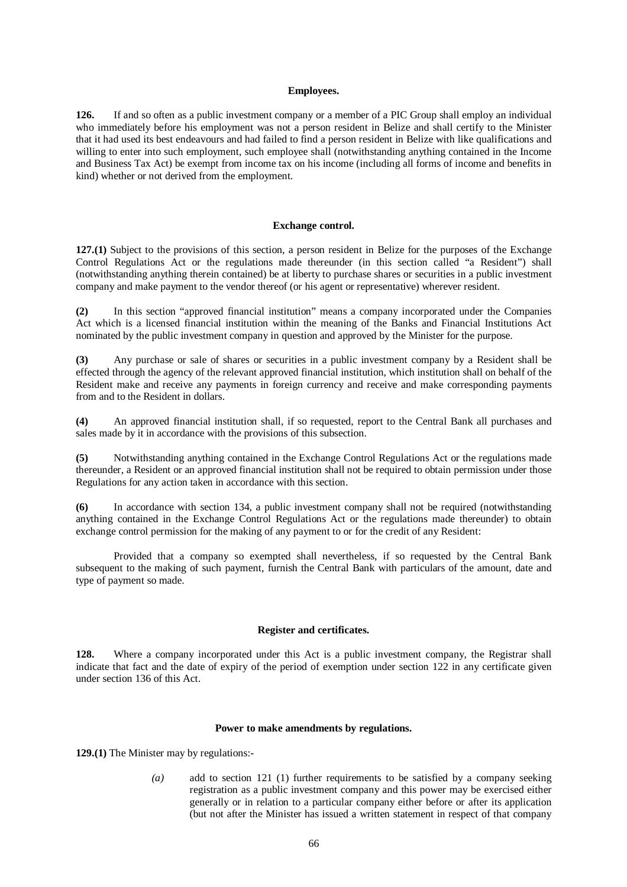**Employees.**

**126.** If and so often as a public investment company or a member of a PIC Group shall employ an individual who immediately before his employment was not a person resident in Belize and shall certify to the Minister that it had used its best endeavours and had failed to find a person resident in Belize with like qualifications and willing to enter into such employment, such employee shall (notwithstanding anything contained in the Income and Business Tax Act) be exempt from income tax on his income (including all forms of income and benefits in kind) whether or not derived from the employment.

**Exchange control.**

**127.(1)** Subject to the provisions of this section, a person resident in Belize for the purposes of the Exchange Control Regulations Act or the regulations made thereunder (in this section called "a Resident") shall (notwithstanding anything therein contained) be at liberty to purchase shares or securities in a public investment company and make payment to the vendor thereof (or his agent or representative) wherever resident.

**(2)** In this section "approved financial institution" means a company incorporated under the Companies Act which is a licensed financial institution within the meaning of the Banks and Financial Institutions Act nominated by the public investment company in question and approved by the Minister for the purpose.

**(3)** Any purchase or sale of shares or securities in a public investment company by a Resident shall be effected through the agency of the relevant approved financial institution, which institution shall on behalf of the Resident make and receive any payments in foreign currency and receive and make corresponding payments from and to the Resident in dollars.

**(4)** An approved financial institution shall, if so requested, report to the Central Bank all purchases and sales made by it in accordance with the provisions of this subsection.

**(5)** Notwithstanding anything contained in the Exchange Control Regulations Act or the regulations made thereunder, a Resident or an approved financial institution shall not be required to obtain permission under those Regulations for any action taken in accordance with this section.

**(6)** In accordance with section 134, a public investment company shall not be required (notwithstanding anything contained in the Exchange Control Regulations Act or the regulations made thereunder) to obtain exchange control permission for the making of any payment to or for the credit of any Resident:

Provided that a company so exempted shall nevertheless, if so requested by the Central Bank subsequent to the making of such payment, furnish the Central Bank with particulars of the amount, date and type of payment so made.

**Register and certificates.**

**128.** Where a company incorporated under this Act is a public investment company, the Registrar shall indicate that fact and the date of expiry of the period of exemption under section 122 in any certificate given under section 136 of this Act.

**Power to make amendments by regulations.**

**129.(1)** The Minister may by regulations:-

*(a)* add to section 121 (1) further requirements to be satisfied by a company seeking registration as a public investment company and this power may be exercised either generally or in relation to a particular company either before or after its application (but not after the Minister has issued a written statement in respect of that company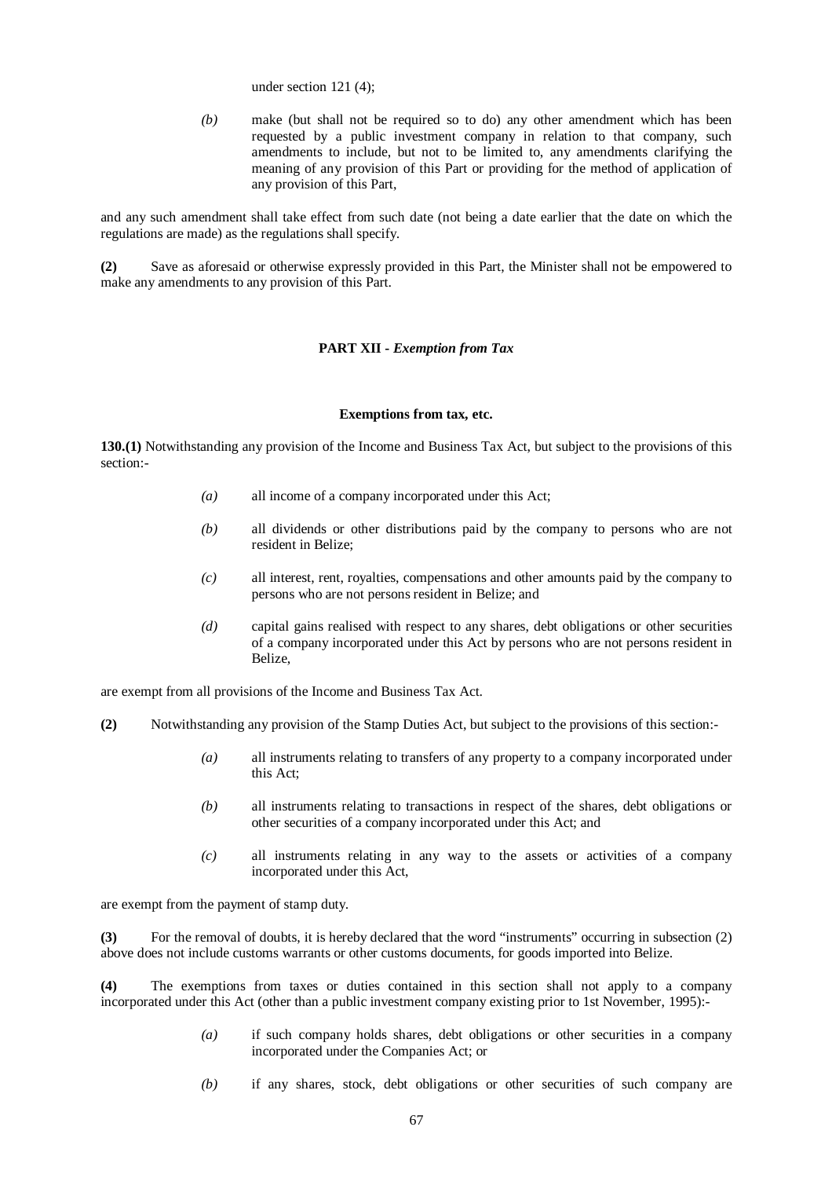under section 121 (4);

*(b)* make (but shall not be required so to do) any other amendment which has been requested by a public investment company in relation to that company, such amendments to include, but not to be limited to, any amendments clarifying the meaning of any provision of this Part or providing for the method of application of any provision of this Part,

and any such amendment shall take effect from such date (not being a date earlier that the date on which the regulations are made) as the regulations shall specify.

**(2)** Save as aforesaid or otherwise expressly provided in this Part, the Minister shall not be empowered to make any amendments to any provision of this Part.

## PART XII - *Exemption from Tax*

### Exemptions from tax, etc.

**130.(1)** Notwithstanding any provision of the Income and Business Tax Act, but subject to the provisions of this section:-

*(a)* all income of a company incorporated under this Act;

*(b)* all dividends or other distributions paid by the company to persons who are not resident in Belize;

*(c)* all interest, rent, royalties, compensations and other amounts paid by the company to persons who are not persons resident in Belize; and

*(d)* capital gains realised with respect to any shares, debt obligations or other securities of a company incorporated under this Act by persons who are not persons resident in Belize,

are exempt from all provisions of the Income and Business Tax Act.

**(2)** Notwithstanding any provision of the Stamp Duties Act, but subject to the provisions of this section:-

*(a)* all instruments relating to transfers of any property to a company incorporated under this Act;

*(b)* all instruments relating to transactions in respect of the shares, debt obligations or other securities of a company incorporated under this Act; and

*(c)* all instruments relating in any way to the assets or activities of a company incorporated under this Act,

are exempt from the payment of stamp duty.

**(3)** For the removal of doubts, it is hereby declared that the word "instruments" occurring in subsection (2) above does not include customs warrants or other customs documents, for goods imported into Belize.

**(4)** The exemptions from taxes or duties contained in this section shall not apply to a company incorporated under this Act (other than a public investment company existing prior to 1st November, 1995):-

*(a)* if such company holds shares, debt obligations or other securities in a company incorporated under the Companies Act; or

*(b)* if any shares, stock, debt obligations or other securities of such company are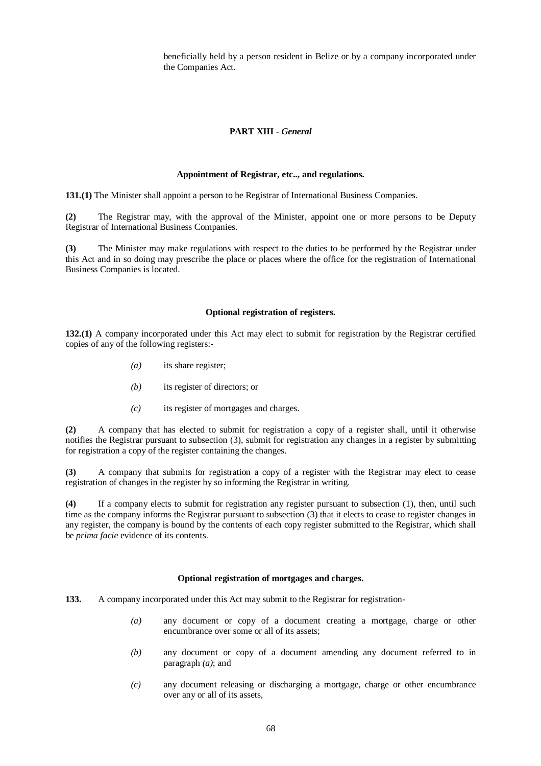beneficially held by a person resident in Belize or by a company incorporated under the Companies Act.

## PART XIII - *General*

### Appointment of Registrar, etc.., and regulations.

**131.(1)** The Minister shall appoint a person to be Registrar of International Business Companies.

**(2)** The Registrar may, with the approval of the Minister, appoint one or more persons to be Deputy Registrar of International Business Companies.

**(3)** The Minister may make regulations with respect to the duties to be performed by the Registrar under this Act and in so doing may prescribe the place or places where the office for the registration of International Business Companies is located.

### Optional registration of registers.

**132.(1)** A company incorporated under this Act may elect to submit for registration by the Registrar certified copies of any of the following registers:-

- *(a)* its share register;
- *(b)* its register of directors; or
- *(c)* its register of mortgages and charges.

**(2)** A company that has elected to submit for registration a copy of a register shall, until it otherwise notifies the Registrar pursuant to subsection (3), submit for registration any changes in a register by submitting for registration a copy of the register containing the changes.

**(3)** A company that submits for registration a copy of a register with the Registrar may elect to cease registration of changes in the register by so informing the Registrar in writing.

**(4)** If a company elects to submit for registration any register pursuant to subsection (1), then, until such time as the company informs the Registrar pursuant to subsection (3) that it elects to cease to register changes in any register, the company is bound by the contents of each copy register submitted to the Registrar, which shall be *prima facie* evidence of its contents.

### Optional registration of mortgages and charges.

**133.** A company incorporated under this Act may submit to the Registrar for registration-

- *(a)* any document or copy of a document creating a mortgage, charge or other encumbrance over some or all of its assets;
- *(b)* any document or copy of a document amending any document referred to in paragraph *(a)*; and
- *(c)* any document releasing or discharging a mortgage, charge or other encumbrance over any or all of its assets,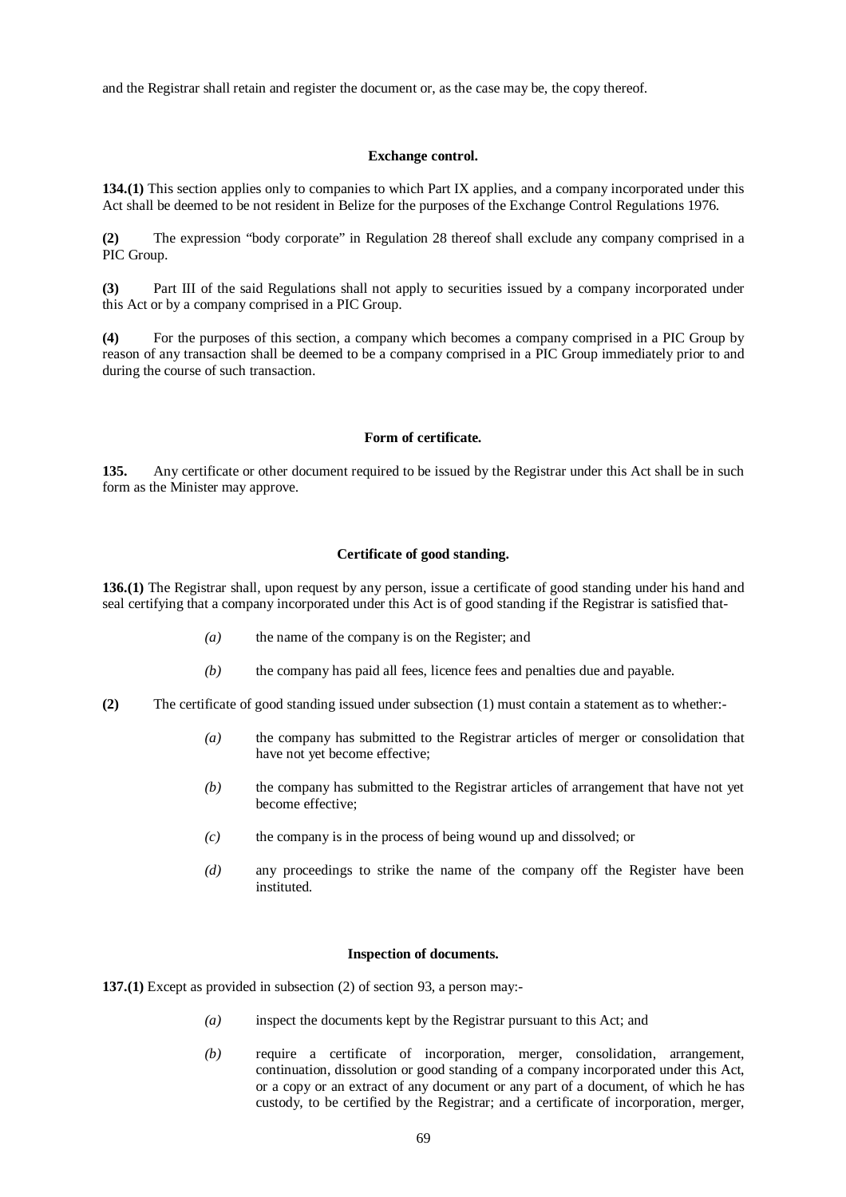and the Registrar shall retain and register the document or, as the case may be, the copy thereof.

#### Exchange control.

**134.(1)** This section applies only to companies to which Part IX applies, and a company incorporated under this Act shall be deemed to be not resident in Belize for the purposes of the Exchange Control Regulations 1976.

**(2)** The expression "body corporate" in Regulation 28 thereof shall exclude any company comprised in a PIC Group.

**(3)** Part III of the said Regulations shall not apply to securities issued by a company incorporated under this Act or by a company comprised in a PIC Group.

**(4)** For the purposes of this section, a company which becomes a company comprised in a PIC Group by reason of any transaction shall be deemed to be a company comprised in a PIC Group immediately prior to and during the course of such transaction.

#### Form of certificate.

**135.** Any certificate or other document required to be issued by the Registrar under this Act shall be in such form as the Minister may approve.

#### Certificate of good standing.

**136.(1)** The Registrar shall, upon request by any person, issue a certificate of good standing under his hand and seal certifying that a company incorporated under this Act is of good standing if the Registrar is satisfied that-

*(a)* the name of the company is on the Register; and

*(b)* the company has paid all fees, licence fees and penalties due and payable.

**(2)** The certificate of good standing issued under subsection (1) must contain a statement as to whether:-

*(a)* the company has submitted to the Registrar articles of merger or consolidation that have not yet become effective;

*(b)* the company has submitted to the Registrar articles of arrangement that have not yet become effective;

*(c)* the company is in the process of being wound up and dissolved; or

*(d)* any proceedings to strike the name of the company off the Register have been instituted.

#### Inspection of documents.

**137.(1)** Except as provided in subsection (2) of section 93, a person may:-

*(a)* inspect the documents kept by the Registrar pursuant to this Act; and

*(b)* require a certificate of incorporation, merger, consolidation, arrangement, continuation, dissolution or good standing of a company incorporated under this Act, or a copy or an extract of any document or any part of a document, of which he has custody, to be certified by the Registrar; and a certificate of incorporation, merger,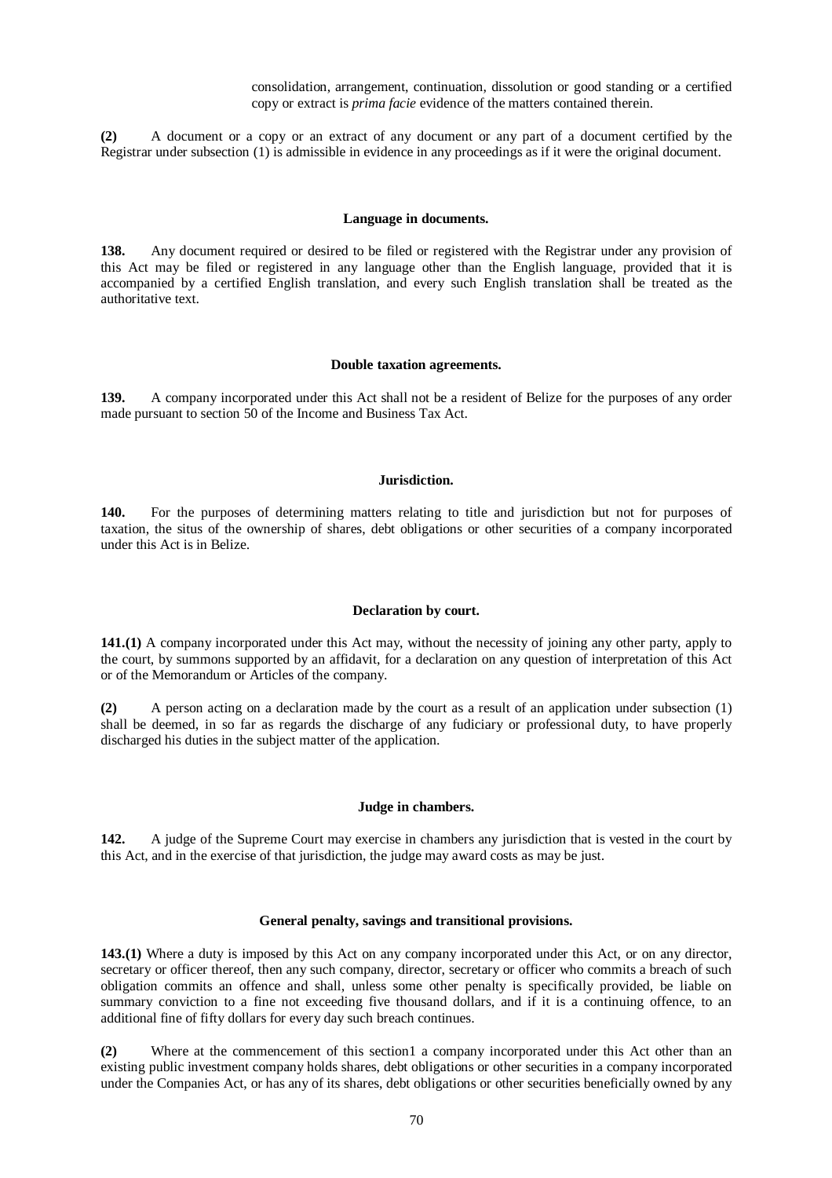consolidation, arrangement, continuation, dissolution or good standing or a certified copy or extract is *prima facie* evidence of the matters contained therein.

**(2)** A document or a copy or an extract of any document or any part of a document certified by the Registrar under subsection (1) is admissible in evidence in any proceedings as if it were the original document.

**Language in documents.**

**138.** Any document required or desired to be filed or registered with the Registrar under any provision of this Act may be filed or registered in any language other than the English language, provided that it is accompanied by a certified English translation, and every such English translation shall be treated as the authoritative text.

**Double taxation agreements.**

**139.** A company incorporated under this Act shall not be a resident of Belize for the purposes of any order made pursuant to section 50 of the Income and Business Tax Act.

**Jurisdiction.**

**140.** For the purposes of determining matters relating to title and jurisdiction but not for purposes of taxation, the situs of the ownership of shares, debt obligations or other securities of a company incorporated under this Act is in Belize.

**Declaration by court.**

**141.(1)** A company incorporated under this Act may, without the necessity of joining any other party, apply to the court, by summons supported by an affidavit, for a declaration on any question of interpretation of this Act or of the Memorandum or Articles of the company.

**(2)** A person acting on a declaration made by the court as a result of an application under subsection (1) shall be deemed, in so far as regards the discharge of any fiduciary or professional duty, to have properly discharged his duties in the subject matter of the application.

**Judge in chambers.**

**142.** A judge of the Supreme Court may exercise in chambers any jurisdiction that is vested in the court by this Act, and in the exercise of that jurisdiction, the judge may award costs as may be just.

**General penalty, savings and transitional provisions.**

**143.(1)** Where a duty is imposed by this Act on any company incorporated under this Act, or on any director, secretary or officer thereof, then any such company, director, secretary or officer who commits a breach of such obligation commits an offence and shall, unless some other penalty is specifically provided, be liable on summary conviction to a fine not exceeding five thousand dollars, and if it is a continuing offence, to an additional fine of fifty dollars for every day such breach continues.

**(2)** Where at the commencement of this section1 a company incorporated under this Act other than an existing public investment company holds shares, debt obligations or other securities in a company incorporated under the Companies Act, or has any of its shares, debt obligations or other securities beneficially owned by any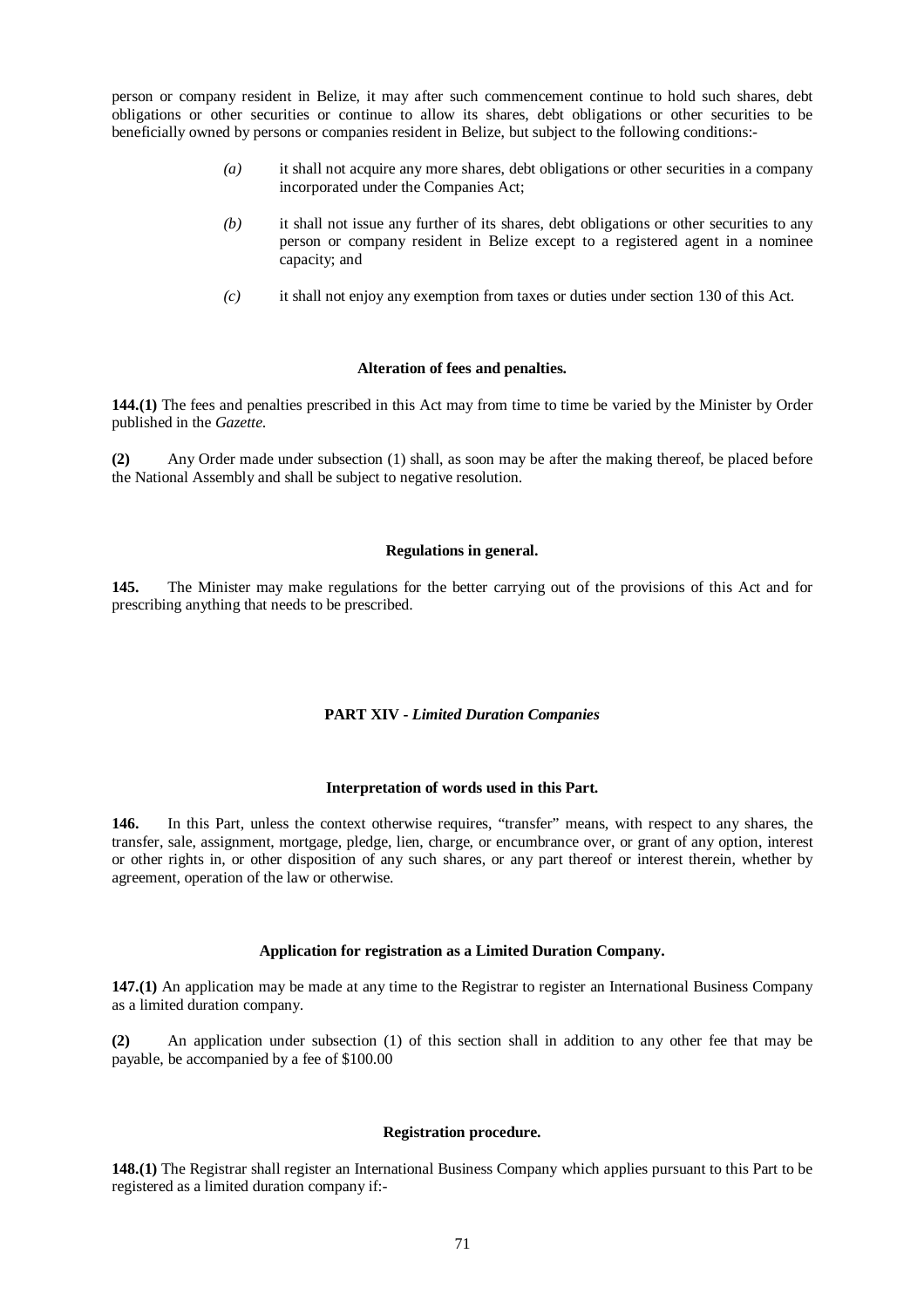person or company resident in Belize, it may after such commencement continue to hold such shares, debt obligations or other securities or continue to allow its shares, debt obligations or other securities to be beneficially owned by persons or companies resident in Belize, but subject to the following conditions:-

*(a)* it shall not acquire any more shares, debt obligations or other securities in a company incorporated under the Companies Act;

*(b)* it shall not issue any further of its shares, debt obligations or other securities to any person or company resident in Belize except to a registered agent in a nominee capacity; and

*(c)* it shall not enjoy any exemption from taxes or duties under section 130 of this Act.

**Alteration of fees and penalties.**

**144.(1)** The fees and penalties prescribed in this Act may from time to time be varied by the Minister by Order published in the *Gazette.*

**(2)** Any Order made under subsection (1) shall, as soon may be after the making thereof, be placed before the National Assembly and shall be subject to negative resolution.

**Regulations in general.**

**145.** The Minister may make regulations for the better carrying out of the provisions of this Act and for prescribing anything that needs to be prescribed.

## PART XIV - *Limited Duration Companies*

**Interpretation of words used in this Part.**

**146.** In this Part, unless the context otherwise requires, "transfer" means, with respect to any shares, the transfer, sale, assignment, mortgage, pledge, lien, charge, or encumbrance over, or grant of any option, interest or other rights in, or other disposition of any such shares, or any part thereof or interest therein, whether by agreement, operation of the law or otherwise.

**Application for registration as a Limited Duration Company.**

**147.(1)** An application may be made at any time to the Registrar to register an International Business Company as a limited duration company.

**(2)** An application under subsection (1) of this section shall in addition to any other fee that may be payable, be accompanied by a fee of $100.00

**Registration procedure.**

**148.(1)** The Registrar shall register an International Business Company which applies pursuant to this Part to be registered as a limited duration company if:-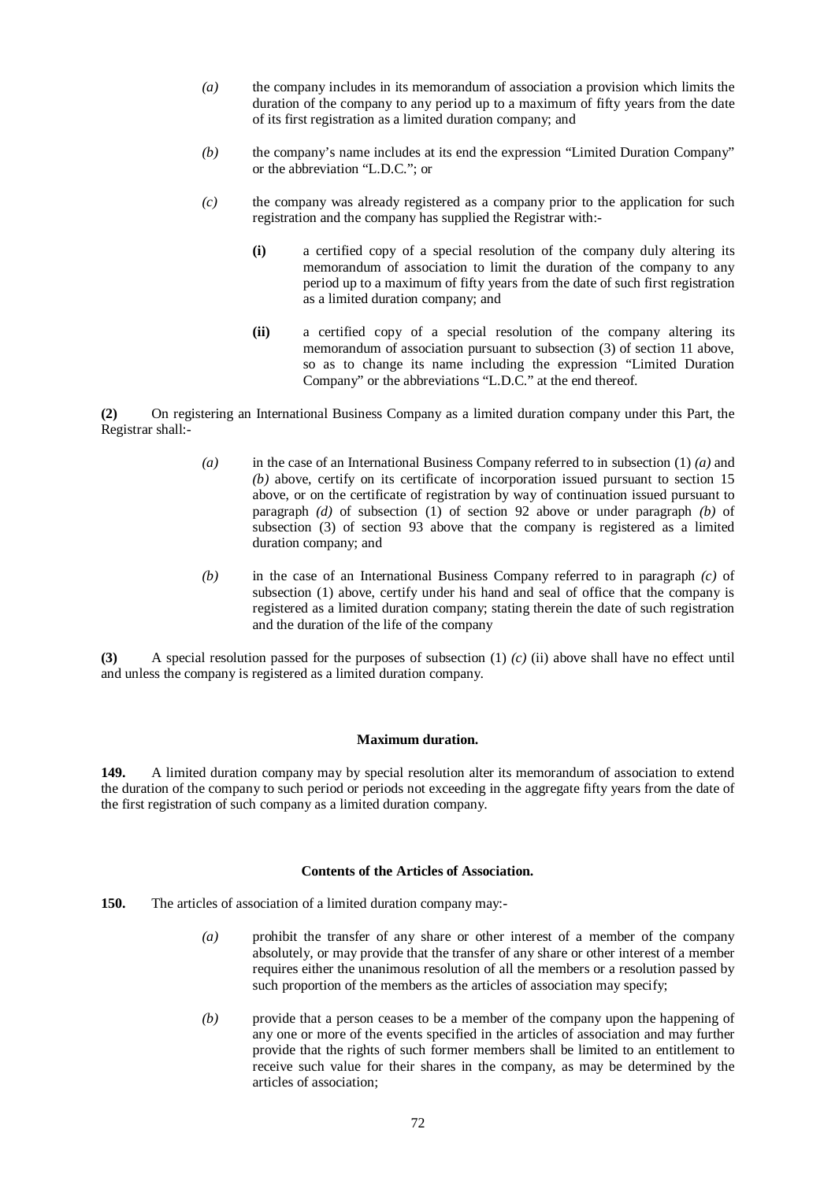*(a)* the company includes in its memorandum of association a provision which limits the duration of the company to any period up to a maximum of fifty years from the date of its first registration as a limited duration company; and

*(b)* the company's name includes at its end the expression "Limited Duration Company" or the abbreviation "L.D.C."; or

*(c)* the company was already registered as a company prior to the application for such registration and the company has supplied the Registrar with:-

**(i)** a certified copy of a special resolution of the company duly altering its memorandum of association to limit the duration of the company to any period up to a maximum of fifty years from the date of such first registration as a limited duration company; and

**(ii)** a certified copy of a special resolution of the company altering its memorandum of association pursuant to subsection (3) of section 11 above, so as to change its name including the expression "Limited Duration Company" or the abbreviations "L.D.C." at the end thereof.

**(2)** On registering an International Business Company as a limited duration company under this Part, the Registrar shall:-

*(a)* in the case of an International Business Company referred to in subsection (1) *(a)* and *(b)* above, certify on its certificate of incorporation issued pursuant to section 15 above, or on the certificate of registration by way of continuation issued pursuant to paragraph *(d)* of subsection (1) of section 92 above or under paragraph *(b)* of subsection (3) of section 93 above that the company is registered as a limited duration company; and

*(b)* in the case of an International Business Company referred to in paragraph *(c)* of subsection (1) above, certify under his hand and seal of office that the company is registered as a limited duration company; stating therein the date of such registration and the duration of the life of the company

**(3)** A special resolution passed for the purposes of subsection (1) *(c)* (ii) above shall have no effect until and unless the company is registered as a limited duration company.

**Maximum duration.**

**149.** A limited duration company may by special resolution alter its memorandum of association to extend the duration of the company to such period or periods not exceeding in the aggregate fifty years from the date of the first registration of such company as a limited duration company.

**Contents of the Articles of Association.**

**150.** The articles of association of a limited duration company may:-

*(a)* prohibit the transfer of any share or other interest of a member of the company absolutely, or may provide that the transfer of any share or other interest of a member requires either the unanimous resolution of all the members or a resolution passed by such proportion of the members as the articles of association may specify;

*(b)* provide that a person ceases to be a member of the company upon the happening of any one or more of the events specified in the articles of association and may further provide that the rights of such former members shall be limited to an entitlement to receive such value for their shares in the company, as may be determined by the articles of association;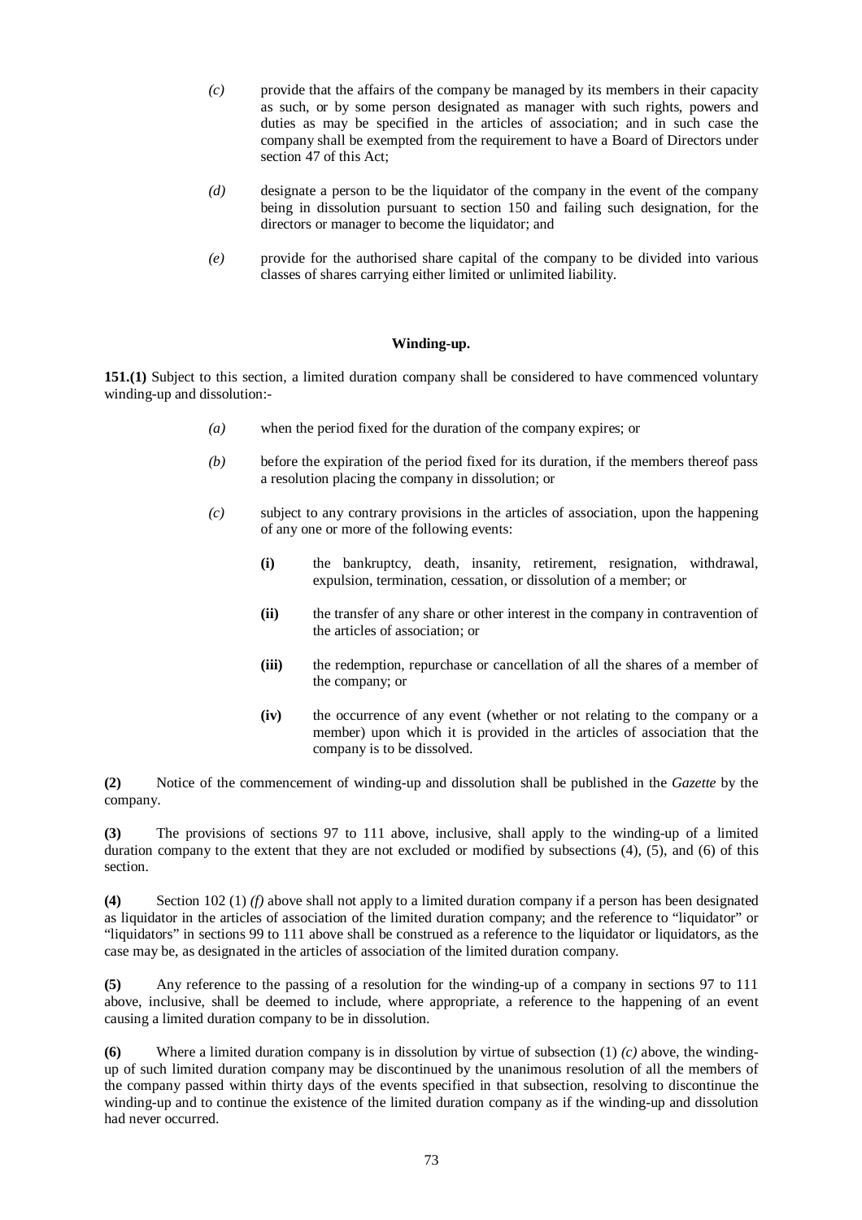*(c)* provide that the affairs of the company be managed by its members in their capacity as such, or by some person designated as manager with such rights, powers and duties as may be specified in the articles of association; and in such case the company shall be exempted from the requirement to have a Board of Directors under section 47 of this Act;

*(d)* designate a person to be the liquidator of the company in the event of the company being in dissolution pursuant to section 150 and failing such designation, for the directors or manager to become the liquidator; and

*(e)* provide for the authorised share capital of the company to be divided into various classes of shares carrying either limited or unlimited liability.

**Winding-up.**

**151.(1)** Subject to this section, a limited duration company shall be considered to have commenced voluntary winding-up and dissolution:-

*(a)* when the period fixed for the duration of the company expires; or

*(b)* before the expiration of the period fixed for its duration, if the members thereof pass a resolution placing the company in dissolution; or

*(c)* subject to any contrary provisions in the articles of association, upon the happening of any one or more of the following events:

**(i)** the bankruptcy, death, insanity, retirement, resignation, withdrawal, expulsion, termination, cessation, or dissolution of a member; or

**(ii)** the transfer of any share or other interest in the company in contravention of the articles of association; or

**(iii)** the redemption, repurchase or cancellation of all the shares of a member of the company; or

**(iv)** the occurrence of any event (whether or not relating to the company or a member) upon which it is provided in the articles of association that the company is to be dissolved.

**(2)** Notice of the commencement of winding-up and dissolution shall be published in the *Gazette* by the company.

**(3)** The provisions of sections 97 to 111 above, inclusive, shall apply to the winding-up of a limited duration company to the extent that they are not excluded or modified by subsections (4), (5), and (6) of this section.

**(4)** Section 102 (1) *(f)* above shall not apply to a limited duration company if a person has been designated as liquidator in the articles of association of the limited duration company; and the reference to "liquidator" or "liquidators" in sections 99 to 111 above shall be construed as a reference to the liquidator or liquidators, as the case may be, as designated in the articles of association of the limited duration company.

**(5)** Any reference to the passing of a resolution for the winding-up of a company in sections 97 to 111 above, inclusive, shall be deemed to include, where appropriate, a reference to the happening of an event causing a limited duration company to be in dissolution.

**(6)** Where a limited duration company is in dissolution by virtue of subsection (1) *(c)* above, the winding-up of such limited duration company may be discontinued by the unanimous resolution of all the members of the company passed within thirty days of the events specified in that subsection, resolving to discontinue the winding-up and to continue the existence of the limited duration company as if the winding-up and dissolution had never occurred.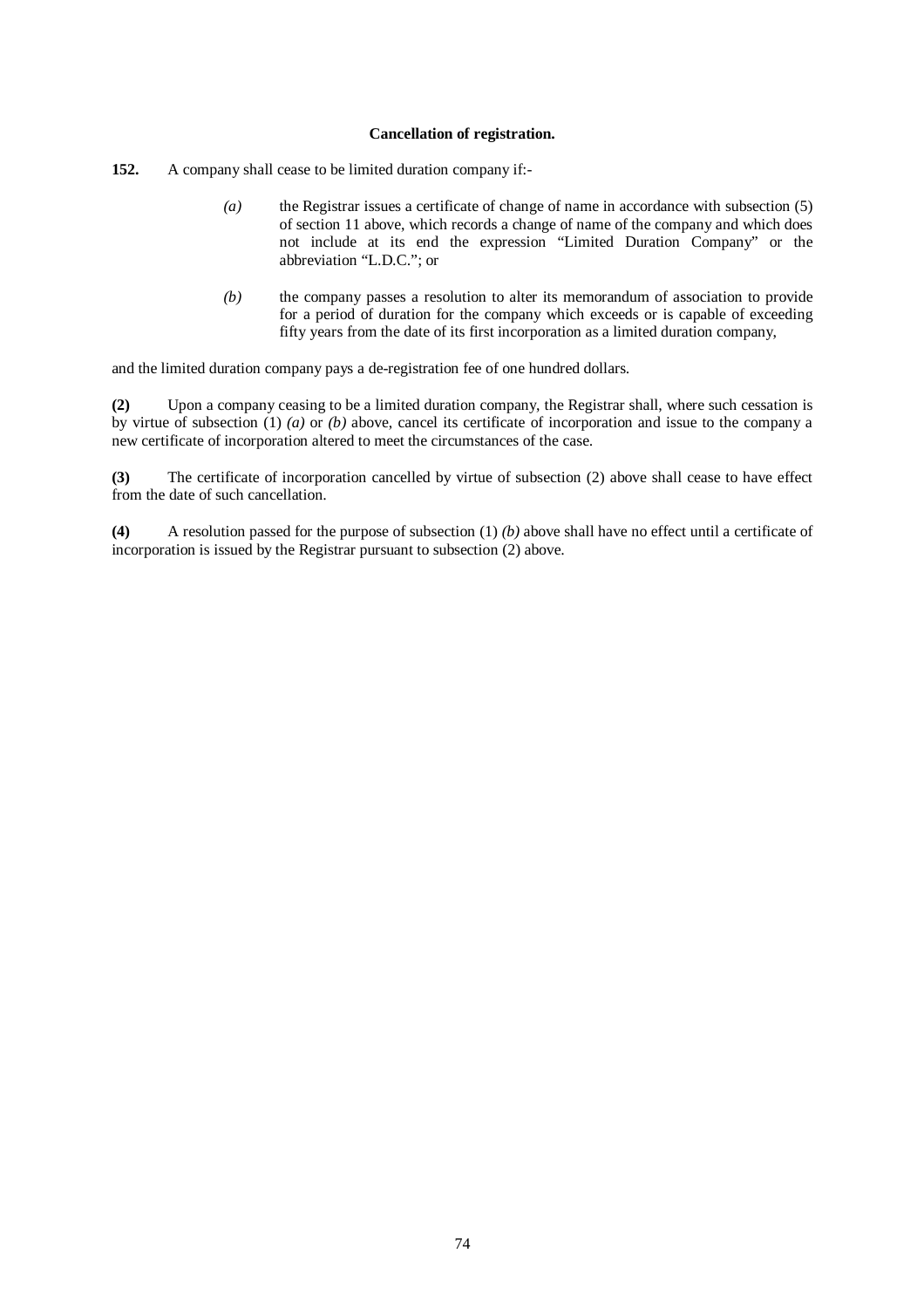**Cancellation of registration.**

**152.** A company shall cease to be limited duration company if:-

*(a)* the Registrar issues a certificate of change of name in accordance with subsection (5) of section 11 above, which records a change of name of the company and which does not include at its end the expression "Limited Duration Company" or the abbreviation "L.D.C."; or

*(b)* the company passes a resolution to alter its memorandum of association to provide for a period of duration for the company which exceeds or is capable of exceeding fifty years from the date of its first incorporation as a limited duration company,

and the limited duration company pays a de-registration fee of one hundred dollars.

**(2)** Upon a company ceasing to be a limited duration company, the Registrar shall, where such cessation is by virtue of subsection (1) *(a)* or *(b)* above, cancel its certificate of incorporation and issue to the company a new certificate of incorporation altered to meet the circumstances of the case.

**(3)** The certificate of incorporation cancelled by virtue of subsection (2) above shall cease to have effect from the date of such cancellation.

**(4)** A resolution passed for the purpose of subsection (1) *(b)* above shall have no effect until a certificate of incorporation is issued by the Registrar pursuant to subsection (2) above.